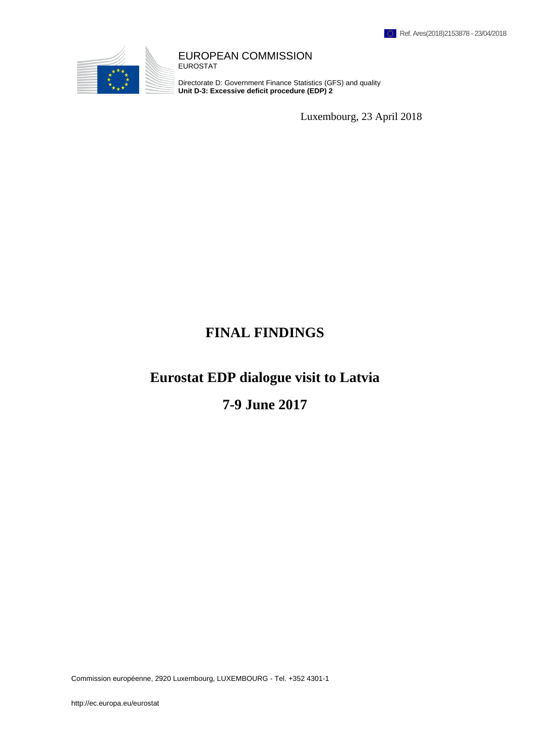Ref. Ares(2018)2153878 - 23/04/2018

EUROPEAN COMMISSION
EUROSTAT

Directorate D: Government Finance Statistics (GFS) and quality
**Unit D-3: Excessive deficit procedure (EDP) 2**

Luxembourg, 23 April 2018

# FINAL FINDINGS

# Eurostat EDP dialogue visit to Latvia

# 7-9 June 2017

Commission européenne, 2920 Luxembourg, LUXEMBOURG - Tel. +352 4301-1

http://ec.europa.eu/eurostat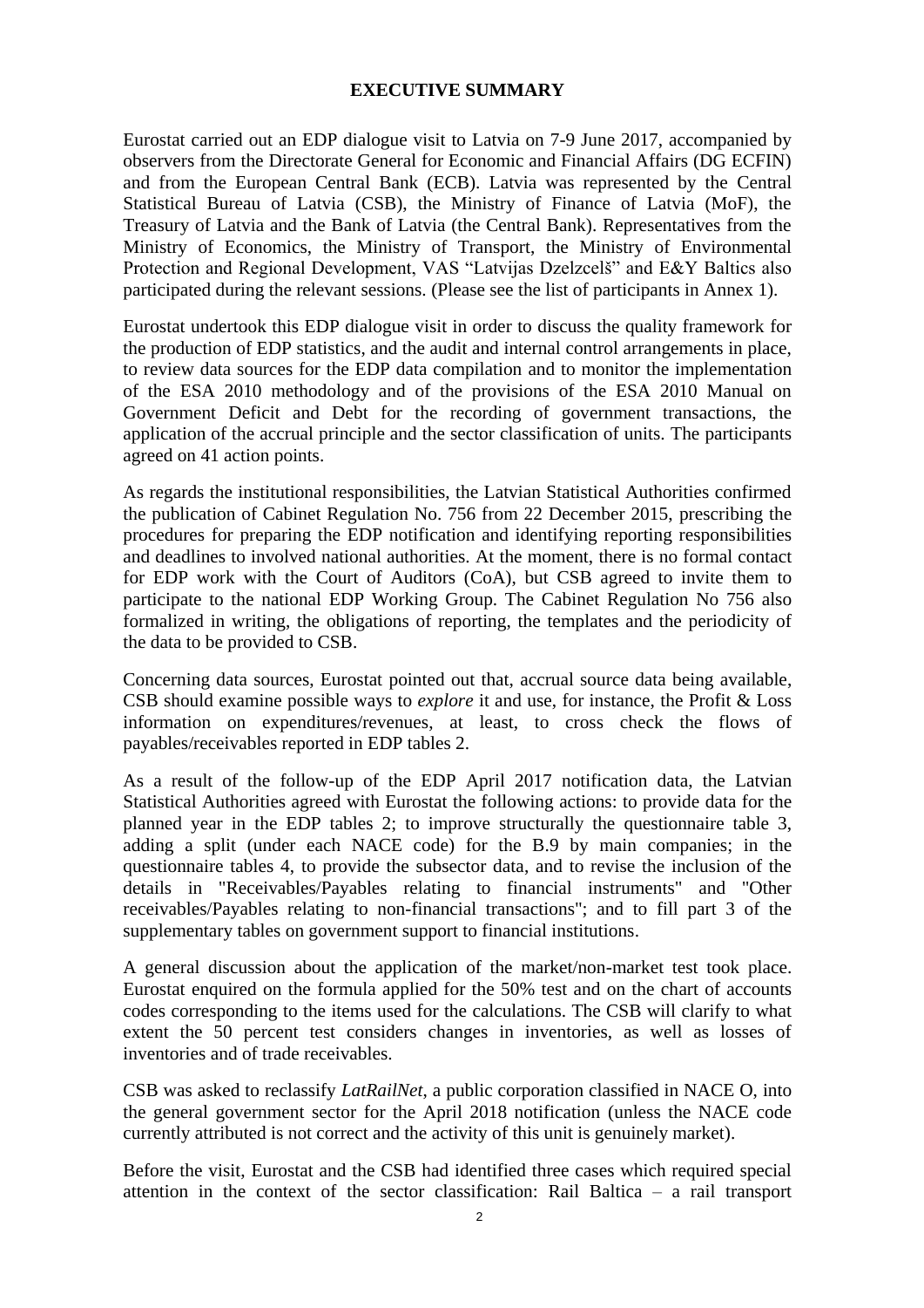## EXECUTIVE SUMMARY

Eurostat carried out an EDP dialogue visit to Latvia on 7-9 June 2017, accompanied by observers from the Directorate General for Economic and Financial Affairs (DG ECFIN) and from the European Central Bank (ECB). Latvia was represented by the Central Statistical Bureau of Latvia (CSB), the Ministry of Finance of Latvia (MoF), the Treasury of Latvia and the Bank of Latvia (the Central Bank). Representatives from the Ministry of Economics, the Ministry of Transport, the Ministry of Environmental Protection and Regional Development, VAS "Latvijas Dzelzcelš" and E&Y Baltics also participated during the relevant sessions. (Please see the list of participants in Annex 1).

Eurostat undertook this EDP dialogue visit in order to discuss the quality framework for the production of EDP statistics, and the audit and internal control arrangements in place, to review data sources for the EDP data compilation and to monitor the implementation of the ESA 2010 methodology and of the provisions of the ESA 2010 Manual on Government Deficit and Debt for the recording of government transactions, the application of the accrual principle and the sector classification of units. The participants agreed on 41 action points.

As regards the institutional responsibilities, the Latvian Statistical Authorities confirmed the publication of Cabinet Regulation No. 756 from 22 December 2015, prescribing the procedures for preparing the EDP notification and identifying reporting responsibilities and deadlines to involved national authorities. At the moment, there is no formal contact for EDP work with the Court of Auditors (CoA), but CSB agreed to invite them to participate to the national EDP Working Group. The Cabinet Regulation No 756 also formalized in writing, the obligations of reporting, the templates and the periodicity of the data to be provided to CSB.

Concerning data sources, Eurostat pointed out that, accrual source data being available, CSB should examine possible ways to *explore* it and use, for instance, the Profit & Loss information on expenditures/revenues, at least, to cross check the flows of payables/receivables reported in EDP tables 2.

As a result of the follow-up of the EDP April 2017 notification data, the Latvian Statistical Authorities agreed with Eurostat the following actions: to provide data for the planned year in the EDP tables 2; to improve structurally the questionnaire table 3, adding a split (under each NACE code) for the B.9 by main companies; in the questionnaire tables 4, to provide the subsector data, and to revise the inclusion of the details in "Receivables/Payables relating to financial instruments" and "Other receivables/Payables relating to non-financial transactions"; and to fill part 3 of the supplementary tables on government support to financial institutions.

A general discussion about the application of the market/non-market test took place. Eurostat enquired on the formula applied for the 50% test and on the chart of accounts codes corresponding to the items used for the calculations. The CSB will clarify to what extent the 50 percent test considers changes in inventories, as well as losses of inventories and of trade receivables.

CSB was asked to reclassify *LatRailNet*, a public corporation classified in NACE O, into the general government sector for the April 2018 notification (unless the NACE code currently attributed is not correct and the activity of this unit is genuinely market).

Before the visit, Eurostat and the CSB had identified three cases which required special attention in the context of the sector classification: Rail Baltica – a rail transport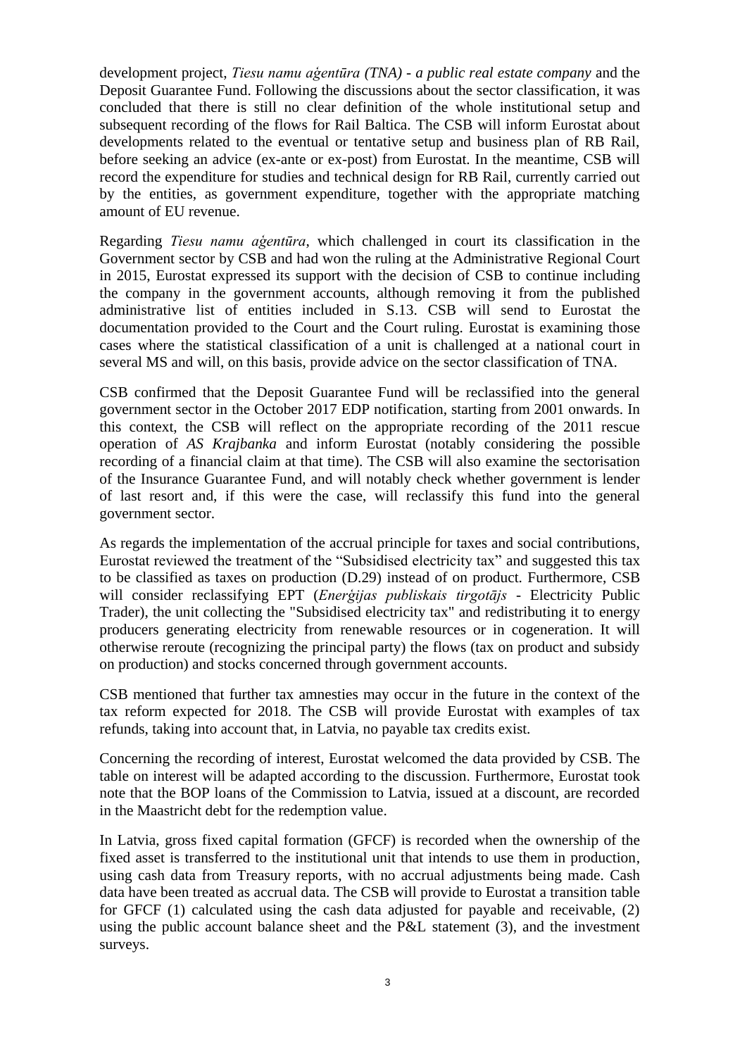development project, *Tiesu namu aģentūra (TNA) - a public real estate company* and the Deposit Guarantee Fund. Following the discussions about the sector classification, it was concluded that there is still no clear definition of the whole institutional setup and subsequent recording of the flows for Rail Baltica. The CSB will inform Eurostat about developments related to the eventual or tentative setup and business plan of RB Rail, before seeking an advice (ex-ante or ex-post) from Eurostat. In the meantime, CSB will record the expenditure for studies and technical design for RB Rail, currently carried out by the entities, as government expenditure, together with the appropriate matching amount of EU revenue.

Regarding *Tiesu namu aģentūra*, which challenged in court its classification in the Government sector by CSB and had won the ruling at the Administrative Regional Court in 2015, Eurostat expressed its support with the decision of CSB to continue including the company in the government accounts, although removing it from the published administrative list of entities included in S.13. CSB will send to Eurostat the documentation provided to the Court and the Court ruling. Eurostat is examining those cases where the statistical classification of a unit is challenged at a national court in several MS and will, on this basis, provide advice on the sector classification of TNA.

CSB confirmed that the Deposit Guarantee Fund will be reclassified into the general government sector in the October 2017 EDP notification, starting from 2001 onwards. In this context, the CSB will reflect on the appropriate recording of the 2011 rescue operation of *AS Krajbanka* and inform Eurostat (notably considering the possible recording of a financial claim at that time). The CSB will also examine the sectorisation of the Insurance Guarantee Fund, and will notably check whether government is lender of last resort and, if this were the case, will reclassify this fund into the general government sector.

As regards the implementation of the accrual principle for taxes and social contributions, Eurostat reviewed the treatment of the "Subsidised electricity tax" and suggested this tax to be classified as taxes on production (D.29) instead of on product. Furthermore, CSB will consider reclassifying EPT (*Enerģijas publiskais tirgotājs* - Electricity Public Trader), the unit collecting the "Subsidised electricity tax" and redistributing it to energy producers generating electricity from renewable resources or in cogeneration. It will otherwise reroute (recognizing the principal party) the flows (tax on product and subsidy on production) and stocks concerned through government accounts.

CSB mentioned that further tax amnesties may occur in the future in the context of the tax reform expected for 2018. The CSB will provide Eurostat with examples of tax refunds, taking into account that, in Latvia, no payable tax credits exist.

Concerning the recording of interest, Eurostat welcomed the data provided by CSB. The table on interest will be adapted according to the discussion. Furthermore, Eurostat took note that the BOP loans of the Commission to Latvia, issued at a discount, are recorded in the Maastricht debt for the redemption value.

In Latvia, gross fixed capital formation (GFCF) is recorded when the ownership of the fixed asset is transferred to the institutional unit that intends to use them in production, using cash data from Treasury reports, with no accrual adjustments being made. Cash data have been treated as accrual data. The CSB will provide to Eurostat a transition table for GFCF (1) calculated using the cash data adjusted for payable and receivable, (2) using the public account balance sheet and the P&L statement (3), and the investment surveys.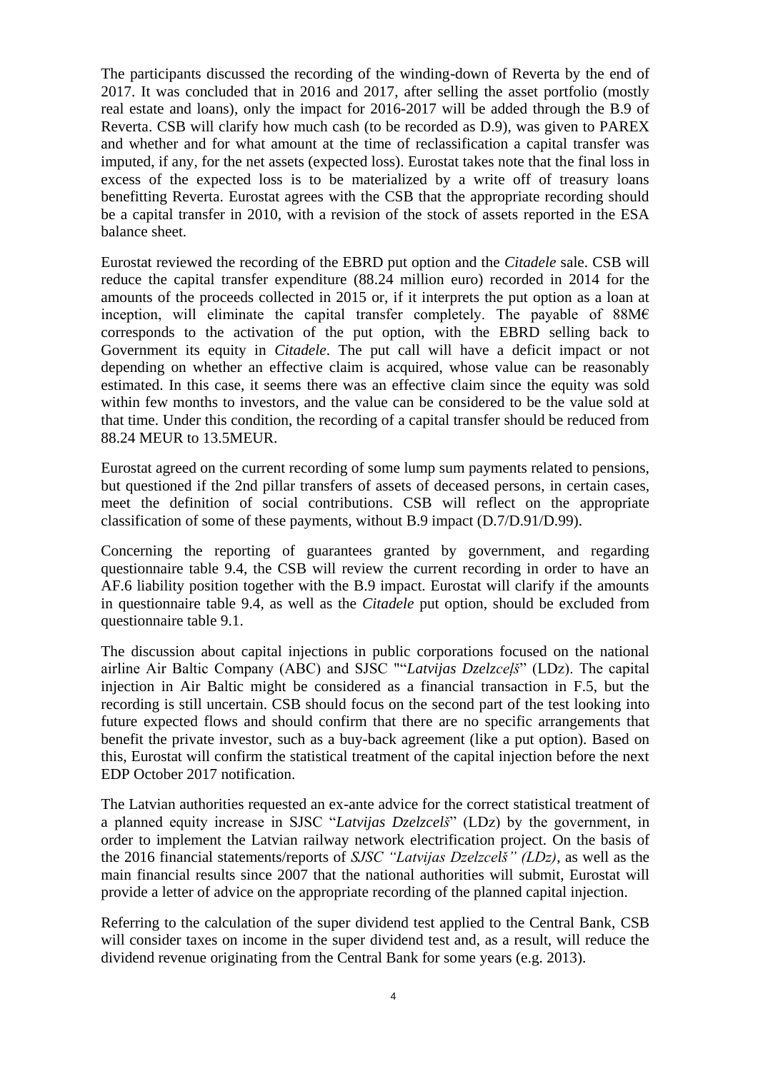The participants discussed the recording of the winding-down of Reverta by the end of 2017. It was concluded that in 2016 and 2017, after selling the asset portfolio (mostly real estate and loans), only the impact for 2016-2017 will be added through the B.9 of Reverta. CSB will clarify how much cash (to be recorded as D.9), was given to PAREX and whether and for what amount at the time of reclassification a capital transfer was imputed, if any, for the net assets (expected loss). Eurostat takes note that the final loss in excess of the expected loss is to be materialized by a write off of treasury loans benefitting Reverta. Eurostat agrees with the CSB that the appropriate recording should be a capital transfer in 2010, with a revision of the stock of assets reported in the ESA balance sheet.

Eurostat reviewed the recording of the EBRD put option and the *Citadele* sale. CSB will reduce the capital transfer expenditure (88.24 million euro) recorded in 2014 for the amounts of the proceeds collected in 2015 or, if it interprets the put option as a loan at inception, will eliminate the capital transfer completely. The payable of 88M€ corresponds to the activation of the put option, with the EBRD selling back to Government its equity in *Citadele*. The put call will have a deficit impact or not depending on whether an effective claim is acquired, whose value can be reasonably estimated. In this case, it seems there was an effective claim since the equity was sold within few months to investors, and the value can be considered to be the value sold at that time. Under this condition, the recording of a capital transfer should be reduced from 88.24 MEUR to 13.5MEUR.

Eurostat agreed on the current recording of some lump sum payments related to pensions, but questioned if the 2nd pillar transfers of assets of deceased persons, in certain cases, meet the definition of social contributions. CSB will reflect on the appropriate classification of some of these payments, without B.9 impact (D.7/D.91/D.99).

Concerning the reporting of guarantees granted by government, and regarding questionnaire table 9.4, the CSB will review the current recording in order to have an AF.6 liability position together with the B.9 impact. Eurostat will clarify if the amounts in questionnaire table 9.4, as well as the *Citadele* put option, should be excluded from questionnaire table 9.1.

The discussion about capital injections in public corporations focused on the national airline Air Baltic Company (ABC) and SJSC ""*Latvijas Dzelzceļš*" (LDz). The capital injection in Air Baltic might be considered as a financial transaction in F.5, but the recording is still uncertain. CSB should focus on the second part of the test looking into future expected flows and should confirm that there are no specific arrangements that benefit the private investor, such as a buy-back agreement (like a put option). Based on this, Eurostat will confirm the statistical treatment of the capital injection before the next EDP October 2017 notification.

The Latvian authorities requested an ex-ante advice for the correct statistical treatment of a planned equity increase in SJSC "*Latvijas Dzelzcelš*" (LDz) by the government, in order to implement the Latvian railway network electrification project. On the basis of the 2016 financial statements/reports of *SJSC "Latvijas Dzelzcelš" (LDz)*, as well as the main financial results since 2007 that the national authorities will submit, Eurostat will provide a letter of advice on the appropriate recording of the planned capital injection.

Referring to the calculation of the super dividend test applied to the Central Bank, CSB will consider taxes on income in the super dividend test and, as a result, will reduce the dividend revenue originating from the Central Bank for some years (e.g. 2013).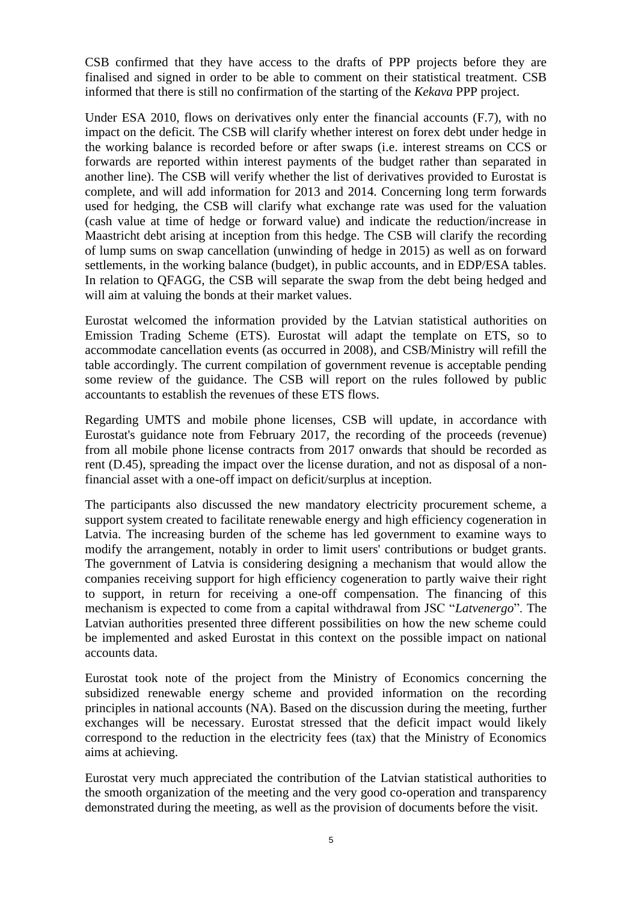CSB confirmed that they have access to the drafts of PPP projects before they are finalised and signed in order to be able to comment on their statistical treatment. CSB informed that there is still no confirmation of the starting of the *Kekava* PPP project.

Under ESA 2010, flows on derivatives only enter the financial accounts (F.7), with no impact on the deficit. The CSB will clarify whether interest on forex debt under hedge in the working balance is recorded before or after swaps (i.e. interest streams on CCS or forwards are reported within interest payments of the budget rather than separated in another line). The CSB will verify whether the list of derivatives provided to Eurostat is complete, and will add information for 2013 and 2014. Concerning long term forwards used for hedging, the CSB will clarify what exchange rate was used for the valuation (cash value at time of hedge or forward value) and indicate the reduction/increase in Maastricht debt arising at inception from this hedge. The CSB will clarify the recording of lump sums on swap cancellation (unwinding of hedge in 2015) as well as on forward settlements, in the working balance (budget), in public accounts, and in EDP/ESA tables. In relation to QFAGG, the CSB will separate the swap from the debt being hedged and will aim at valuing the bonds at their market values.

Eurostat welcomed the information provided by the Latvian statistical authorities on Emission Trading Scheme (ETS). Eurostat will adapt the template on ETS, so to accommodate cancellation events (as occurred in 2008), and CSB/Ministry will refill the table accordingly. The current compilation of government revenue is acceptable pending some review of the guidance. The CSB will report on the rules followed by public accountants to establish the revenues of these ETS flows.

Regarding UMTS and mobile phone licenses, CSB will update, in accordance with Eurostat's guidance note from February 2017, the recording of the proceeds (revenue) from all mobile phone license contracts from 2017 onwards that should be recorded as rent (D.45), spreading the impact over the license duration, and not as disposal of a non-financial asset with a one-off impact on deficit/surplus at inception.

The participants also discussed the new mandatory electricity procurement scheme, a support system created to facilitate renewable energy and high efficiency cogeneration in Latvia. The increasing burden of the scheme has led government to examine ways to modify the arrangement, notably in order to limit users' contributions or budget grants. The government of Latvia is considering designing a mechanism that would allow the companies receiving support for high efficiency cogeneration to partly waive their right to support, in return for receiving a one-off compensation. The financing of this mechanism is expected to come from a capital withdrawal from JSC "*Latvenergo*". The Latvian authorities presented three different possibilities on how the new scheme could be implemented and asked Eurostat in this context on the possible impact on national accounts data.

Eurostat took note of the project from the Ministry of Economics concerning the subsidized renewable energy scheme and provided information on the recording principles in national accounts (NA). Based on the discussion during the meeting, further exchanges will be necessary. Eurostat stressed that the deficit impact would likely correspond to the reduction in the electricity fees (tax) that the Ministry of Economics aims at achieving.

Eurostat very much appreciated the contribution of the Latvian statistical authorities to the smooth organization of the meeting and the very good co-operation and transparency demonstrated during the meeting, as well as the provision of documents before the visit.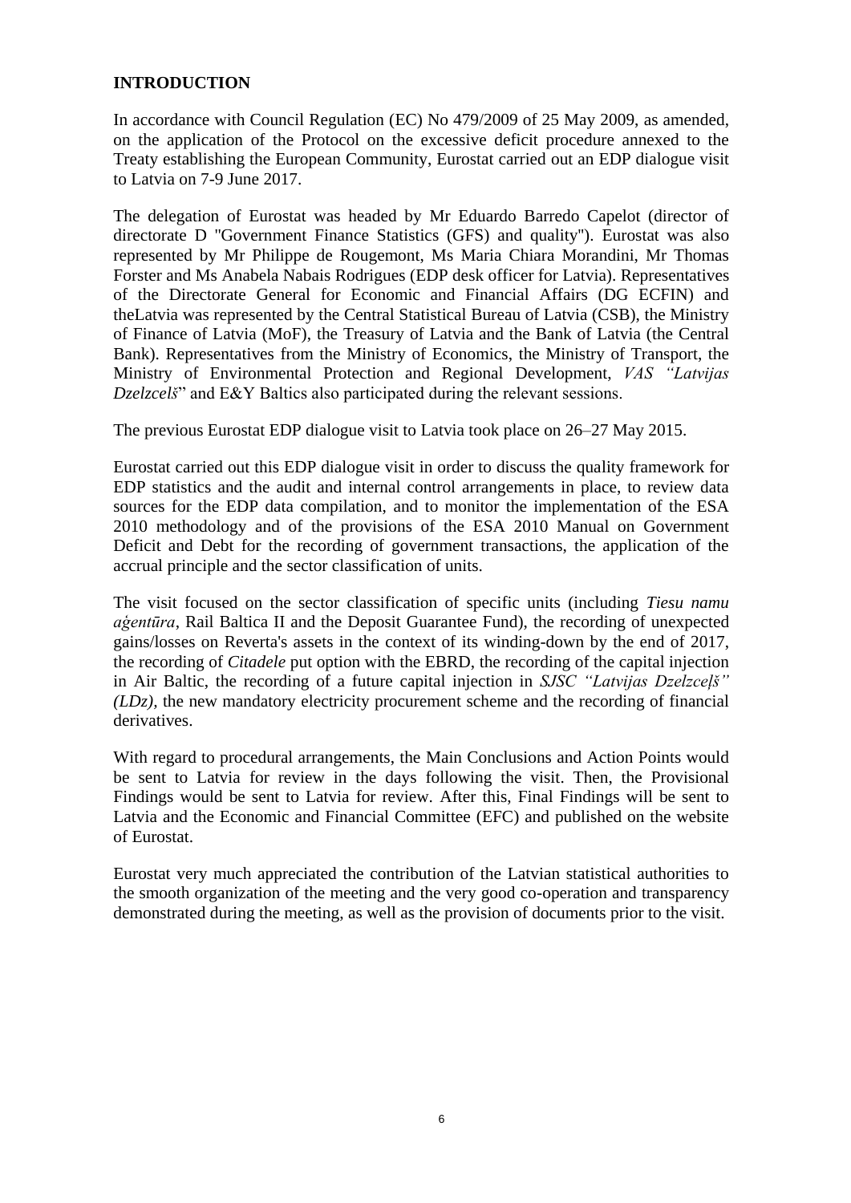**INTRODUCTION**

In accordance with Council Regulation (EC) No 479/2009 of 25 May 2009, as amended, on the application of the Protocol on the excessive deficit procedure annexed to the Treaty establishing the European Community, Eurostat carried out an EDP dialogue visit to Latvia on 7-9 June 2017.

The delegation of Eurostat was headed by Mr Eduardo Barredo Capelot (director of directorate D "Government Finance Statistics (GFS) and quality"). Eurostat was also represented by Mr Philippe de Rougemont, Ms Maria Chiara Morandini, Mr Thomas Forster and Ms Anabela Nabais Rodrigues (EDP desk officer for Latvia). Representatives of the Directorate General for Economic and Financial Affairs (DG ECFIN) and theLatvia was represented by the Central Statistical Bureau of Latvia (CSB), the Ministry of Finance of Latvia (MoF), the Treasury of Latvia and the Bank of Latvia (the Central Bank). Representatives from the Ministry of Economics, the Ministry of Transport, the Ministry of Environmental Protection and Regional Development, *VAS "Latvijas Dzelzcelš*" and E&Y Baltics also participated during the relevant sessions.

The previous Eurostat EDP dialogue visit to Latvia took place on 26–27 May 2015.

Eurostat carried out this EDP dialogue visit in order to discuss the quality framework for EDP statistics and the audit and internal control arrangements in place, to review data sources for the EDP data compilation, and to monitor the implementation of the ESA 2010 methodology and of the provisions of the ESA 2010 Manual on Government Deficit and Debt for the recording of government transactions, the application of the accrual principle and the sector classification of units.

The visit focused on the sector classification of specific units (including *Tiesu namu aģentūra*, Rail Baltica II and the Deposit Guarantee Fund), the recording of unexpected gains/losses on Reverta's assets in the context of its winding-down by the end of 2017, the recording of *Citadele* put option with the EBRD, the recording of the capital injection in Air Baltic, the recording of a future capital injection in *SJSC "Latvijas Dzelzceļš" (LDz)*, the new mandatory electricity procurement scheme and the recording of financial derivatives.

With regard to procedural arrangements, the Main Conclusions and Action Points would be sent to Latvia for review in the days following the visit. Then, the Provisional Findings would be sent to Latvia for review. After this, Final Findings will be sent to Latvia and the Economic and Financial Committee (EFC) and published on the website of Eurostat.

Eurostat very much appreciated the contribution of the Latvian statistical authorities to the smooth organization of the meeting and the very good co-operation and transparency demonstrated during the meeting, as well as the provision of documents prior to the visit.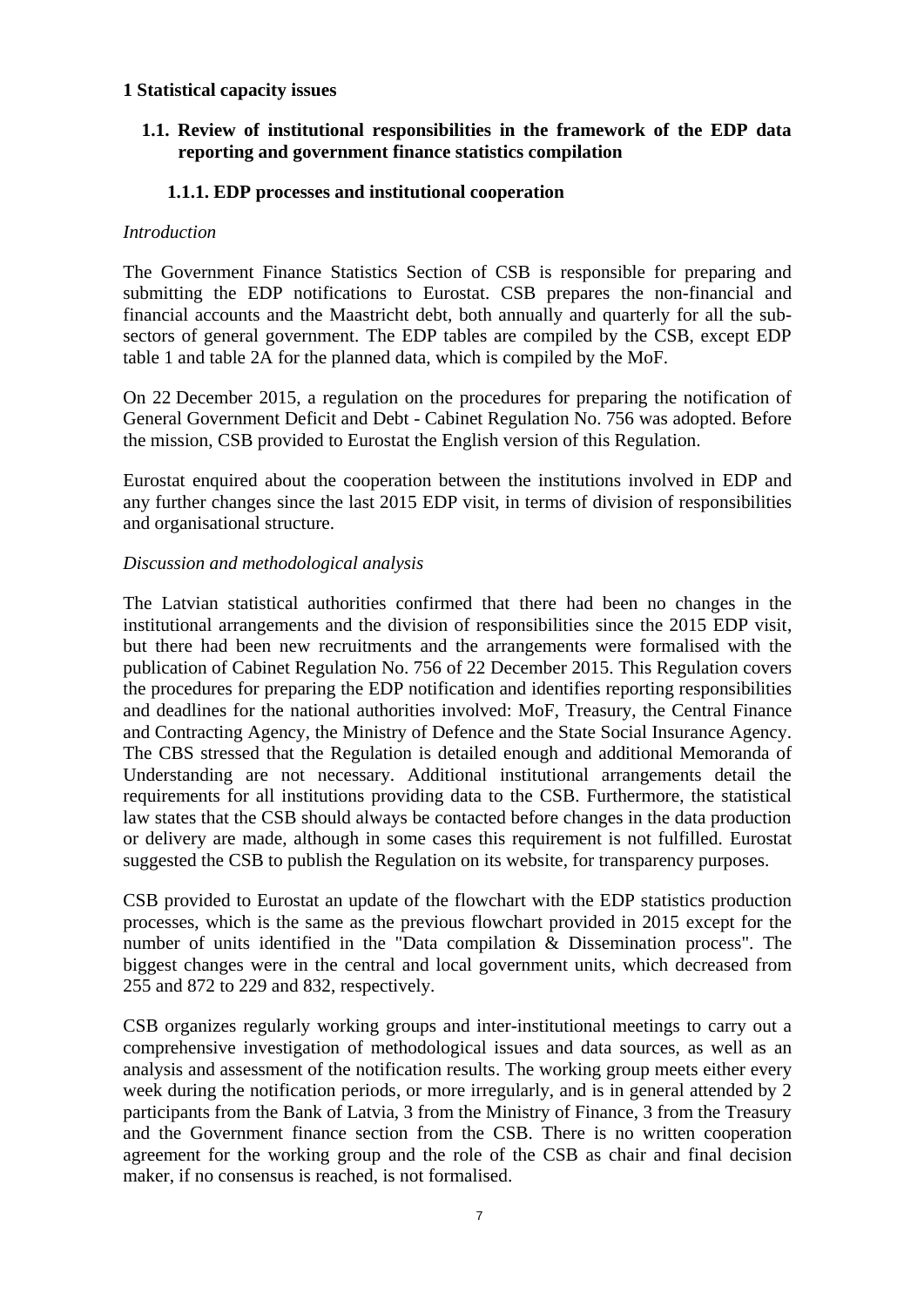# 1 Statistical capacity issues

## 1.1. Review of institutional responsibilities in the framework of the EDP data reporting and government finance statistics compilation

### 1.1.1. EDP processes and institutional cooperation

*Introduction*

The Government Finance Statistics Section of CSB is responsible for preparing and submitting the EDP notifications to Eurostat. CSB prepares the non-financial and financial accounts and the Maastricht debt, both annually and quarterly for all the sub-sectors of general government. The EDP tables are compiled by the CSB, except EDP table 1 and table 2A for the planned data, which is compiled by the MoF.

On 22 December 2015, a regulation on the procedures for preparing the notification of General Government Deficit and Debt - Cabinet Regulation No. 756 was adopted. Before the mission, CSB provided to Eurostat the English version of this Regulation.

Eurostat enquired about the cooperation between the institutions involved in EDP and any further changes since the last 2015 EDP visit, in terms of division of responsibilities and organisational structure.

*Discussion and methodological analysis*

The Latvian statistical authorities confirmed that there had been no changes in the institutional arrangements and the division of responsibilities since the 2015 EDP visit, but there had been new recruitments and the arrangements were formalised with the publication of Cabinet Regulation No. 756 of 22 December 2015. This Regulation covers the procedures for preparing the EDP notification and identifies reporting responsibilities and deadlines for the national authorities involved: MoF, Treasury, the Central Finance and Contracting Agency, the Ministry of Defence and the State Social Insurance Agency. The CBS stressed that the Regulation is detailed enough and additional Memoranda of Understanding are not necessary. Additional institutional arrangements detail the requirements for all institutions providing data to the CSB. Furthermore, the statistical law states that the CSB should always be contacted before changes in the data production or delivery are made, although in some cases this requirement is not fulfilled. Eurostat suggested the CSB to publish the Regulation on its website, for transparency purposes.

CSB provided to Eurostat an update of the flowchart with the EDP statistics production processes, which is the same as the previous flowchart provided in 2015 except for the number of units identified in the "Data compilation & Dissemination process". The biggest changes were in the central and local government units, which decreased from 255 and 872 to 229 and 832, respectively.

CSB organizes regularly working groups and inter-institutional meetings to carry out a comprehensive investigation of methodological issues and data sources, as well as an analysis and assessment of the notification results. The working group meets either every week during the notification periods, or more irregularly, and is in general attended by 2 participants from the Bank of Latvia, 3 from the Ministry of Finance, 3 from the Treasury and the Government finance section from the CSB. There is no written cooperation agreement for the working group and the role of the CSB as chair and final decision maker, if no consensus is reached, is not formalised.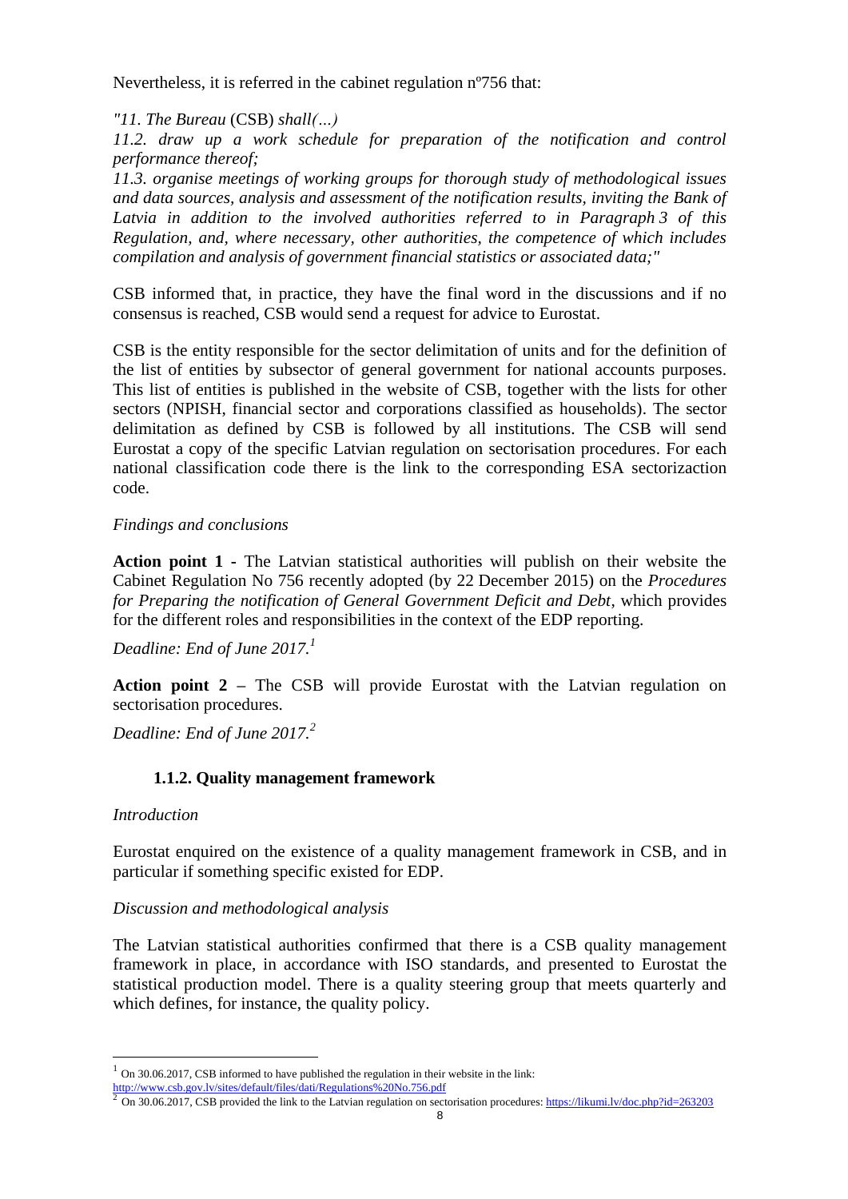Nevertheless, it is referred in the cabinet regulation nº756 that:

*"11. The Bureau* (CSB) *shall(…)*
*11.2. draw up a work schedule for preparation of the notification and control performance thereof;*
*11.3. organise meetings of working groups for thorough study of methodological issues and data sources, analysis and assessment of the notification results, inviting the Bank of Latvia in addition to the involved authorities referred to in Paragraph 3 of this Regulation, and, where necessary, other authorities, the competence of which includes compilation and analysis of government financial statistics or associated data;"*

CSB informed that, in practice, they have the final word in the discussions and if no consensus is reached, CSB would send a request for advice to Eurostat.

CSB is the entity responsible for the sector delimitation of units and for the definition of the list of entities by subsector of general government for national accounts purposes. This list of entities is published in the website of CSB, together with the lists for other sectors (NPISH, financial sector and corporations classified as households). The sector delimitation as defined by CSB is followed by all institutions. The CSB will send Eurostat a copy of the specific Latvian regulation on sectorisation procedures. For each national classification code there is the link to the corresponding ESA sectorizaction code.

*Findings and conclusions*

**Action point 1 -** The Latvian statistical authorities will publish on their website the Cabinet Regulation No 756 recently adopted (by 22 December 2015) on the *Procedures for Preparing the notification of General Government Deficit and Debt*, which provides for the different roles and responsibilities in the context of the EDP reporting.

*Deadline: End of June 2017.*[1]

**Action point 2 –** The CSB will provide Eurostat with the Latvian regulation on sectorisation procedures.

*Deadline: End of June 2017.*[2]

### 1.1.2. Quality management framework

*Introduction*

Eurostat enquired on the existence of a quality management framework in CSB, and in particular if something specific existed for EDP.

*Discussion and methodological analysis*

The Latvian statistical authorities confirmed that there is a CSB quality management framework in place, in accordance with ISO standards, and presented to Eurostat the statistical production model. There is a quality steering group that meets quarterly and which defines, for instance, the quality policy.

---

[1] On 30.06.2017, CSB informed to have published the regulation in their website in the link: http://www.csb.gov.lv/sites/default/files/dati/Regulations%20No.756.pdf

[2] On 30.06.2017, CSB provided the link to the Latvian regulation on sectorisation procedures: https://likumi.lv/doc.php?id=263203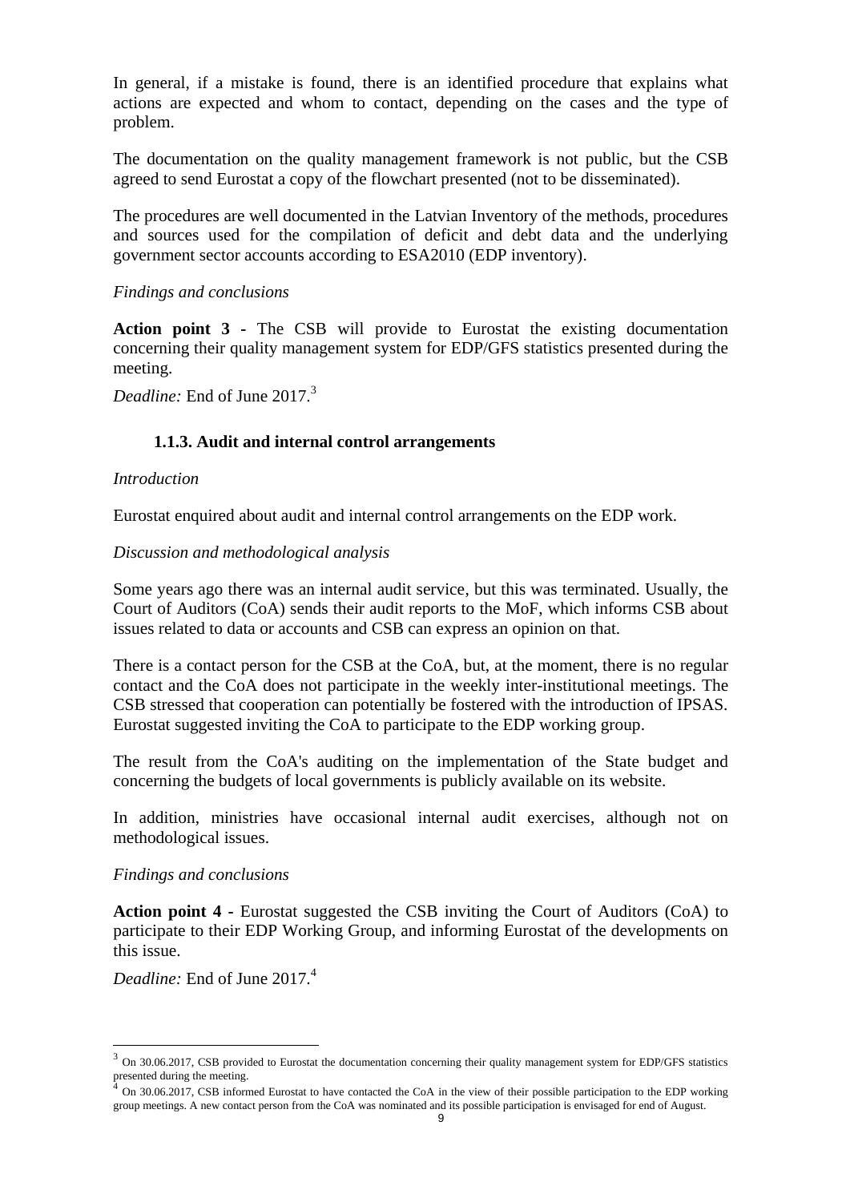In general, if a mistake is found, there is an identified procedure that explains what actions are expected and whom to contact, depending on the cases and the type of problem.

The documentation on the quality management framework is not public, but the CSB agreed to send Eurostat a copy of the flowchart presented (not to be disseminated).

The procedures are well documented in the Latvian Inventory of the methods, procedures and sources used for the compilation of deficit and debt data and the underlying government sector accounts according to ESA2010 (EDP inventory).

*Findings and conclusions*

**Action point 3 -** The CSB will provide to Eurostat the existing documentation concerning their quality management system for EDP/GFS statistics presented during the meeting.

*Deadline:* End of June 2017.[3]

### 1.1.3. Audit and internal control arrangements

*Introduction*

Eurostat enquired about audit and internal control arrangements on the EDP work.

*Discussion and methodological analysis*

Some years ago there was an internal audit service, but this was terminated. Usually, the Court of Auditors (CoA) sends their audit reports to the MoF, which informs CSB about issues related to data or accounts and CSB can express an opinion on that.

There is a contact person for the CSB at the CoA, but, at the moment, there is no regular contact and the CoA does not participate in the weekly inter-institutional meetings. The CSB stressed that cooperation can potentially be fostered with the introduction of IPSAS. Eurostat suggested inviting the CoA to participate to the EDP working group.

The result from the CoA's auditing on the implementation of the State budget and concerning the budgets of local governments is publicly available on its website.

In addition, ministries have occasional internal audit exercises, although not on methodological issues.

*Findings and conclusions*

**Action point 4 -** Eurostat suggested the CSB inviting the Court of Auditors (CoA) to participate to their EDP Working Group, and informing Eurostat of the developments on this issue.

*Deadline:* End of June 2017.[4]

---

[3] On 30.06.2017, CSB provided to Eurostat the documentation concerning their quality management system for EDP/GFS statistics presented during the meeting.

[4] On 30.06.2017, CSB informed Eurostat to have contacted the CoA in the view of their possible participation to the EDP working group meetings. A new contact person from the CoA was nominated and its possible participation is envisaged for end of August.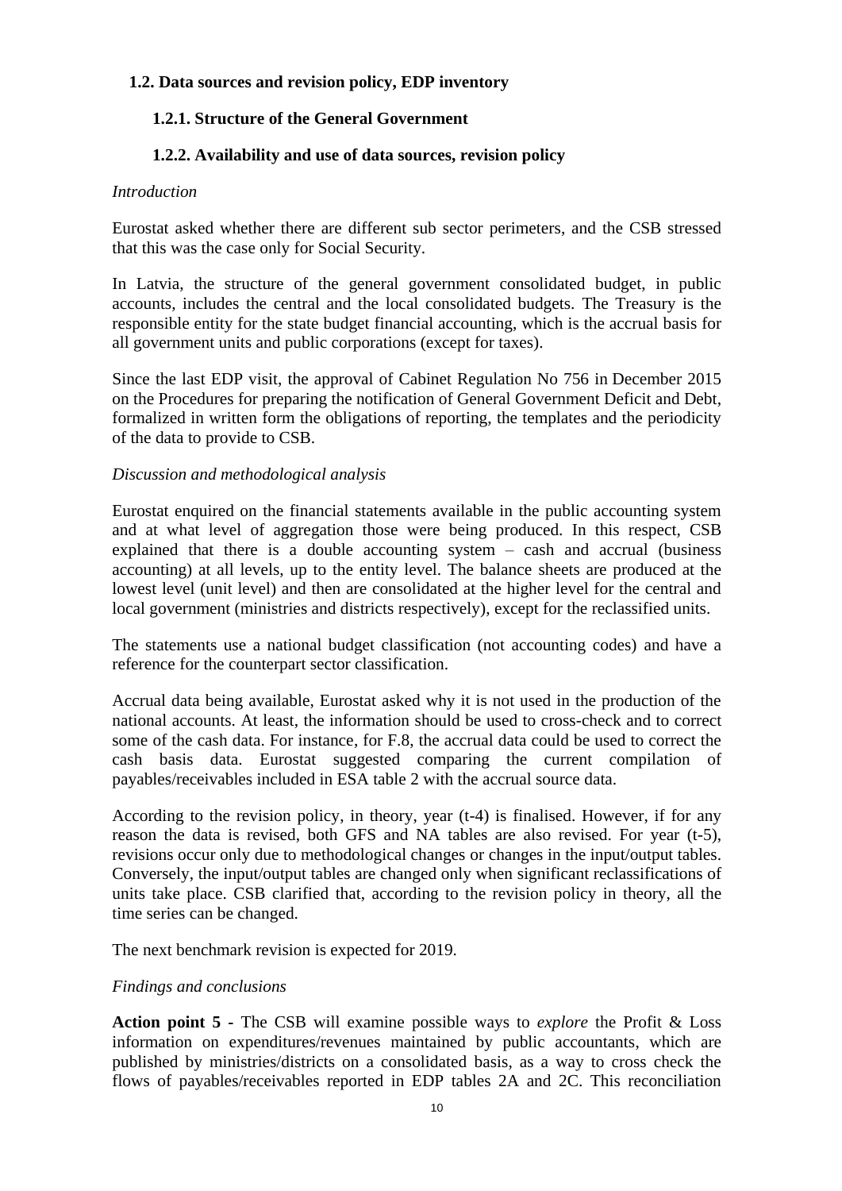## 1.2. Data sources and revision policy, EDP inventory

### 1.2.1. Structure of the General Government

### 1.2.2. Availability and use of data sources, revision policy

*Introduction*

Eurostat asked whether there are different sub sector perimeters, and the CSB stressed that this was the case only for Social Security.

In Latvia, the structure of the general government consolidated budget, in public accounts, includes the central and the local consolidated budgets. The Treasury is the responsible entity for the state budget financial accounting, which is the accrual basis for all government units and public corporations (except for taxes).

Since the last EDP visit, the approval of Cabinet Regulation No 756 in December 2015 on the Procedures for preparing the notification of General Government Deficit and Debt, formalized in written form the obligations of reporting, the templates and the periodicity of the data to provide to CSB.

*Discussion and methodological analysis*

Eurostat enquired on the financial statements available in the public accounting system and at what level of aggregation those were being produced. In this respect, CSB explained that there is a double accounting system – cash and accrual (business accounting) at all levels, up to the entity level. The balance sheets are produced at the lowest level (unit level) and then are consolidated at the higher level for the central and local government (ministries and districts respectively), except for the reclassified units.

The statements use a national budget classification (not accounting codes) and have a reference for the counterpart sector classification.

Accrual data being available, Eurostat asked why it is not used in the production of the national accounts. At least, the information should be used to cross-check and to correct some of the cash data. For instance, for F.8, the accrual data could be used to correct the cash basis data. Eurostat suggested comparing the current compilation of payables/receivables included in ESA table 2 with the accrual source data.

According to the revision policy, in theory, year (t-4) is finalised. However, if for any reason the data is revised, both GFS and NA tables are also revised. For year (t-5), revisions occur only due to methodological changes or changes in the input/output tables. Conversely, the input/output tables are changed only when significant reclassifications of units take place. CSB clarified that, according to the revision policy in theory, all the time series can be changed.

The next benchmark revision is expected for 2019.

*Findings and conclusions*

**Action point 5** - The CSB will examine possible ways to *explore* the Profit & Loss information on expenditures/revenues maintained by public accountants, which are published by ministries/districts on a consolidated basis, as a way to cross check the flows of payables/receivables reported in EDP tables 2A and 2C. This reconciliation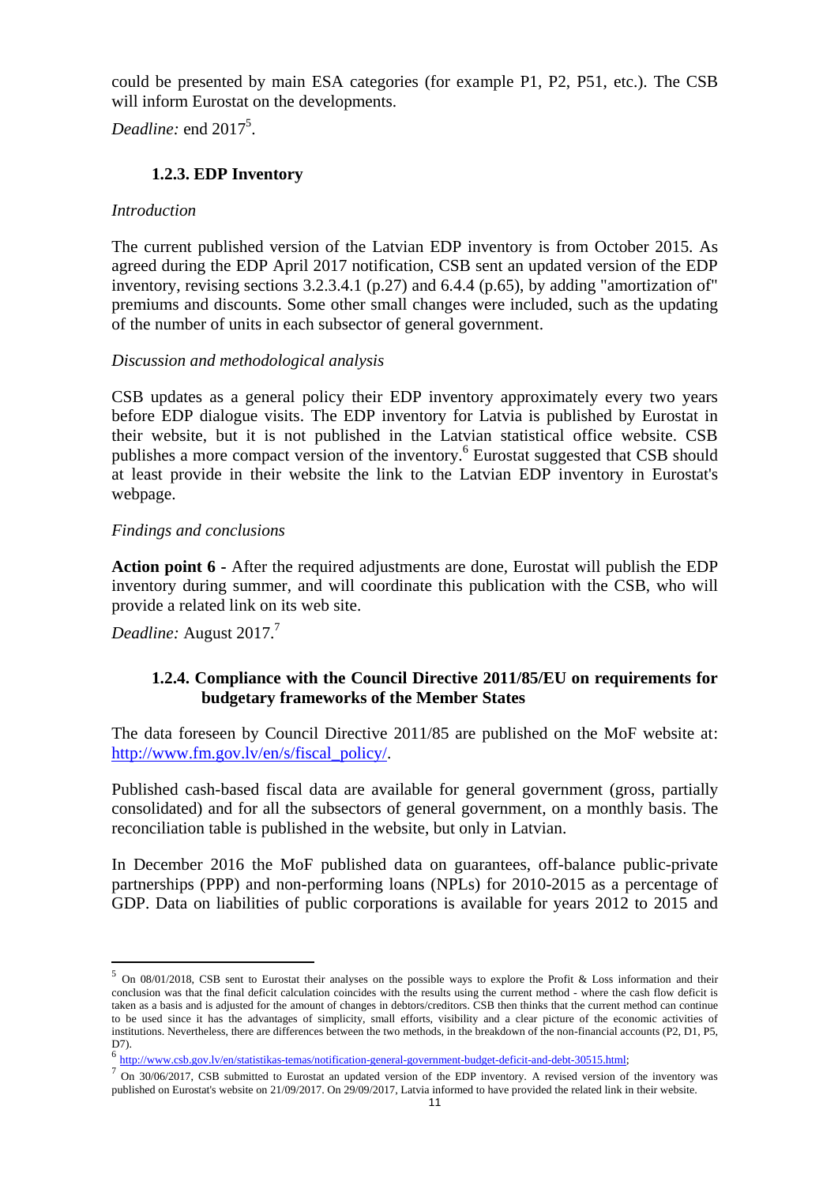could be presented by main ESA categories (for example P1, P2, P51, etc.). The CSB will inform Eurostat on the developments.

*Deadline:* end 2017[5].

### 1.2.3. EDP Inventory

*Introduction*

The current published version of the Latvian EDP inventory is from October 2015. As agreed during the EDP April 2017 notification, CSB sent an updated version of the EDP inventory, revising sections 3.2.3.4.1 (p.27) and 6.4.4 (p.65), by adding "amortization of" premiums and discounts. Some other small changes were included, such as the updating of the number of units in each subsector of general government.

*Discussion and methodological analysis*

CSB updates as a general policy their EDP inventory approximately every two years before EDP dialogue visits. The EDP inventory for Latvia is published by Eurostat in their website, but it is not published in the Latvian statistical office website. CSB publishes a more compact version of the inventory.[6] Eurostat suggested that CSB should at least provide in their website the link to the Latvian EDP inventory in Eurostat's webpage.

*Findings and conclusions*

**Action point 6 -** After the required adjustments are done, Eurostat will publish the EDP inventory during summer, and will coordinate this publication with the CSB, who will provide a related link on its web site.

*Deadline:* August 2017.[7]

### 1.2.4. Compliance with the Council Directive 2011/85/EU on requirements for budgetary frameworks of the Member States

The data foreseen by Council Directive 2011/85 are published on the MoF website at: http://www.fm.gov.lv/en/s/fiscal_policy/.

Published cash-based fiscal data are available for general government (gross, partially consolidated) and for all the subsectors of general government, on a monthly basis. The reconciliation table is published in the website, but only in Latvian.

In December 2016 the MoF published data on guarantees, off-balance public-private partnerships (PPP) and non-performing loans (NPLs) for 2010-2015 as a percentage of GDP. Data on liabilities of public corporations is available for years 2012 to 2015 and

---

[5] On 08/01/2018, CSB sent to Eurostat their analyses on the possible ways to explore the Profit & Loss information and their conclusion was that the final deficit calculation coincides with the results using the current method - where the cash flow deficit is taken as a basis and is adjusted for the amount of changes in debtors/creditors. CSB then thinks that the current method can continue to be used since it has the advantages of simplicity, small efforts, visibility and a clear picture of the economic activities of institutions. Nevertheless, there are differences between the two methods, in the breakdown of the non-financial accounts (P2, D1, P5, D7).

[6] http://www.csb.gov.lv/en/statistikas-temas/notification-general-government-budget-deficit-and-debt-30515.html;

[7] On 30/06/2017, CSB submitted to Eurostat an updated version of the EDP inventory. A revised version of the inventory was published on Eurostat's website on 21/09/2017. On 29/09/2017, Latvia informed to have provided the related link in their website.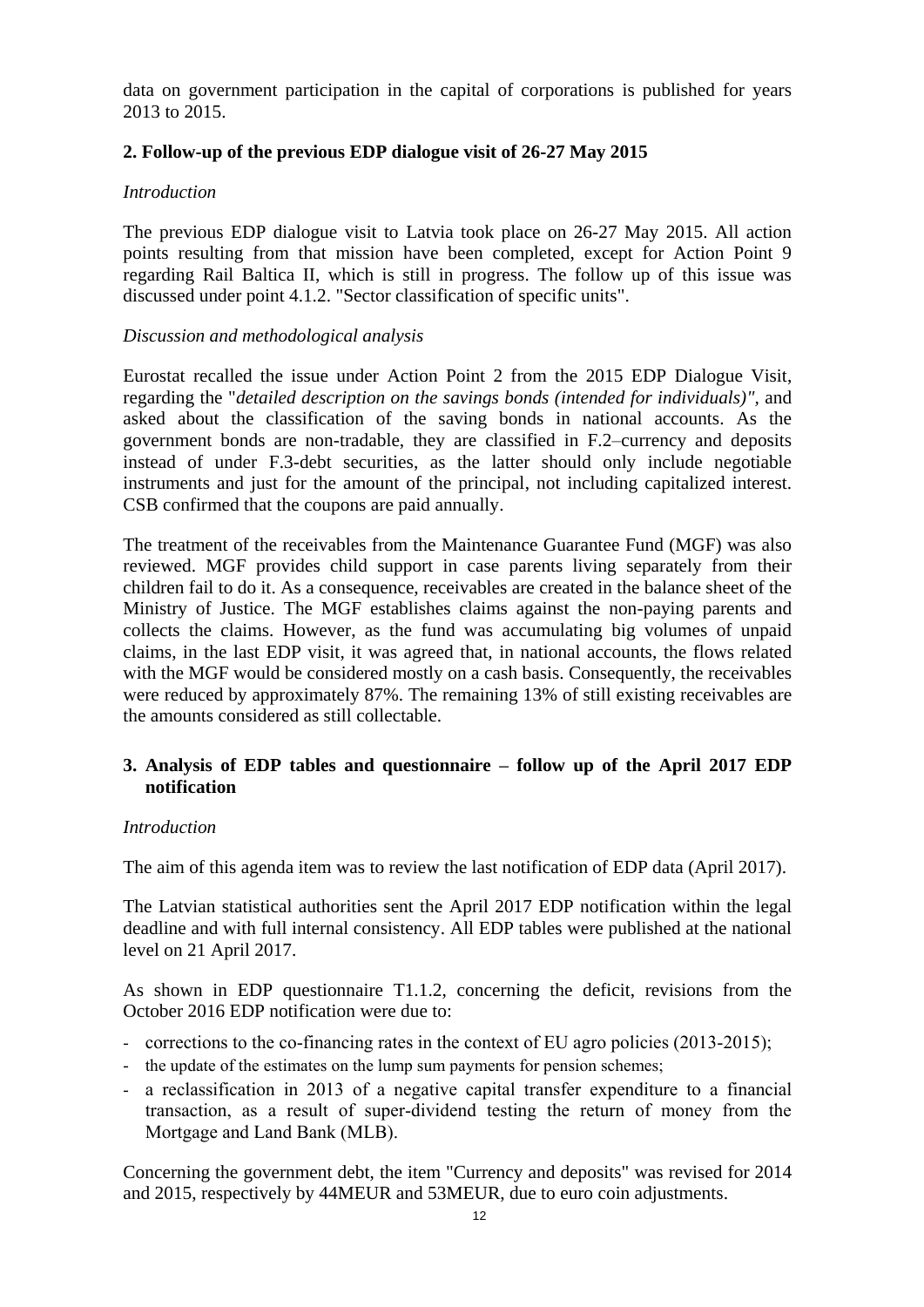data on government participation in the capital of corporations is published for years 2013 to 2015.

## 2. Follow-up of the previous EDP dialogue visit of 26-27 May 2015

*Introduction*

The previous EDP dialogue visit to Latvia took place on 26-27 May 2015. All action points resulting from that mission have been completed, except for Action Point 9 regarding Rail Baltica II, which is still in progress. The follow up of this issue was discussed under point 4.1.2. "Sector classification of specific units".

*Discussion and methodological analysis*

Eurostat recalled the issue under Action Point 2 from the 2015 EDP Dialogue Visit, regarding the "*detailed description on the savings bonds (intended for individuals)"*, and asked about the classification of the saving bonds in national accounts. As the government bonds are non-tradable, they are classified in F.2–currency and deposits instead of under F.3-debt securities, as the latter should only include negotiable instruments and just for the amount of the principal, not including capitalized interest. CSB confirmed that the coupons are paid annually.

The treatment of the receivables from the Maintenance Guarantee Fund (MGF) was also reviewed. MGF provides child support in case parents living separately from their children fail to do it. As a consequence, receivables are created in the balance sheet of the Ministry of Justice. The MGF establishes claims against the non-paying parents and collects the claims. However, as the fund was accumulating big volumes of unpaid claims, in the last EDP visit, it was agreed that, in national accounts, the flows related with the MGF would be considered mostly on a cash basis. Consequently, the receivables were reduced by approximately 87%. The remaining 13% of still existing receivables are the amounts considered as still collectable.

## 3. Analysis of EDP tables and questionnaire – follow up of the April 2017 EDP notification

*Introduction*

The aim of this agenda item was to review the last notification of EDP data (April 2017).

The Latvian statistical authorities sent the April 2017 EDP notification within the legal deadline and with full internal consistency. All EDP tables were published at the national level on 21 April 2017.

As shown in EDP questionnaire T1.1.2, concerning the deficit, revisions from the October 2016 EDP notification were due to:

- corrections to the co-financing rates in the context of EU agro policies (2013-2015);
- the update of the estimates on the lump sum payments for pension schemes;
- a reclassification in 2013 of a negative capital transfer expenditure to a financial transaction, as a result of super-dividend testing the return of money from the Mortgage and Land Bank (MLB).

Concerning the government debt, the item "Currency and deposits" was revised for 2014 and 2015, respectively by 44MEUR and 53MEUR, due to euro coin adjustments.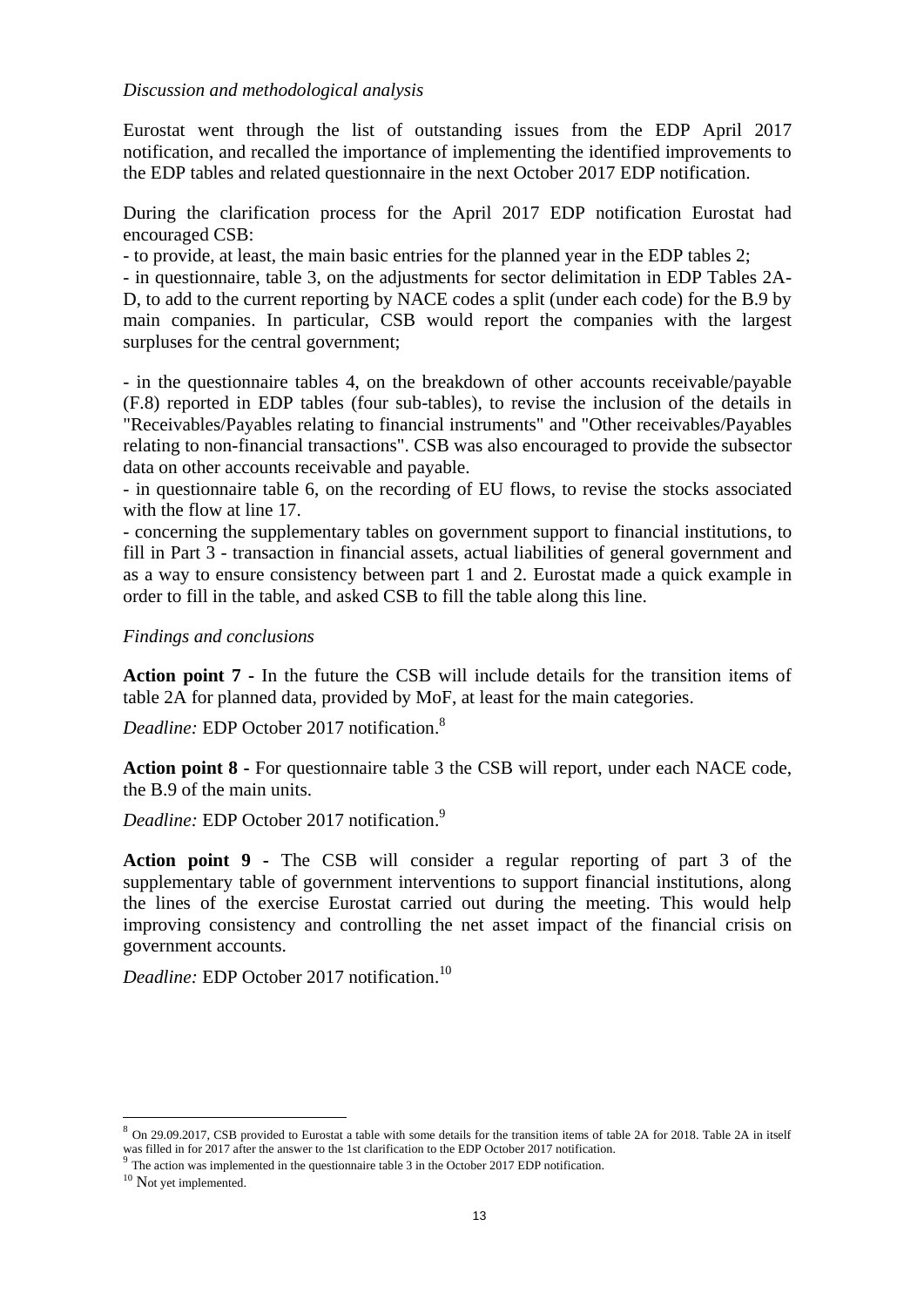*Discussion and methodological analysis*

Eurostat went through the list of outstanding issues from the EDP April 2017 notification, and recalled the importance of implementing the identified improvements to the EDP tables and related questionnaire in the next October 2017 EDP notification.

During the clarification process for the April 2017 EDP notification Eurostat had encouraged CSB:

- to provide, at least, the main basic entries for the planned year in the EDP tables 2;
- in questionnaire, table 3, on the adjustments for sector delimitation in EDP Tables 2A-D, to add to the current reporting by NACE codes a split (under each code) for the B.9 by main companies. In particular, CSB would report the companies with the largest surpluses for the central government;

- in the questionnaire tables 4, on the breakdown of other accounts receivable/payable (F.8) reported in EDP tables (four sub-tables), to revise the inclusion of the details in "Receivables/Payables relating to financial instruments" and "Other receivables/Payables relating to non-financial transactions". CSB was also encouraged to provide the subsector data on other accounts receivable and payable.
- in questionnaire table 6, on the recording of EU flows, to revise the stocks associated with the flow at line 17.
- concerning the supplementary tables on government support to financial institutions, to fill in Part 3 - transaction in financial assets, actual liabilities of general government and as a way to ensure consistency between part 1 and 2. Eurostat made a quick example in order to fill in the table, and asked CSB to fill the table along this line.

*Findings and conclusions*

**Action point 7 -** In the future the CSB will include details for the transition items of table 2A for planned data, provided by MoF, at least for the main categories.

*Deadline:* EDP October 2017 notification.[8]

**Action point 8 -** For questionnaire table 3 the CSB will report, under each NACE code, the B.9 of the main units.

*Deadline:* EDP October 2017 notification.[9]

**Action point 9 -** The CSB will consider a regular reporting of part 3 of the supplementary table of government interventions to support financial institutions, along the lines of the exercise Eurostat carried out during the meeting. This would help improving consistency and controlling the net asset impact of the financial crisis on government accounts.

*Deadline:* EDP October 2017 notification.[10]

---

[8] On 29.09.2017, CSB provided to Eurostat a table with some details for the transition items of table 2A for 2018. Table 2A in itself was filled in for 2017 after the answer to the 1st clarification to the EDP October 2017 notification.

[9] The action was implemented in the questionnaire table 3 in the October 2017 EDP notification.

[10] Not yet implemented.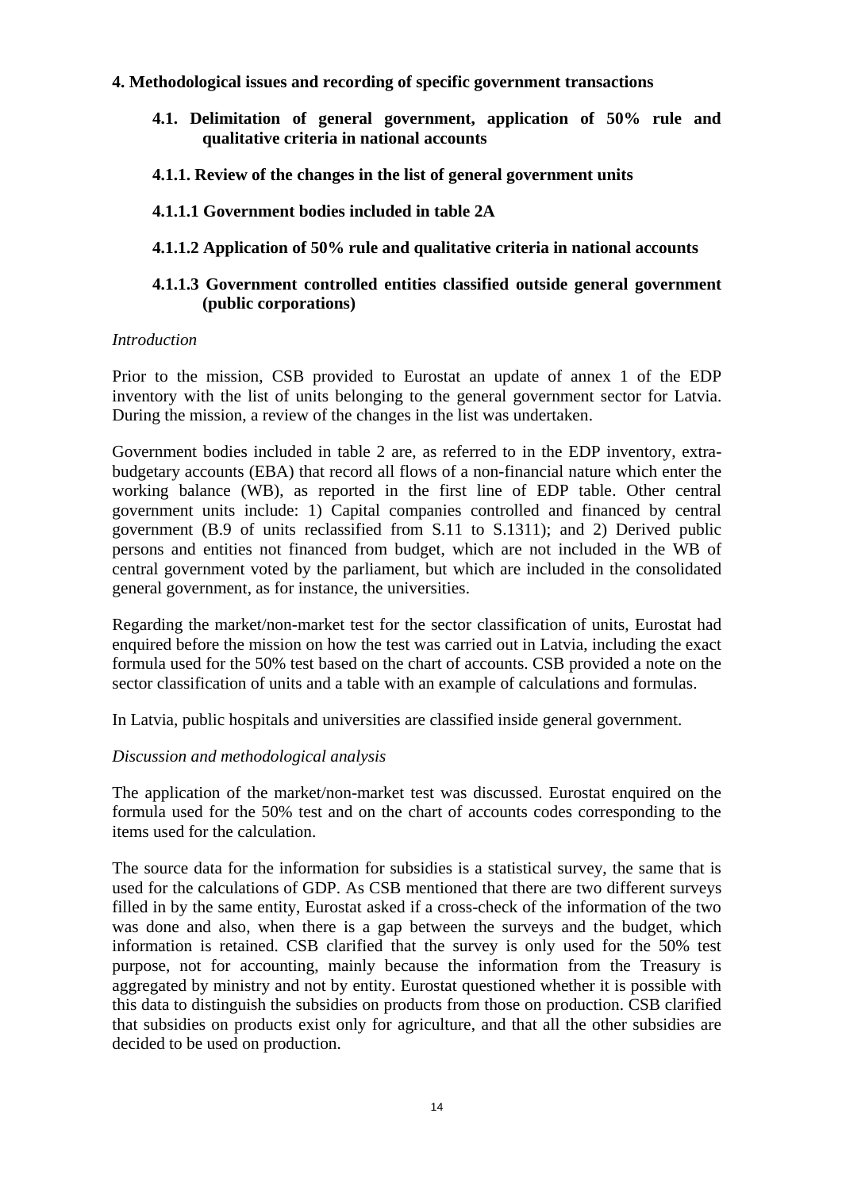## 4. Methodological issues and recording of specific government transactions

### 4.1. Delimitation of general government, application of 50% rule and qualitative criteria in national accounts

### 4.1.1. Review of the changes in the list of general government units

### 4.1.1.1 Government bodies included in table 2A

### 4.1.1.2 Application of 50% rule and qualitative criteria in national accounts

### 4.1.1.3 Government controlled entities classified outside general government (public corporations)

*Introduction*

Prior to the mission, CSB provided to Eurostat an update of annex 1 of the EDP inventory with the list of units belonging to the general government sector for Latvia. During the mission, a review of the changes in the list was undertaken.

Government bodies included in table 2 are, as referred to in the EDP inventory, extra-budgetary accounts (EBA) that record all flows of a non-financial nature which enter the working balance (WB), as reported in the first line of EDP table. Other central government units include: 1) Capital companies controlled and financed by central government (B.9 of units reclassified from S.11 to S.1311); and 2) Derived public persons and entities not financed from budget, which are not included in the WB of central government voted by the parliament, but which are included in the consolidated general government, as for instance, the universities.

Regarding the market/non-market test for the sector classification of units, Eurostat had enquired before the mission on how the test was carried out in Latvia, including the exact formula used for the 50% test based on the chart of accounts. CSB provided a note on the sector classification of units and a table with an example of calculations and formulas.

In Latvia, public hospitals and universities are classified inside general government.

*Discussion and methodological analysis*

The application of the market/non-market test was discussed. Eurostat enquired on the formula used for the 50% test and on the chart of accounts codes corresponding to the items used for the calculation.

The source data for the information for subsidies is a statistical survey, the same that is used for the calculations of GDP. As CSB mentioned that there are two different surveys filled in by the same entity, Eurostat asked if a cross-check of the information of the two was done and also, when there is a gap between the surveys and the budget, which information is retained. CSB clarified that the survey is only used for the 50% test purpose, not for accounting, mainly because the information from the Treasury is aggregated by ministry and not by entity. Eurostat questioned whether it is possible with this data to distinguish the subsidies on products from those on production. CSB clarified that subsidies on products exist only for agriculture, and that all the other subsidies are decided to be used on production.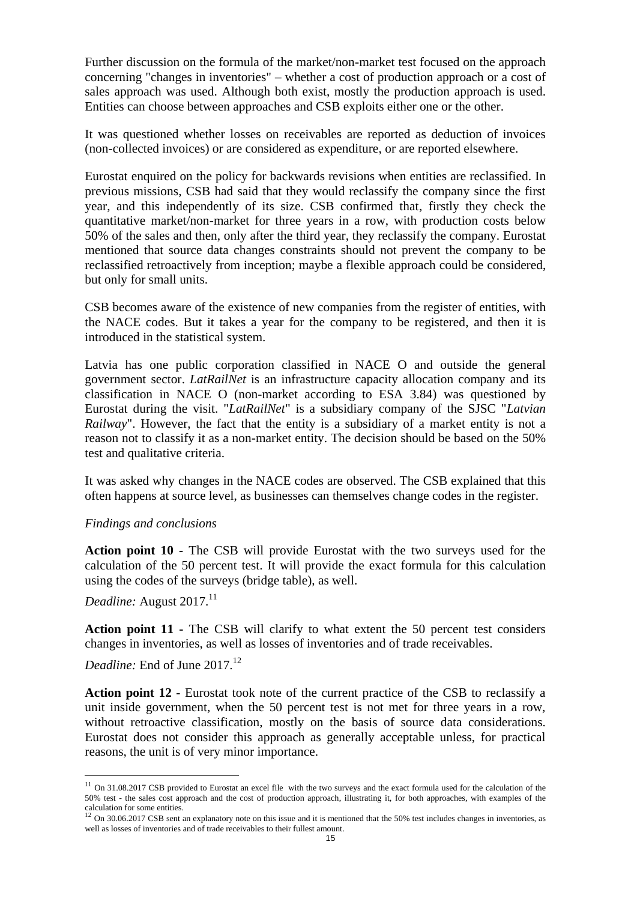Further discussion on the formula of the market/non-market test focused on the approach concerning "changes in inventories" – whether a cost of production approach or a cost of sales approach was used. Although both exist, mostly the production approach is used. Entities can choose between approaches and CSB exploits either one or the other.

It was questioned whether losses on receivables are reported as deduction of invoices (non-collected invoices) or are considered as expenditure, or are reported elsewhere.

Eurostat enquired on the policy for backwards revisions when entities are reclassified. In previous missions, CSB had said that they would reclassify the company since the first year, and this independently of its size. CSB confirmed that, firstly they check the quantitative market/non-market for three years in a row, with production costs below 50% of the sales and then, only after the third year, they reclassify the company. Eurostat mentioned that source data changes constraints should not prevent the company to be reclassified retroactively from inception; maybe a flexible approach could be considered, but only for small units.

CSB becomes aware of the existence of new companies from the register of entities, with the NACE codes. But it takes a year for the company to be registered, and then it is introduced in the statistical system.

Latvia has one public corporation classified in NACE O and outside the general government sector. *LatRailNet* is an infrastructure capacity allocation company and its classification in NACE O (non-market according to ESA 3.84) was questioned by Eurostat during the visit. "*LatRailNet*" is a subsidiary company of the SJSC "*Latvian Railway*". However, the fact that the entity is a subsidiary of a market entity is not a reason not to classify it as a non-market entity. The decision should be based on the 50% test and qualitative criteria.

It was asked why changes in the NACE codes are observed. The CSB explained that this often happens at source level, as businesses can themselves change codes in the register.

*Findings and conclusions*

**Action point 10 -** The CSB will provide Eurostat with the two surveys used for the calculation of the 50 percent test. It will provide the exact formula for this calculation using the codes of the surveys (bridge table), as well.

*Deadline:* August 2017.[11]

**Action point 11 -** The CSB will clarify to what extent the 50 percent test considers changes in inventories, as well as losses of inventories and of trade receivables.

*Deadline:* End of June 2017.[12]

**Action point 12 -** Eurostat took note of the current practice of the CSB to reclassify a unit inside government, when the 50 percent test is not met for three years in a row, without retroactive classification, mostly on the basis of source data considerations. Eurostat does not consider this approach as generally acceptable unless, for practical reasons, the unit is of very minor importance.

---

[11] On 31.08.2017 CSB provided to Eurostat an excel file with the two surveys and the exact formula used for the calculation of the 50% test - the sales cost approach and the cost of production approach, illustrating it, for both approaches, with examples of the calculation for some entities.

[12] On 30.06.2017 CSB sent an explanatory note on this issue and it is mentioned that the 50% test includes changes in inventories, as well as losses of inventories and of trade receivables to their fullest amount.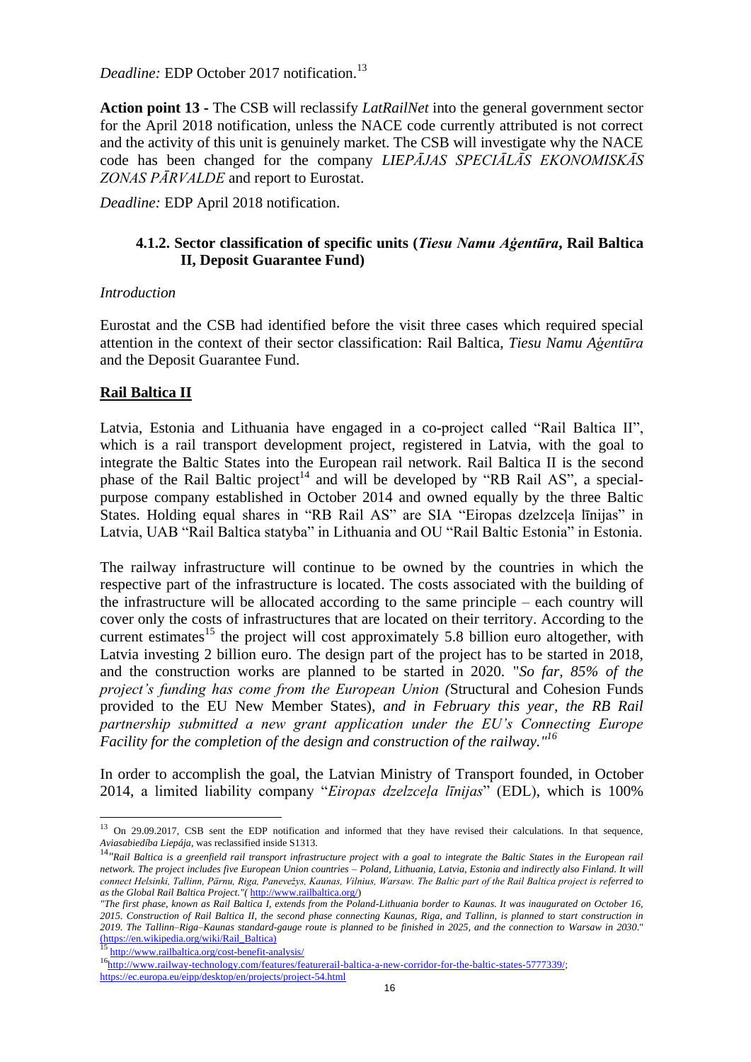*Deadline:* EDP October 2017 notification.[13]

**Action point 13 -** The CSB will reclassify *LatRailNet* into the general government sector for the April 2018 notification, unless the NACE code currently attributed is not correct and the activity of this unit is genuinely market. The CSB will investigate why the NACE code has been changed for the company *LIEPĀJAS SPECIĀLĀS EKONOMISKĀS ZONAS PĀRVALDE* and report to Eurostat.

*Deadline:* EDP April 2018 notification.

#### 4.1.2. Sector classification of specific units (*Tiesu Namu Aģentūra*, Rail Baltica II, Deposit Guarantee Fund)

*Introduction*

Eurostat and the CSB had identified before the visit three cases which required special attention in the context of their sector classification: Rail Baltica, *Tiesu Namu Aģentūra* and the Deposit Guarantee Fund.

**Rail Baltica II**

Latvia, Estonia and Lithuania have engaged in a co-project called "Rail Baltica II", which is a rail transport development project, registered in Latvia, with the goal to integrate the Baltic States into the European rail network. Rail Baltica II is the second phase of the Rail Baltic project[14] and will be developed by "RB Rail AS", a special-purpose company established in October 2014 and owned equally by the three Baltic States. Holding equal shares in "RB Rail AS" are SIA "Eiropas dzelzceļa līnijas" in Latvia, UAB "Rail Baltica statyba" in Lithuania and OU "Rail Baltic Estonia" in Estonia.

The railway infrastructure will continue to be owned by the countries in which the respective part of the infrastructure is located. The costs associated with the building of the infrastructure will be allocated according to the same principle – each country will cover only the costs of infrastructures that are located on their territory. According to the current estimates[15] the project will cost approximately 5.8 billion euro altogether, with Latvia investing 2 billion euro. The design part of the project has to be started in 2018, and the construction works are planned to be started in 2020. "*So far, 85% of the project's funding has come from the European Union (*Structural and Cohesion Funds provided to the EU New Member States), *and in February this year, the RB Rail partnership submitted a new grant application under the EU's Connecting Europe Facility for the completion of the design and construction of the railway."*[16]

In order to accomplish the goal, the Latvian Ministry of Transport founded, in October 2014, a limited liability company "*Eiropas dzelzceļa līnijas*" (EDL), which is 100%

---

[13] On 29.09.2017, CSB sent the EDP notification and informed that they have revised their calculations. In that sequence, *Aviasabiedība Liepāja*, was reclassified inside S1313.

[14] *"Rail Baltica is a greenfield rail transport infrastructure project with a goal to integrate the Baltic States in the European rail network. The project includes five European Union countries – Poland, Lithuania, Latvia, Estonia and indirectly also Finland. It will connect Helsinki, Tallinn, Pärnu, Riga, Panevežys, Kaunas, Vilnius, Warsaw. The Baltic part of the Rail Baltica project is referred to as the Global Rail Baltica Project."(* http://www.railbaltica.org/)

*"The first phase, known as Rail Baltica I, extends from the Poland-Lithuania border to Kaunas. It was inaugurated on October 16, 2015. Construction of Rail Baltica II, the second phase connecting Kaunas, Riga, and Tallinn, is planned to start construction in 2019. The Tallinn–Riga–Kaunas standard-gauge route is planned to be finished in 2025, and the connection to Warsaw in 2030."* (https://en.wikipedia.org/wiki/Rail_Baltica)

[15] http://www.railbaltica.org/cost-benefit-analysis/

[16] http://www.railway-technology.com/features/featurerail-baltica-a-new-corridor-for-the-baltic-states-5777339/; https://ec.europa.eu/eipp/desktop/en/projects/project-54.html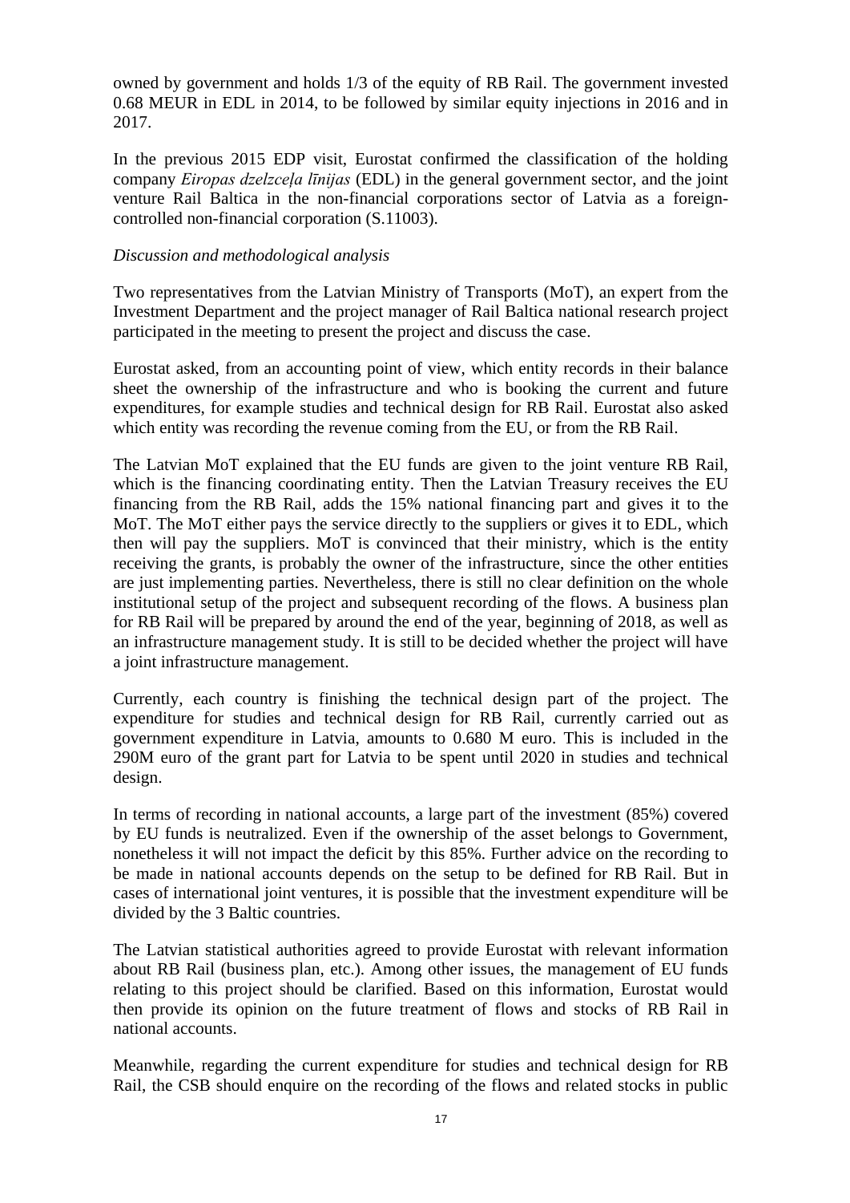owned by government and holds 1/3 of the equity of RB Rail. The government invested 0.68 MEUR in EDL in 2014, to be followed by similar equity injections in 2016 and in 2017.

In the previous 2015 EDP visit, Eurostat confirmed the classification of the holding company *Eiropas dzelzceļa līnijas* (EDL) in the general government sector, and the joint venture Rail Baltica in the non-financial corporations sector of Latvia as a foreign-controlled non-financial corporation (S.11003).

*Discussion and methodological analysis*

Two representatives from the Latvian Ministry of Transports (MoT), an expert from the Investment Department and the project manager of Rail Baltica national research project participated in the meeting to present the project and discuss the case.

Eurostat asked, from an accounting point of view, which entity records in their balance sheet the ownership of the infrastructure and who is booking the current and future expenditures, for example studies and technical design for RB Rail. Eurostat also asked which entity was recording the revenue coming from the EU, or from the RB Rail.

The Latvian MoT explained that the EU funds are given to the joint venture RB Rail, which is the financing coordinating entity. Then the Latvian Treasury receives the EU financing from the RB Rail, adds the 15% national financing part and gives it to the MoT. The MoT either pays the service directly to the suppliers or gives it to EDL, which then will pay the suppliers. MoT is convinced that their ministry, which is the entity receiving the grants, is probably the owner of the infrastructure, since the other entities are just implementing parties. Nevertheless, there is still no clear definition on the whole institutional setup of the project and subsequent recording of the flows. A business plan for RB Rail will be prepared by around the end of the year, beginning of 2018, as well as an infrastructure management study. It is still to be decided whether the project will have a joint infrastructure management.

Currently, each country is finishing the technical design part of the project. The expenditure for studies and technical design for RB Rail, currently carried out as government expenditure in Latvia, amounts to 0.680 M euro. This is included in the 290M euro of the grant part for Latvia to be spent until 2020 in studies and technical design.

In terms of recording in national accounts, a large part of the investment (85%) covered by EU funds is neutralized. Even if the ownership of the asset belongs to Government, nonetheless it will not impact the deficit by this 85%. Further advice on the recording to be made in national accounts depends on the setup to be defined for RB Rail. But in cases of international joint ventures, it is possible that the investment expenditure will be divided by the 3 Baltic countries.

The Latvian statistical authorities agreed to provide Eurostat with relevant information about RB Rail (business plan, etc.). Among other issues, the management of EU funds relating to this project should be clarified. Based on this information, Eurostat would then provide its opinion on the future treatment of flows and stocks of RB Rail in national accounts.

Meanwhile, regarding the current expenditure for studies and technical design for RB Rail, the CSB should enquire on the recording of the flows and related stocks in public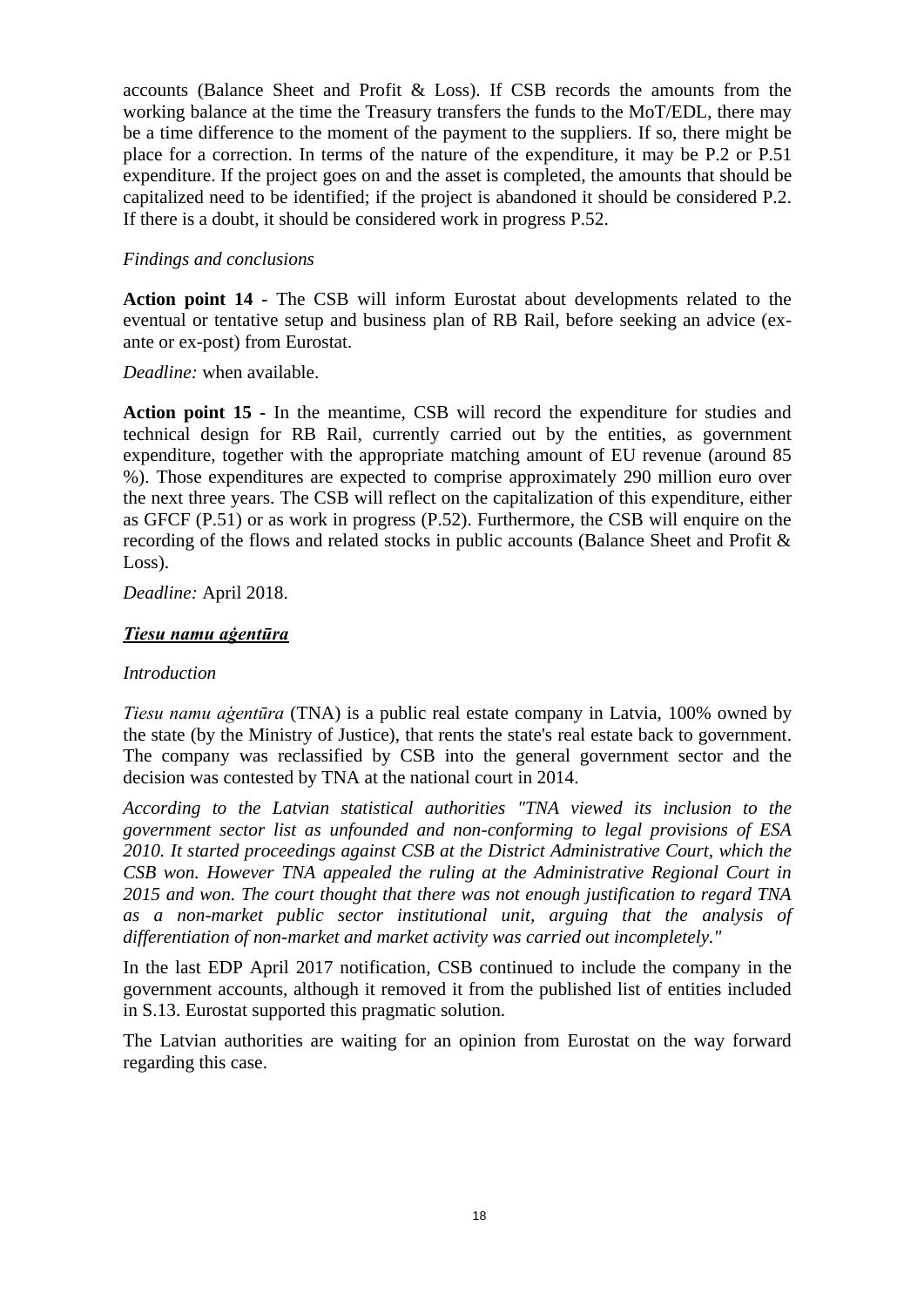accounts (Balance Sheet and Profit & Loss). If CSB records the amounts from the working balance at the time the Treasury transfers the funds to the MoT/EDL, there may be a time difference to the moment of the payment to the suppliers. If so, there might be place for a correction. In terms of the nature of the expenditure, it may be P.2 or P.51 expenditure. If the project goes on and the asset is completed, the amounts that should be capitalized need to be identified; if the project is abandoned it should be considered P.2. If there is a doubt, it should be considered work in progress P.52.

*Findings and conclusions*

**Action point 14** - The CSB will inform Eurostat about developments related to the eventual or tentative setup and business plan of RB Rail, before seeking an advice (ex-ante or ex-post) from Eurostat.

*Deadline:* when available.

**Action point 15** - In the meantime, CSB will record the expenditure for studies and technical design for RB Rail, currently carried out by the entities, as government expenditure, together with the appropriate matching amount of EU revenue (around 85 %). Those expenditures are expected to comprise approximately 290 million euro over the next three years. The CSB will reflect on the capitalization of this expenditure, either as GFCF (P.51) or as work in progress (P.52). Furthermore, the CSB will enquire on the recording of the flows and related stocks in public accounts (Balance Sheet and Profit & Loss).

*Deadline:* April 2018.

***Tiesu namu aģentūra***

*Introduction*

*Tiesu namu aģentūra* (TNA) is a public real estate company in Latvia, 100% owned by the state (by the Ministry of Justice), that rents the state's real estate back to government. The company was reclassified by CSB into the general government sector and the decision was contested by TNA at the national court in 2014.

*According to the Latvian statistical authorities "TNA viewed its inclusion to the government sector list as unfounded and non-conforming to legal provisions of ESA 2010. It started proceedings against CSB at the District Administrative Court, which the CSB won. However TNA appealed the ruling at the Administrative Regional Court in 2015 and won. The court thought that there was not enough justification to regard TNA as a non-market public sector institutional unit, arguing that the analysis of differentiation of non-market and market activity was carried out incompletely."*

In the last EDP April 2017 notification, CSB continued to include the company in the government accounts, although it removed it from the published list of entities included in S.13. Eurostat supported this pragmatic solution.

The Latvian authorities are waiting for an opinion from Eurostat on the way forward regarding this case.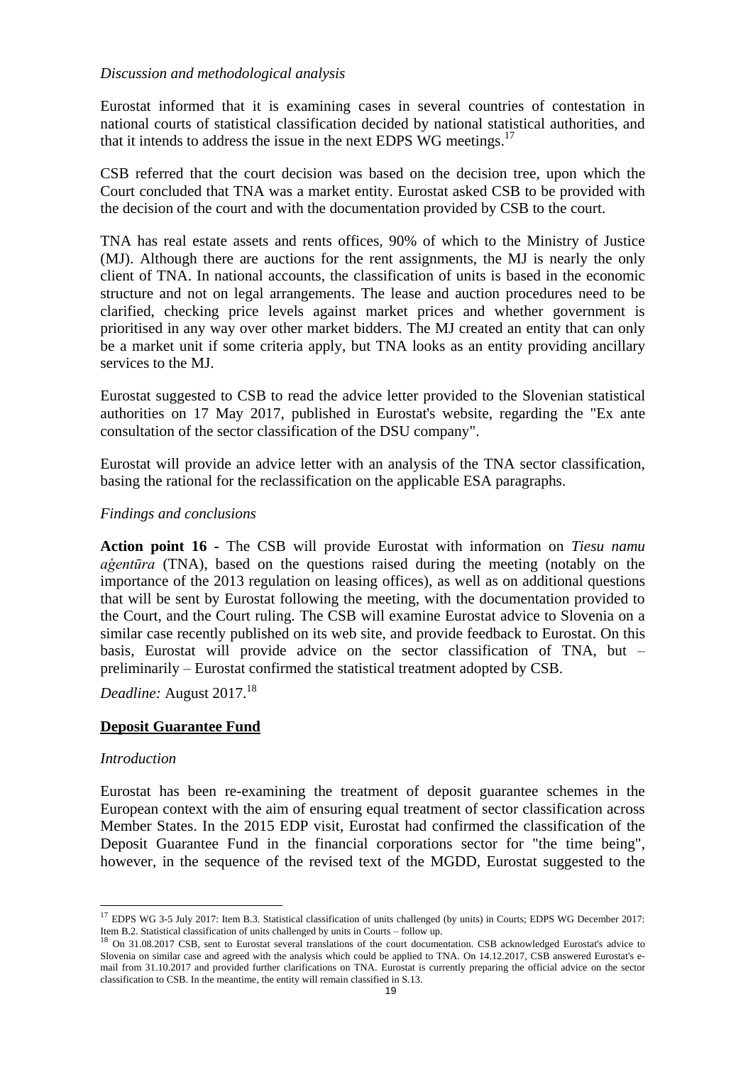*Discussion and methodological analysis*

Eurostat informed that it is examining cases in several countries of contestation in national courts of statistical classification decided by national statistical authorities, and that it intends to address the issue in the next EDPS WG meetings.[17]

CSB referred that the court decision was based on the decision tree, upon which the Court concluded that TNA was a market entity. Eurostat asked CSB to be provided with the decision of the court and with the documentation provided by CSB to the court.

TNA has real estate assets and rents offices, 90% of which to the Ministry of Justice (MJ). Although there are auctions for the rent assignments, the MJ is nearly the only client of TNA. In national accounts, the classification of units is based in the economic structure and not on legal arrangements. The lease and auction procedures need to be clarified, checking price levels against market prices and whether government is prioritised in any way over other market bidders. The MJ created an entity that can only be a market unit if some criteria apply, but TNA looks as an entity providing ancillary services to the MJ.

Eurostat suggested to CSB to read the advice letter provided to the Slovenian statistical authorities on 17 May 2017, published in Eurostat's website, regarding the "Ex ante consultation of the sector classification of the DSU company".

Eurostat will provide an advice letter with an analysis of the TNA sector classification, basing the rational for the reclassification on the applicable ESA paragraphs.

*Findings and conclusions*

**Action point 16 -** The CSB will provide Eurostat with information on *Tiesu namu aģentūra* (TNA), based on the questions raised during the meeting (notably on the importance of the 2013 regulation on leasing offices), as well as on additional questions that will be sent by Eurostat following the meeting, with the documentation provided to the Court, and the Court ruling. The CSB will examine Eurostat advice to Slovenia on a similar case recently published on its web site, and provide feedback to Eurostat. On this basis, Eurostat will provide advice on the sector classification of TNA, but – preliminarily – Eurostat confirmed the statistical treatment adopted by CSB.

*Deadline:* August 2017.[18]

## Deposit Guarantee Fund

*Introduction*

Eurostat has been re-examining the treatment of deposit guarantee schemes in the European context with the aim of ensuring equal treatment of sector classification across Member States. In the 2015 EDP visit, Eurostat had confirmed the classification of the Deposit Guarantee Fund in the financial corporations sector for "the time being", however, in the sequence of the revised text of the MGDD, Eurostat suggested to the

---

[17] EDPS WG 3-5 July 2017: Item B.3. Statistical classification of units challenged (by units) in Courts; EDPS WG December 2017: Item B.2. Statistical classification of units challenged by units in Courts – follow up.

[18] On 31.08.2017 CSB, sent to Eurostat several translations of the court documentation. CSB acknowledged Eurostat's advice to Slovenia on similar case and agreed with the analysis which could be applied to TNA. On 14.12.2017, CSB answered Eurostat's e-mail from 31.10.2017 and provided further clarifications on TNA. Eurostat is currently preparing the official advice on the sector classification to CSB. In the meantime, the entity will remain classified in S.13.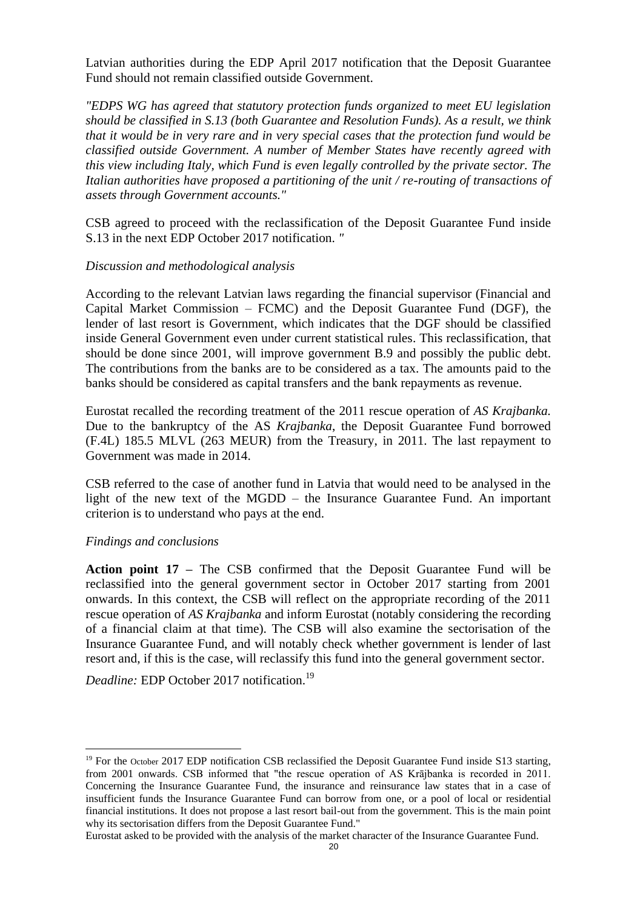Latvian authorities during the EDP April 2017 notification that the Deposit Guarantee Fund should not remain classified outside Government.

*"EDPS WG has agreed that statutory protection funds organized to meet EU legislation should be classified in S.13 (both Guarantee and Resolution Funds). As a result, we think that it would be in very rare and in very special cases that the protection fund would be classified outside Government. A number of Member States have recently agreed with this view including Italy, which Fund is even legally controlled by the private sector. The Italian authorities have proposed a partitioning of the unit / re-routing of transactions of assets through Government accounts."*

CSB agreed to proceed with the reclassification of the Deposit Guarantee Fund inside S.13 in the next EDP October 2017 notification. "

*Discussion and methodological analysis*

According to the relevant Latvian laws regarding the financial supervisor (Financial and Capital Market Commission – FCMC) and the Deposit Guarantee Fund (DGF), the lender of last resort is Government, which indicates that the DGF should be classified inside General Government even under current statistical rules. This reclassification, that should be done since 2001, will improve government B.9 and possibly the public debt. The contributions from the banks are to be considered as a tax. The amounts paid to the banks should be considered as capital transfers and the bank repayments as revenue.

Eurostat recalled the recording treatment of the 2011 rescue operation of *AS Krajbanka.* Due to the bankruptcy of the AS *Krajbanka*, the Deposit Guarantee Fund borrowed (F.4L) 185.5 MLVL (263 MEUR) from the Treasury, in 2011. The last repayment to Government was made in 2014.

CSB referred to the case of another fund in Latvia that would need to be analysed in the light of the new text of the MGDD – the Insurance Guarantee Fund. An important criterion is to understand who pays at the end.

*Findings and conclusions*

**Action point 17 –** The CSB confirmed that the Deposit Guarantee Fund will be reclassified into the general government sector in October 2017 starting from 2001 onwards. In this context, the CSB will reflect on the appropriate recording of the 2011 rescue operation of *AS Krajbanka* and inform Eurostat (notably considering the recording of a financial claim at that time). The CSB will also examine the sectorisation of the Insurance Guarantee Fund, and will notably check whether government is lender of last resort and, if this is the case, will reclassify this fund into the general government sector.

*Deadline:* EDP October 2017 notification.[19]

[19] For the October 2017 EDP notification CSB reclassified the Deposit Guarantee Fund inside S13 starting, from 2001 onwards. CSB informed that "the rescue operation of AS Krājbanka is recorded in 2011. Concerning the Insurance Guarantee Fund, the insurance and reinsurance law states that in a case of insufficient funds the Insurance Guarantee Fund can borrow from one, or a pool of local or residential financial institutions. It does not propose a last resort bail-out from the government. This is the main point why its sectorisation differs from the Deposit Guarantee Fund."

Eurostat asked to be provided with the analysis of the market character of the Insurance Guarantee Fund.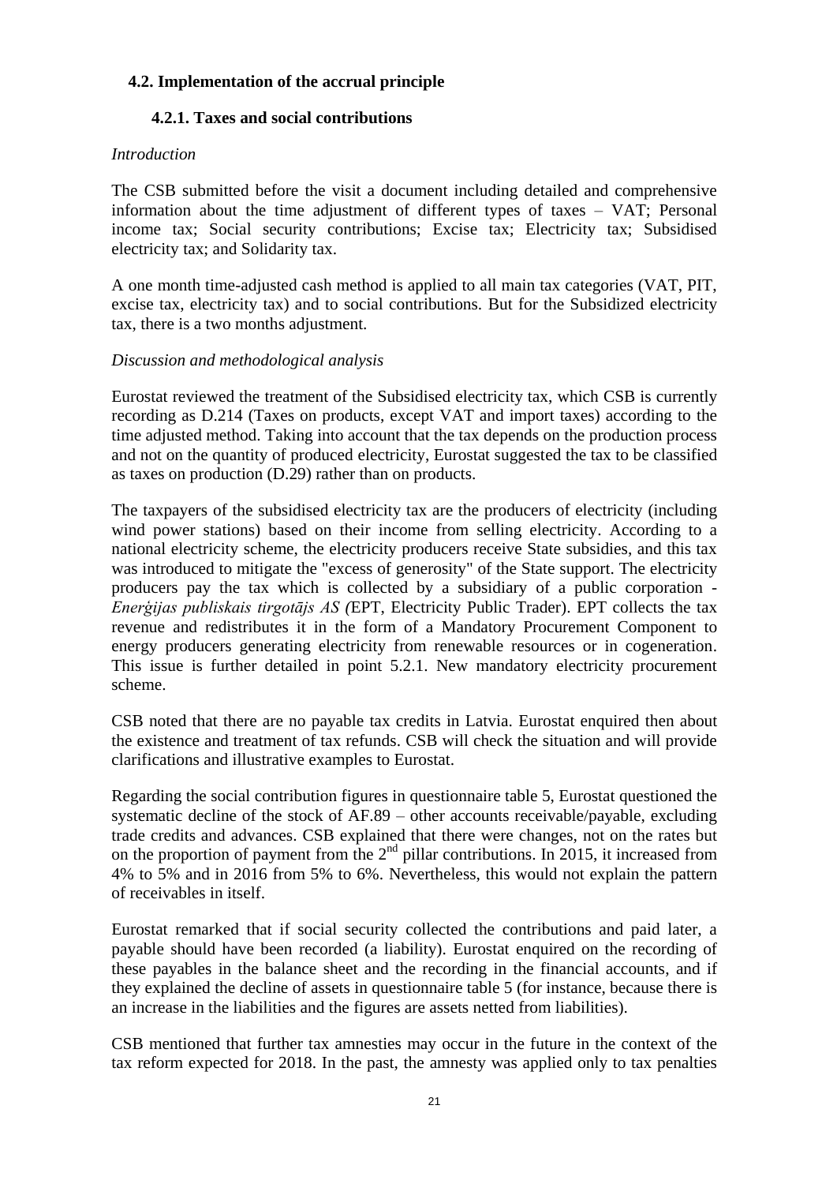## 4.2. Implementation of the accrual principle

### 4.2.1. Taxes and social contributions

*Introduction*

The CSB submitted before the visit a document including detailed and comprehensive information about the time adjustment of different types of taxes – VAT; Personal income tax; Social security contributions; Excise tax; Electricity tax; Subsidised electricity tax; and Solidarity tax.

A one month time-adjusted cash method is applied to all main tax categories (VAT, PIT, excise tax, electricity tax) and to social contributions. But for the Subsidized electricity tax, there is a two months adjustment.

*Discussion and methodological analysis*

Eurostat reviewed the treatment of the Subsidised electricity tax, which CSB is currently recording as D.214 (Taxes on products, except VAT and import taxes) according to the time adjusted method. Taking into account that the tax depends on the production process and not on the quantity of produced electricity, Eurostat suggested the tax to be classified as taxes on production (D.29) rather than on products.

The taxpayers of the subsidised electricity tax are the producers of electricity (including wind power stations) based on their income from selling electricity. According to a national electricity scheme, the electricity producers receive State subsidies, and this tax was introduced to mitigate the "excess of generosity" of the State support. The electricity producers pay the tax which is collected by a subsidiary of a public corporation - *Enerģijas publiskais tirgotājs AS (*EPT, Electricity Public Trader). EPT collects the tax revenue and redistributes it in the form of a Mandatory Procurement Component to energy producers generating electricity from renewable resources or in cogeneration. This issue is further detailed in point 5.2.1. New mandatory electricity procurement scheme.

CSB noted that there are no payable tax credits in Latvia. Eurostat enquired then about the existence and treatment of tax refunds. CSB will check the situation and will provide clarifications and illustrative examples to Eurostat.

Regarding the social contribution figures in questionnaire table 5, Eurostat questioned the systematic decline of the stock of AF.89 – other accounts receivable/payable, excluding trade credits and advances. CSB explained that there were changes, not on the rates but on the proportion of payment from the 2nd pillar contributions. In 2015, it increased from 4% to 5% and in 2016 from 5% to 6%. Nevertheless, this would not explain the pattern of receivables in itself.

Eurostat remarked that if social security collected the contributions and paid later, a payable should have been recorded (a liability). Eurostat enquired on the recording of these payables in the balance sheet and the recording in the financial accounts, and if they explained the decline of assets in questionnaire table 5 (for instance, because there is an increase in the liabilities and the figures are assets netted from liabilities).

CSB mentioned that further tax amnesties may occur in the future in the context of the tax reform expected for 2018. In the past, the amnesty was applied only to tax penalties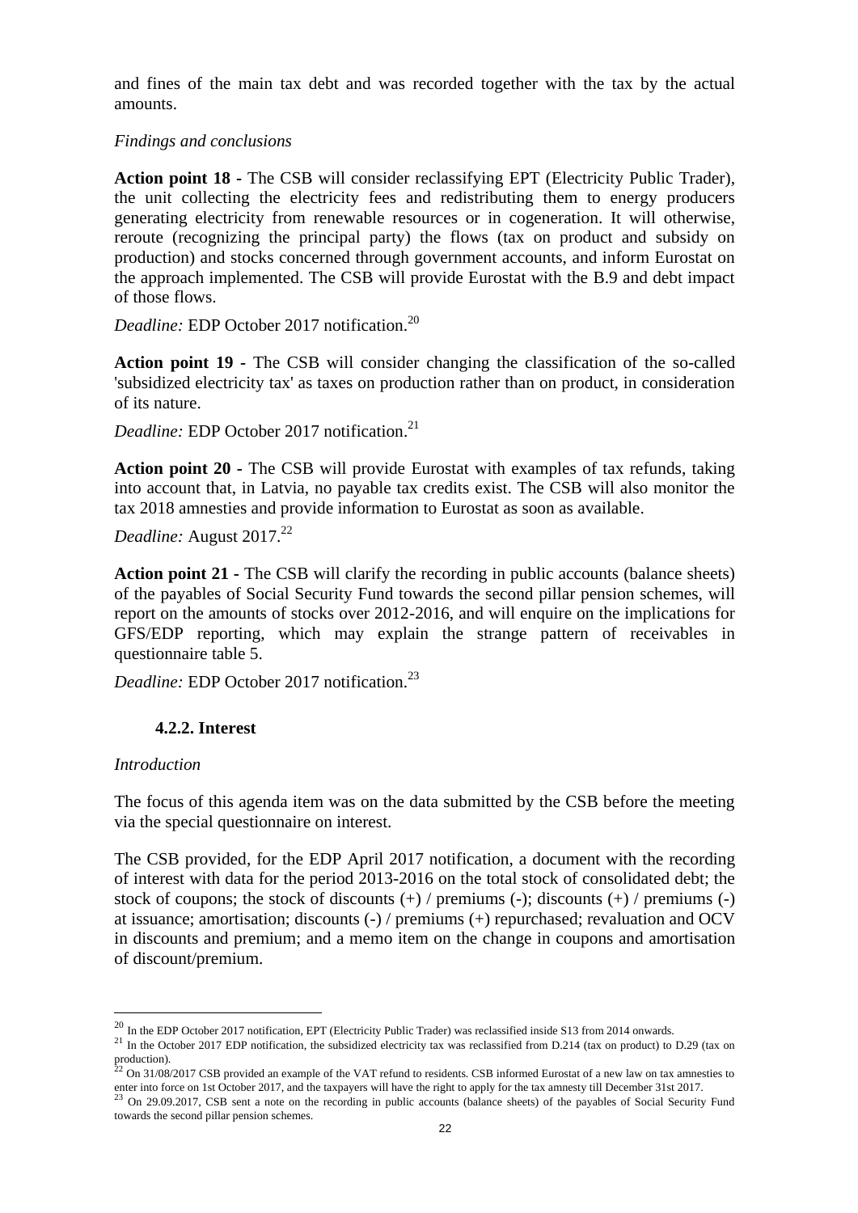and fines of the main tax debt and was recorded together with the tax by the actual amounts.

*Findings and conclusions*

**Action point 18 -** The CSB will consider reclassifying EPT (Electricity Public Trader), the unit collecting the electricity fees and redistributing them to energy producers generating electricity from renewable resources or in cogeneration. It will otherwise, reroute (recognizing the principal party) the flows (tax on product and subsidy on production) and stocks concerned through government accounts, and inform Eurostat on the approach implemented. The CSB will provide Eurostat with the B.9 and debt impact of those flows.

*Deadline:* EDP October 2017 notification.[20]

**Action point 19 -** The CSB will consider changing the classification of the so-called 'subsidized electricity tax' as taxes on production rather than on product, in consideration of its nature.

*Deadline:* EDP October 2017 notification.[21]

**Action point 20 -** The CSB will provide Eurostat with examples of tax refunds, taking into account that, in Latvia, no payable tax credits exist. The CSB will also monitor the tax 2018 amnesties and provide information to Eurostat as soon as available.

*Deadline:* August 2017.[22]

**Action point 21 -** The CSB will clarify the recording in public accounts (balance sheets) of the payables of Social Security Fund towards the second pillar pension schemes, will report on the amounts of stocks over 2012-2016, and will enquire on the implications for GFS/EDP reporting, which may explain the strange pattern of receivables in questionnaire table 5.

*Deadline:* EDP October 2017 notification.[23]

### 4.2.2. Interest

*Introduction*

The focus of this agenda item was on the data submitted by the CSB before the meeting via the special questionnaire on interest.

The CSB provided, for the EDP April 2017 notification, a document with the recording of interest with data for the period 2013-2016 on the total stock of consolidated debt; the stock of coupons; the stock of discounts (+) / premiums (-); discounts (+) / premiums (-) at issuance; amortisation; discounts (-) / premiums (+) repurchased; revaluation and OCV in discounts and premium; and a memo item on the change in coupons and amortisation of discount/premium.

---

[20] In the EDP October 2017 notification, EPT (Electricity Public Trader) was reclassified inside S13 from 2014 onwards.

[21] In the October 2017 EDP notification, the subsidized electricity tax was reclassified from D.214 (tax on product) to D.29 (tax on production).

[22] On 31/08/2017 CSB provided an example of the VAT refund to residents. CSB informed Eurostat of a new law on tax amnesties to enter into force on 1st October 2017, and the taxpayers will have the right to apply for the tax amnesty till December 31st 2017.

[23] On 29.09.2017, CSB sent a note on the recording in public accounts (balance sheets) of the payables of Social Security Fund towards the second pillar pension schemes.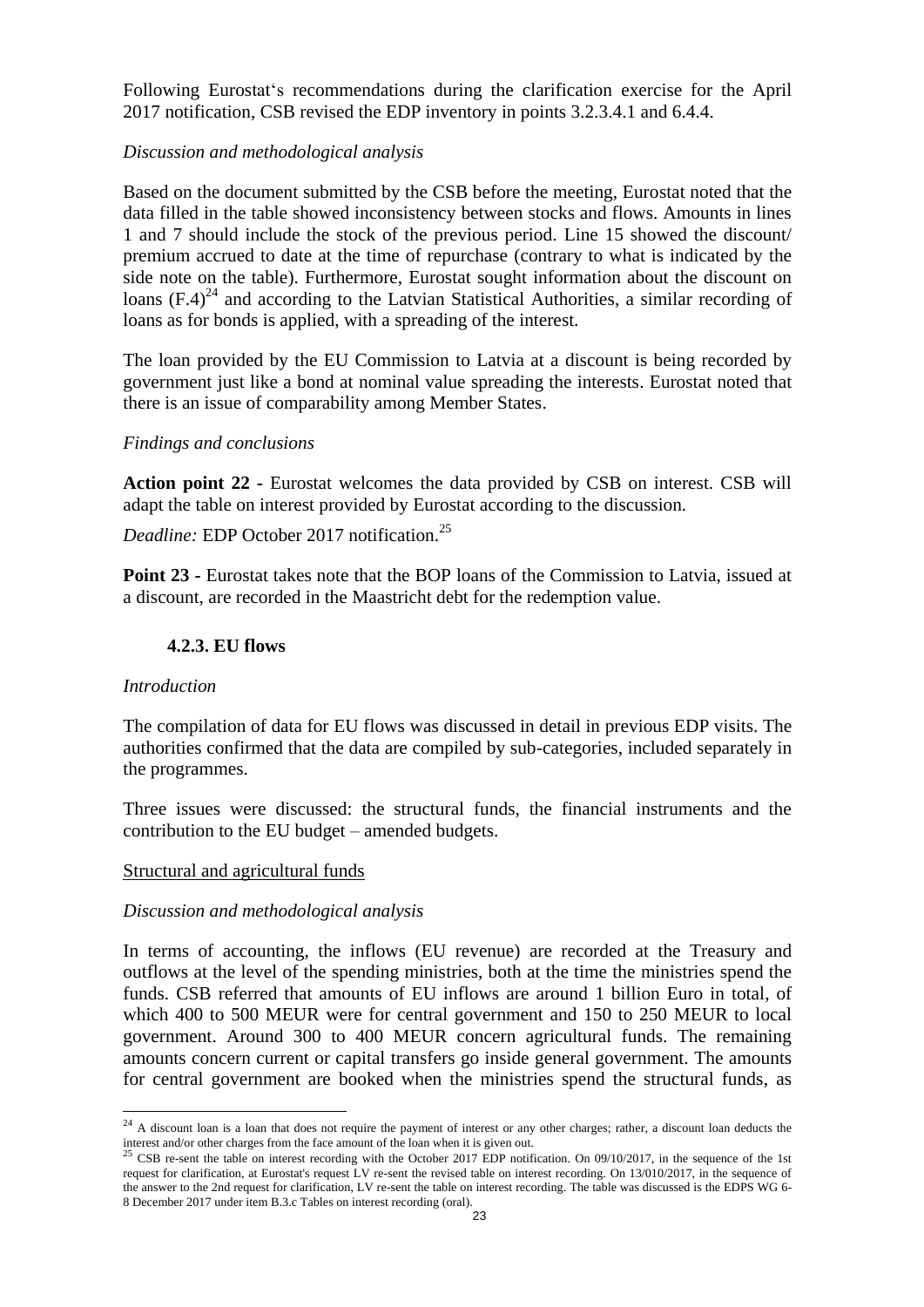Following Eurostat's recommendations during the clarification exercise for the April 2017 notification, CSB revised the EDP inventory in points 3.2.3.4.1 and 6.4.4.

*Discussion and methodological analysis*

Based on the document submitted by the CSB before the meeting, Eurostat noted that the data filled in the table showed inconsistency between stocks and flows. Amounts in lines 1 and 7 should include the stock of the previous period. Line 15 showed the discount/ premium accrued to date at the time of repurchase (contrary to what is indicated by the side note on the table). Furthermore, Eurostat sought information about the discount on loans (F.4)[24] and according to the Latvian Statistical Authorities, a similar recording of loans as for bonds is applied, with a spreading of the interest.

The loan provided by the EU Commission to Latvia at a discount is being recorded by government just like a bond at nominal value spreading the interests. Eurostat noted that there is an issue of comparability among Member States.

*Findings and conclusions*

**Action point 22 -** Eurostat welcomes the data provided by CSB on interest. CSB will adapt the table on interest provided by Eurostat according to the discussion.

*Deadline:* EDP October 2017 notification.[25]

**Point 23 -** Eurostat takes note that the BOP loans of the Commission to Latvia, issued at a discount, are recorded in the Maastricht debt for the redemption value.

### 4.2.3. EU flows

*Introduction*

The compilation of data for EU flows was discussed in detail in previous EDP visits. The authorities confirmed that the data are compiled by sub-categories, included separately in the programmes.

Three issues were discussed: the structural funds, the financial instruments and the contribution to the EU budget – amended budgets.

Structural and agricultural funds

*Discussion and methodological analysis*

In terms of accounting, the inflows (EU revenue) are recorded at the Treasury and outflows at the level of the spending ministries, both at the time the ministries spend the funds. CSB referred that amounts of EU inflows are around 1 billion Euro in total, of which 400 to 500 MEUR were for central government and 150 to 250 MEUR to local government. Around 300 to 400 MEUR concern agricultural funds. The remaining amounts concern current or capital transfers go inside general government. The amounts for central government are booked when the ministries spend the structural funds, as

---

[24] A discount loan is a loan that does not require the payment of interest or any other charges; rather, a discount loan deducts the interest and/or other charges from the face amount of the loan when it is given out.

[25] CSB re-sent the table on interest recording with the October 2017 EDP notification. On 09/10/2017, in the sequence of the 1st request for clarification, at Eurostat's request LV re-sent the revised table on interest recording. On 13/010/2017, in the sequence of the answer to the 2nd request for clarification, LV re-sent the table on interest recording. The table was discussed is the EDPS WG 6-8 December 2017 under item B.3.c Tables on interest recording (oral).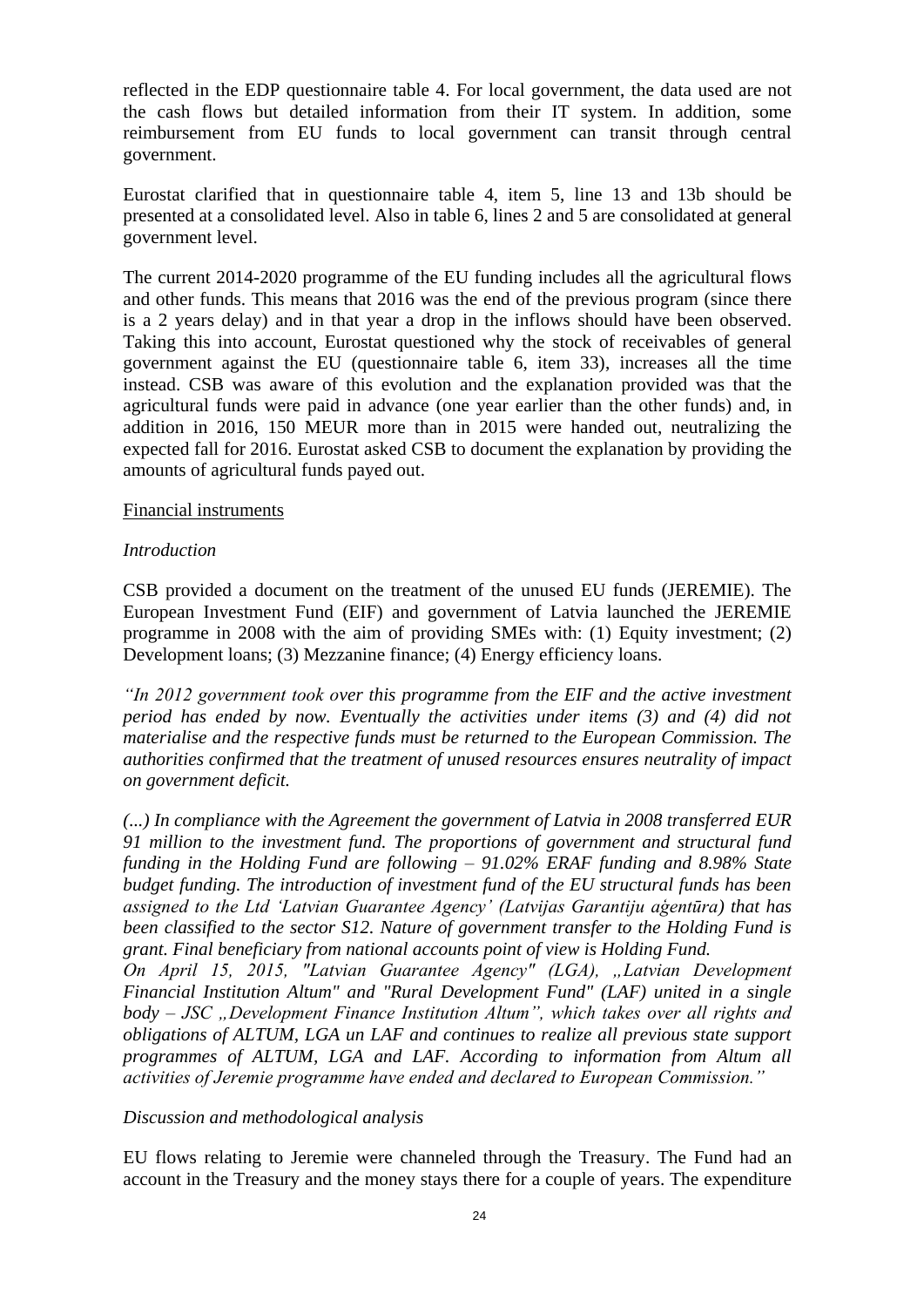reflected in the EDP questionnaire table 4. For local government, the data used are not the cash flows but detailed information from their IT system. In addition, some reimbursement from EU funds to local government can transit through central government.

Eurostat clarified that in questionnaire table 4, item 5, line 13 and 13b should be presented at a consolidated level. Also in table 6, lines 2 and 5 are consolidated at general government level.

The current 2014-2020 programme of the EU funding includes all the agricultural flows and other funds. This means that 2016 was the end of the previous program (since there is a 2 years delay) and in that year a drop in the inflows should have been observed. Taking this into account, Eurostat questioned why the stock of receivables of general government against the EU (questionnaire table 6, item 33), increases all the time instead. CSB was aware of this evolution and the explanation provided was that the agricultural funds were paid in advance (one year earlier than the other funds) and, in addition in 2016, 150 MEUR more than in 2015 were handed out, neutralizing the expected fall for 2016. Eurostat asked CSB to document the explanation by providing the amounts of agricultural funds payed out.

<u>Financial instruments</u>

*Introduction*

CSB provided a document on the treatment of the unused EU funds (JEREMIE). The European Investment Fund (EIF) and government of Latvia launched the JEREMIE programme in 2008 with the aim of providing SMEs with: (1) Equity investment; (2) Development loans; (3) Mezzanine finance; (4) Energy efficiency loans.

*"In 2012 government took over this programme from the EIF and the active investment period has ended by now. Eventually the activities under items (3) and (4) did not materialise and the respective funds must be returned to the European Commission. The authorities confirmed that the treatment of unused resources ensures neutrality of impact on government deficit.*

*(...) In compliance with the Agreement the government of Latvia in 2008 transferred EUR 91 million to the investment fund. The proportions of government and structural fund funding in the Holding Fund are following – 91.02% ERAF funding and 8.98% State budget funding. The introduction of investment fund of the EU structural funds has been assigned to the Ltd 'Latvian Guarantee Agency' (Latvijas Garantiju aģentūra) that has been classified to the sector S12. Nature of government transfer to the Holding Fund is grant. Final beneficiary from national accounts point of view is Holding Fund.*
*On April 15, 2015, "Latvian Guarantee Agency" (LGA), „Latvian Development Financial Institution Altum" and "Rural Development Fund" (LAF) united in a single body – JSC „Development Finance Institution Altum", which takes over all rights and obligations of ALTUM, LGA un LAF and continues to realize all previous state support programmes of ALTUM, LGA and LAF. According to information from Altum all activities of Jeremie programme have ended and declared to European Commission."*

*Discussion and methodological analysis*

EU flows relating to Jeremie were channeled through the Treasury. The Fund had an account in the Treasury and the money stays there for a couple of years. The expenditure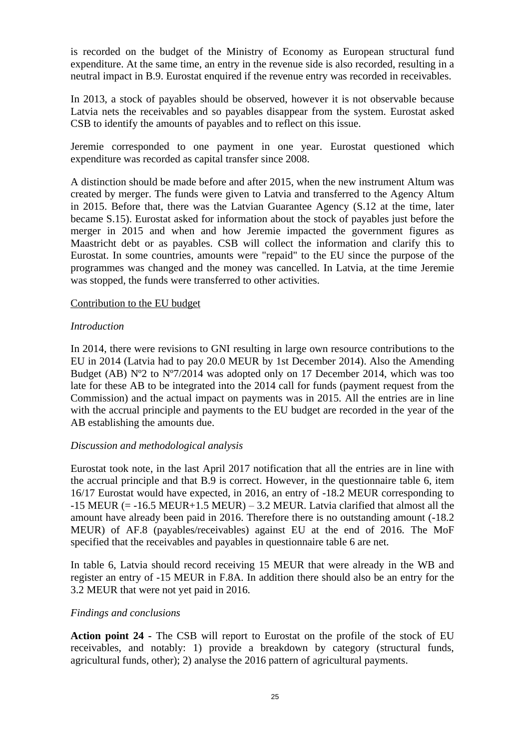is recorded on the budget of the Ministry of Economy as European structural fund expenditure. At the same time, an entry in the revenue side is also recorded, resulting in a neutral impact in B.9. Eurostat enquired if the revenue entry was recorded in receivables.

In 2013, a stock of payables should be observed, however it is not observable because Latvia nets the receivables and so payables disappear from the system. Eurostat asked CSB to identify the amounts of payables and to reflect on this issue.

Jeremie corresponded to one payment in one year. Eurostat questioned which expenditure was recorded as capital transfer since 2008.

A distinction should be made before and after 2015, when the new instrument Altum was created by merger. The funds were given to Latvia and transferred to the Agency Altum in 2015. Before that, there was the Latvian Guarantee Agency (S.12 at the time, later became S.15). Eurostat asked for information about the stock of payables just before the merger in 2015 and when and how Jeremie impacted the government figures as Maastricht debt or as payables. CSB will collect the information and clarify this to Eurostat. In some countries, amounts were "repaid" to the EU since the purpose of the programmes was changed and the money was cancelled. In Latvia, at the time Jeremie was stopped, the funds were transferred to other activities.

<u>Contribution to the EU budget</u>

*Introduction*

In 2014, there were revisions to GNI resulting in large own resource contributions to the EU in 2014 (Latvia had to pay 20.0 MEUR by 1st December 2014). Also the Amending Budget (AB) Nº2 to Nº7/2014 was adopted only on 17 December 2014, which was too late for these AB to be integrated into the 2014 call for funds (payment request from the Commission) and the actual impact on payments was in 2015. All the entries are in line with the accrual principle and payments to the EU budget are recorded in the year of the AB establishing the amounts due.

*Discussion and methodological analysis*

Eurostat took note, in the last April 2017 notification that all the entries are in line with the accrual principle and that B.9 is correct. However, in the questionnaire table 6, item 16/17 Eurostat would have expected, in 2016, an entry of -18.2 MEUR corresponding to -15 MEUR (= -16.5 MEUR+1.5 MEUR) – 3.2 MEUR. Latvia clarified that almost all the amount have already been paid in 2016. Therefore there is no outstanding amount (-18.2 MEUR) of AF.8 (payables/receivables) against EU at the end of 2016. The MoF specified that the receivables and payables in questionnaire table 6 are net.

In table 6, Latvia should record receiving 15 MEUR that were already in the WB and register an entry of -15 MEUR in F.8A. In addition there should also be an entry for the 3.2 MEUR that were not yet paid in 2016.

*Findings and conclusions*

**Action point 24 -** The CSB will report to Eurostat on the profile of the stock of EU receivables, and notably: 1) provide a breakdown by category (structural funds, agricultural funds, other); 2) analyse the 2016 pattern of agricultural payments.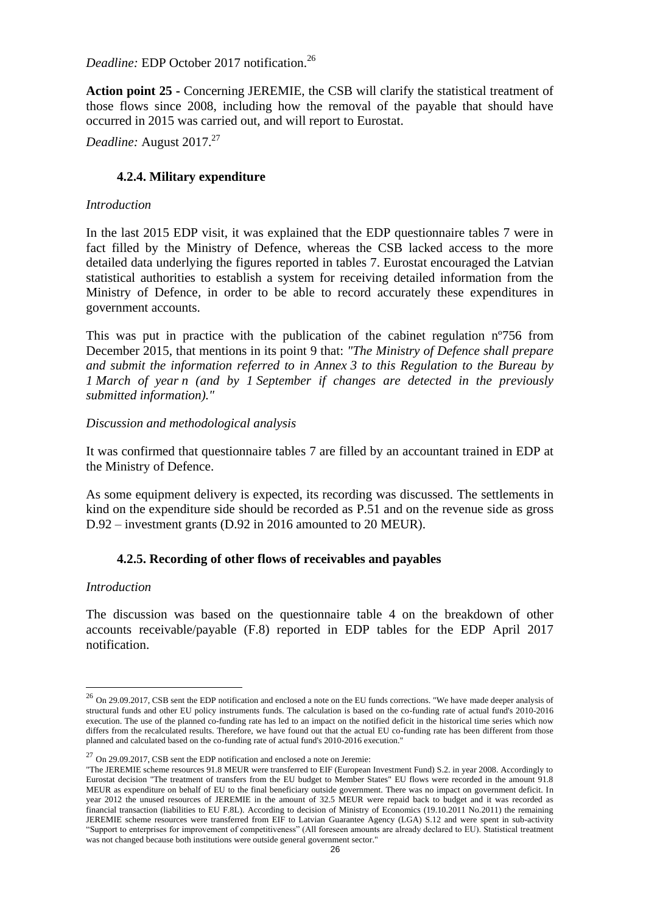*Deadline:* EDP October 2017 notification.[26]

**Action point 25 -** Concerning JEREMIE, the CSB will clarify the statistical treatment of those flows since 2008, including how the removal of the payable that should have occurred in 2015 was carried out, and will report to Eurostat.

*Deadline:* August 2017.[27]

### 4.2.4. Military expenditure

*Introduction*

In the last 2015 EDP visit, it was explained that the EDP questionnaire tables 7 were in fact filled by the Ministry of Defence, whereas the CSB lacked access to the more detailed data underlying the figures reported in tables 7. Eurostat encouraged the Latvian statistical authorities to establish a system for receiving detailed information from the Ministry of Defence, in order to be able to record accurately these expenditures in government accounts.

This was put in practice with the publication of the cabinet regulation nº756 from December 2015, that mentions in its point 9 that: *"The Ministry of Defence shall prepare and submit the information referred to in Annex 3 to this Regulation to the Bureau by 1 March of year n (and by 1 September if changes are detected in the previously submitted information)."*

*Discussion and methodological analysis*

It was confirmed that questionnaire tables 7 are filled by an accountant trained in EDP at the Ministry of Defence.

As some equipment delivery is expected, its recording was discussed. The settlements in kind on the expenditure side should be recorded as P.51 and on the revenue side as gross D.92 – investment grants (D.92 in 2016 amounted to 20 MEUR).

### 4.2.5. Recording of other flows of receivables and payables

*Introduction*

The discussion was based on the questionnaire table 4 on the breakdown of other accounts receivable/payable (F.8) reported in EDP tables for the EDP April 2017 notification.

---

[26] On 29.09.2017, CSB sent the EDP notification and enclosed a note on the EU funds corrections. "We have made deeper analysis of structural funds and other EU policy instruments funds. The calculation is based on the co-funding rate of actual fund's 2010-2016 execution. The use of the planned co-funding rate has led to an impact on the notified deficit in the historical time series which now differs from the recalculated results. Therefore, we have found out that the actual EU co-funding rate has been different from those planned and calculated based on the co-funding rate of actual fund's 2010-2016 execution."

[27] On 29.09.2017, CSB sent the EDP notification and enclosed a note on Jeremie:
"The JEREMIE scheme resources 91.8 MEUR were transferred to EIF (European Investment Fund) S.2. in year 2008. Accordingly to Eurostat decision "The treatment of transfers from the EU budget to Member States" EU flows were recorded in the amount 91.8 MEUR as expenditure on behalf of EU to the final beneficiary outside government. There was no impact on government deficit. In year 2012 the unused resources of JEREMIE in the amount of 32.5 MEUR were repaid back to budget and it was recorded as financial transaction (liabilities to EU F.8L). According to decision of Ministry of Economics (19.10.2011 No.2011) the remaining JEREMIE scheme resources were transferred from EIF to Latvian Guarantee Agency (LGA) S.12 and were spent in sub-activity "Support to enterprises for improvement of competitiveness" (All foreseen amounts are already declared to EU). Statistical treatment was not changed because both institutions were outside general government sector."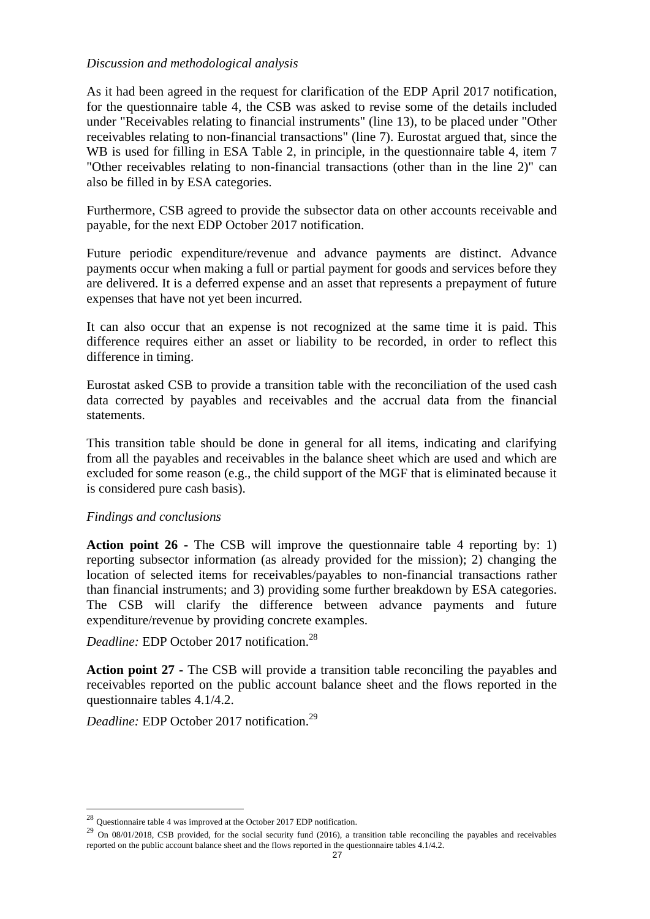*Discussion and methodological analysis*

As it had been agreed in the request for clarification of the EDP April 2017 notification, for the questionnaire table 4, the CSB was asked to revise some of the details included under "Receivables relating to financial instruments" (line 13), to be placed under "Other receivables relating to non-financial transactions" (line 7). Eurostat argued that, since the WB is used for filling in ESA Table 2, in principle, in the questionnaire table 4, item 7 "Other receivables relating to non-financial transactions (other than in the line 2)" can also be filled in by ESA categories.

Furthermore, CSB agreed to provide the subsector data on other accounts receivable and payable, for the next EDP October 2017 notification.

Future periodic expenditure/revenue and advance payments are distinct. Advance payments occur when making a full or partial payment for goods and services before they are delivered. It is a deferred expense and an asset that represents a prepayment of future expenses that have not yet been incurred.

It can also occur that an expense is not recognized at the same time it is paid. This difference requires either an asset or liability to be recorded, in order to reflect this difference in timing.

Eurostat asked CSB to provide a transition table with the reconciliation of the used cash data corrected by payables and receivables and the accrual data from the financial statements.

This transition table should be done in general for all items, indicating and clarifying from all the payables and receivables in the balance sheet which are used and which are excluded for some reason (e.g., the child support of the MGF that is eliminated because it is considered pure cash basis).

*Findings and conclusions*

**Action point 26 -** The CSB will improve the questionnaire table 4 reporting by: 1) reporting subsector information (as already provided for the mission); 2) changing the location of selected items for receivables/payables to non-financial transactions rather than financial instruments; and 3) providing some further breakdown by ESA categories. The CSB will clarify the difference between advance payments and future expenditure/revenue by providing concrete examples.

*Deadline:* EDP October 2017 notification.[28]

**Action point 27 -** The CSB will provide a transition table reconciling the payables and receivables reported on the public account balance sheet and the flows reported in the questionnaire tables 4.1/4.2.

*Deadline:* EDP October 2017 notification.[29]

---

[28] Questionnaire table 4 was improved at the October 2017 EDP notification.

[29] On 08/01/2018, CSB provided, for the social security fund (2016), a transition table reconciling the payables and receivables reported on the public account balance sheet and the flows reported in the questionnaire tables 4.1/4.2.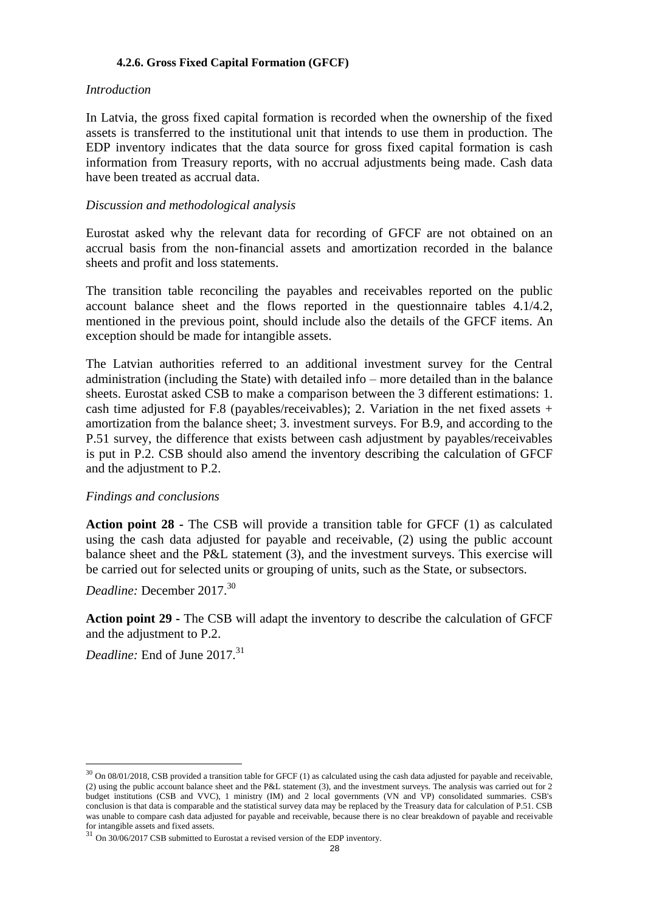#### 4.2.6. Gross Fixed Capital Formation (GFCF)

*Introduction*

In Latvia, the gross fixed capital formation is recorded when the ownership of the fixed assets is transferred to the institutional unit that intends to use them in production. The EDP inventory indicates that the data source for gross fixed capital formation is cash information from Treasury reports, with no accrual adjustments being made. Cash data have been treated as accrual data.

*Discussion and methodological analysis*

Eurostat asked why the relevant data for recording of GFCF are not obtained on an accrual basis from the non-financial assets and amortization recorded in the balance sheets and profit and loss statements.

The transition table reconciling the payables and receivables reported on the public account balance sheet and the flows reported in the questionnaire tables 4.1/4.2, mentioned in the previous point, should include also the details of the GFCF items. An exception should be made for intangible assets.

The Latvian authorities referred to an additional investment survey for the Central administration (including the State) with detailed info – more detailed than in the balance sheets. Eurostat asked CSB to make a comparison between the 3 different estimations: 1. cash time adjusted for F.8 (payables/receivables); 2. Variation in the net fixed assets + amortization from the balance sheet; 3. investment surveys. For B.9, and according to the P.51 survey, the difference that exists between cash adjustment by payables/receivables is put in P.2. CSB should also amend the inventory describing the calculation of GFCF and the adjustment to P.2.

*Findings and conclusions*

**Action point 28 -** The CSB will provide a transition table for GFCF (1) as calculated using the cash data adjusted for payable and receivable, (2) using the public account balance sheet and the P&L statement (3), and the investment surveys. This exercise will be carried out for selected units or grouping of units, such as the State, or subsectors.

*Deadline:* December 2017.[30]

**Action point 29 -** The CSB will adapt the inventory to describe the calculation of GFCF and the adjustment to P.2.

*Deadline:* End of June 2017.[31]

---

[30] On 08/01/2018, CSB provided a transition table for GFCF (1) as calculated using the cash data adjusted for payable and receivable, (2) using the public account balance sheet and the P&L statement (3), and the investment surveys. The analysis was carried out for 2 budget institutions (CSB and VVC), 1 ministry (IM) and 2 local governments (VN and VP) consolidated summaries. CSB's conclusion is that data is comparable and the statistical survey data may be replaced by the Treasury data for calculation of P.51. CSB was unable to compare cash data adjusted for payable and receivable, because there is no clear breakdown of payable and receivable for intangible assets and fixed assets.

[31] On 30/06/2017 CSB submitted to Eurostat a revised version of the EDP inventory.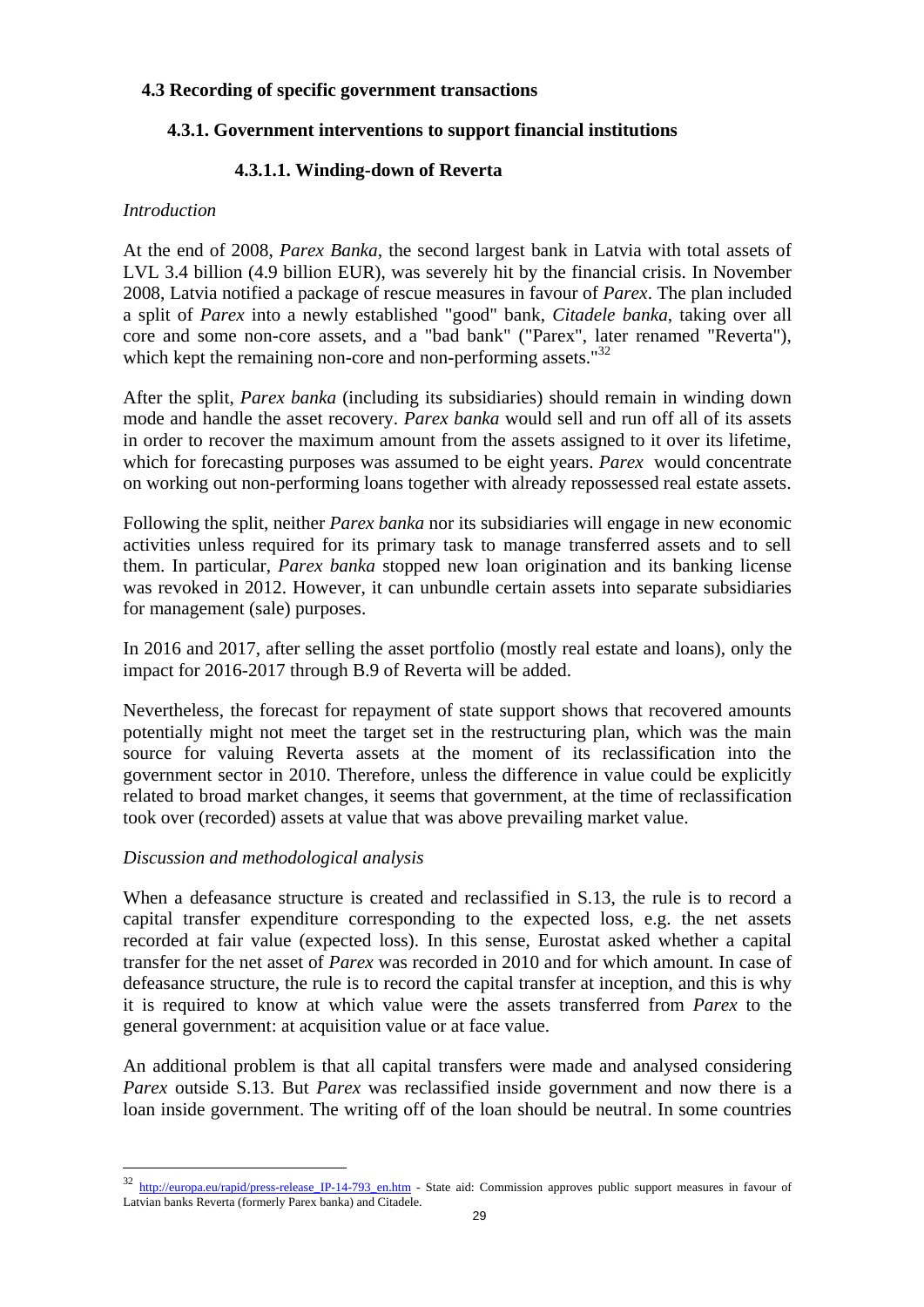## 4.3 Recording of specific government transactions

### 4.3.1. Government interventions to support financial institutions

#### 4.3.1.1. Winding-down of Reverta

*Introduction*

At the end of 2008, *Parex Banka*, the second largest bank in Latvia with total assets of LVL 3.4 billion (4.9 billion EUR), was severely hit by the financial crisis. In November 2008, Latvia notified a package of rescue measures in favour of *Parex*. The plan included a split of *Parex* into a newly established "good" bank, *Citadele banka*, taking over all core and some non-core assets, and a "bad bank" ("Parex", later renamed "Reverta"), which kept the remaining non-core and non-performing assets."[32]

After the split, *Parex banka* (including its subsidiaries) should remain in winding down mode and handle the asset recovery. *Parex banka* would sell and run off all of its assets in order to recover the maximum amount from the assets assigned to it over its lifetime, which for forecasting purposes was assumed to be eight years. *Parex* would concentrate on working out non-performing loans together with already repossessed real estate assets.

Following the split, neither *Parex banka* nor its subsidiaries will engage in new economic activities unless required for its primary task to manage transferred assets and to sell them. In particular, *Parex banka* stopped new loan origination and its banking license was revoked in 2012. However, it can unbundle certain assets into separate subsidiaries for management (sale) purposes.

In 2016 and 2017, after selling the asset portfolio (mostly real estate and loans), only the impact for 2016-2017 through B.9 of Reverta will be added.

Nevertheless, the forecast for repayment of state support shows that recovered amounts potentially might not meet the target set in the restructuring plan, which was the main source for valuing Reverta assets at the moment of its reclassification into the government sector in 2010. Therefore, unless the difference in value could be explicitly related to broad market changes, it seems that government, at the time of reclassification took over (recorded) assets at value that was above prevailing market value.

*Discussion and methodological analysis*

When a defeasance structure is created and reclassified in S.13, the rule is to record a capital transfer expenditure corresponding to the expected loss, e.g. the net assets recorded at fair value (expected loss). In this sense, Eurostat asked whether a capital transfer for the net asset of *Parex* was recorded in 2010 and for which amount. In case of defeasance structure, the rule is to record the capital transfer at inception, and this is why it is required to know at which value were the assets transferred from *Parex* to the general government: at acquisition value or at face value.

An additional problem is that all capital transfers were made and analysed considering *Parex* outside S.13. But *Parex* was reclassified inside government and now there is a loan inside government. The writing off of the loan should be neutral. In some countries

[32] http://europa.eu/rapid/press-release_IP-14-793_en.htm - State aid: Commission approves public support measures in favour of Latvian banks Reverta (formerly Parex banka) and Citadele.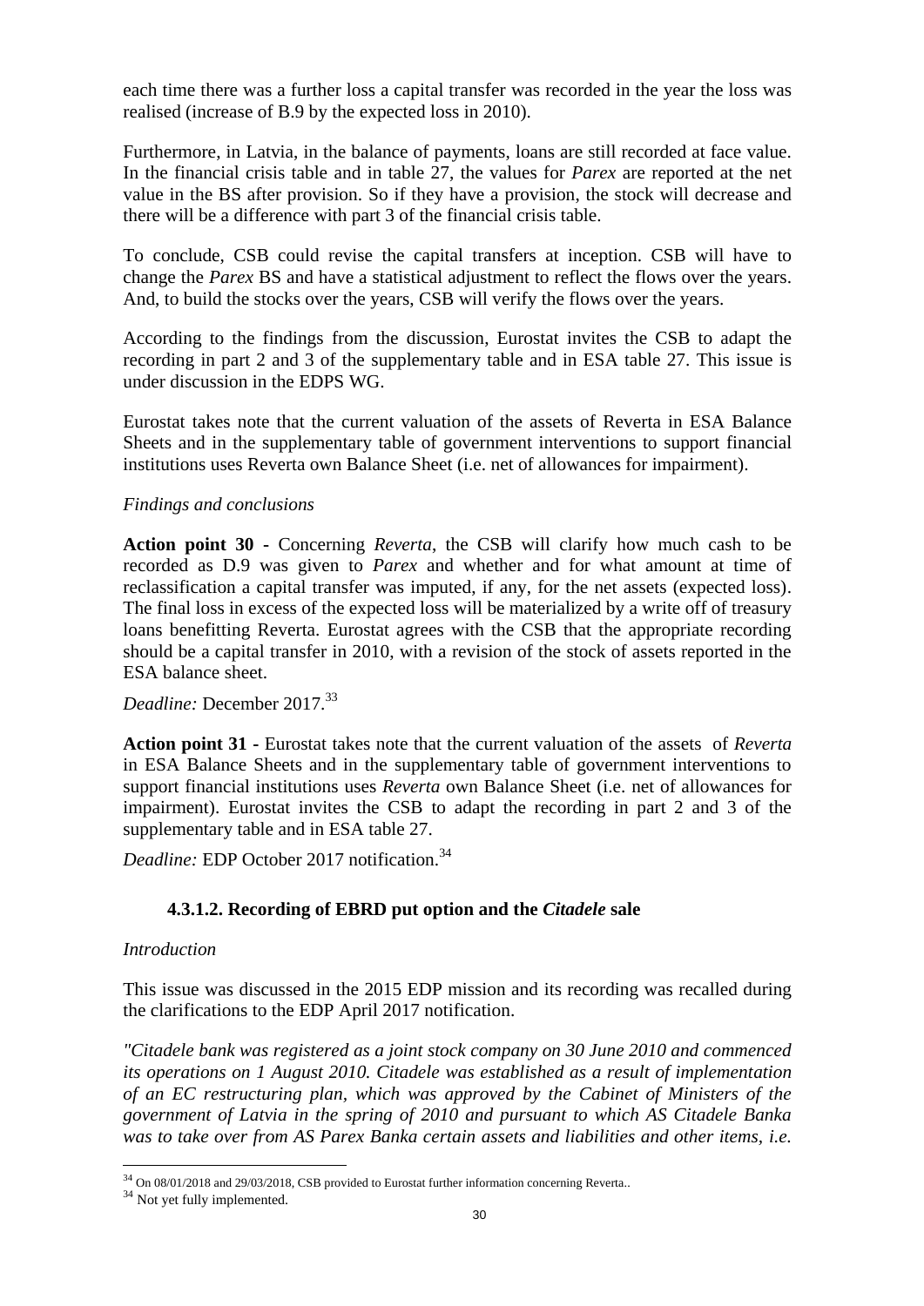each time there was a further loss a capital transfer was recorded in the year the loss was realised (increase of B.9 by the expected loss in 2010).

Furthermore, in Latvia, in the balance of payments, loans are still recorded at face value. In the financial crisis table and in table 27, the values for *Parex* are reported at the net value in the BS after provision. So if they have a provision, the stock will decrease and there will be a difference with part 3 of the financial crisis table.

To conclude, CSB could revise the capital transfers at inception. CSB will have to change the *Parex* BS and have a statistical adjustment to reflect the flows over the years. And, to build the stocks over the years, CSB will verify the flows over the years.

According to the findings from the discussion, Eurostat invites the CSB to adapt the recording in part 2 and 3 of the supplementary table and in ESA table 27. This issue is under discussion in the EDPS WG.

Eurostat takes note that the current valuation of the assets of Reverta in ESA Balance Sheets and in the supplementary table of government interventions to support financial institutions uses Reverta own Balance Sheet (i.e. net of allowances for impairment).

*Findings and conclusions*

**Action point 30 -** Concerning *Reverta*, the CSB will clarify how much cash to be recorded as D.9 was given to *Parex* and whether and for what amount at time of reclassification a capital transfer was imputed, if any, for the net assets (expected loss). The final loss in excess of the expected loss will be materialized by a write off of treasury loans benefitting Reverta. Eurostat agrees with the CSB that the appropriate recording should be a capital transfer in 2010, with a revision of the stock of assets reported in the ESA balance sheet.

*Deadline:* December 2017.[33]

**Action point 31 -** Eurostat takes note that the current valuation of the assets of *Reverta* in ESA Balance Sheets and in the supplementary table of government interventions to support financial institutions uses *Reverta* own Balance Sheet (i.e. net of allowances for impairment). Eurostat invites the CSB to adapt the recording in part 2 and 3 of the supplementary table and in ESA table 27.

*Deadline:* EDP October 2017 notification.[34]

#### 4.3.1.2. Recording of EBRD put option and the *Citadele* sale

*Introduction*

This issue was discussed in the 2015 EDP mission and its recording was recalled during the clarifications to the EDP April 2017 notification.

*"Citadele bank was registered as a joint stock company on 30 June 2010 and commenced its operations on 1 August 2010. Citadele was established as a result of implementation of an EC restructuring plan, which was approved by the Cabinet of Ministers of the government of Latvia in the spring of 2010 and pursuant to which AS Citadele Banka was to take over from AS Parex Banka certain assets and liabilities and other items, i.e.*

[34] On 08/01/2018 and 29/03/2018, CSB provided to Eurostat further information concerning Reverta..

[34] Not yet fully implemented.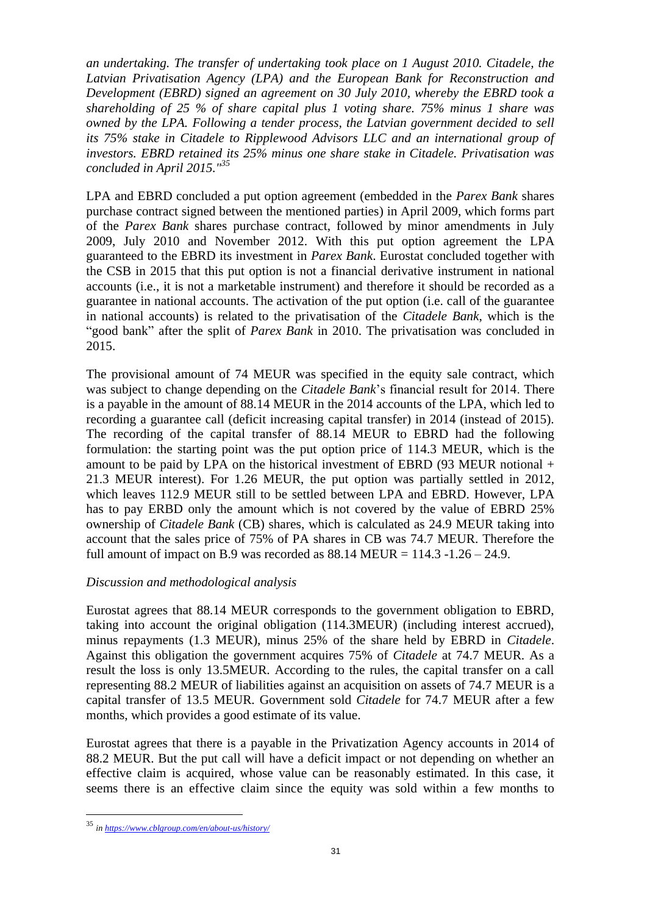*an undertaking. The transfer of undertaking took place on 1 August 2010. Citadele, the Latvian Privatisation Agency (LPA) and the European Bank for Reconstruction and Development (EBRD) signed an agreement on 30 July 2010, whereby the EBRD took a shareholding of 25 % of share capital plus 1 voting share. 75% minus 1 share was owned by the LPA. Following a tender process, the Latvian government decided to sell its 75% stake in Citadele to Ripplewood Advisors LLC and an international group of investors. EBRD retained its 25% minus one share stake in Citadele. Privatisation was concluded in April 2015."*[35]

LPA and EBRD concluded a put option agreement (embedded in the *Parex Bank* shares purchase contract signed between the mentioned parties) in April 2009, which forms part of the *Parex Bank* shares purchase contract, followed by minor amendments in July 2009, July 2010 and November 2012. With this put option agreement the LPA guaranteed to the EBRD its investment in *Parex Bank*. Eurostat concluded together with the CSB in 2015 that this put option is not a financial derivative instrument in national accounts (i.e., it is not a marketable instrument) and therefore it should be recorded as a guarantee in national accounts. The activation of the put option (i.e. call of the guarantee in national accounts) is related to the privatisation of the *Citadele Bank*, which is the "good bank" after the split of *Parex Bank* in 2010. The privatisation was concluded in 2015.

The provisional amount of 74 MEUR was specified in the equity sale contract, which was subject to change depending on the *Citadele Bank*'s financial result for 2014. There is a payable in the amount of 88.14 MEUR in the 2014 accounts of the LPA, which led to recording a guarantee call (deficit increasing capital transfer) in 2014 (instead of 2015). The recording of the capital transfer of 88.14 MEUR to EBRD had the following formulation: the starting point was the put option price of 114.3 MEUR, which is the amount to be paid by LPA on the historical investment of EBRD (93 MEUR notional + 21.3 MEUR interest). For 1.26 MEUR, the put option was partially settled in 2012, which leaves 112.9 MEUR still to be settled between LPA and EBRD. However, LPA has to pay ERBD only the amount which is not covered by the value of EBRD 25% ownership of *Citadele Bank* (CB) shares, which is calculated as 24.9 MEUR taking into account that the sales price of 75% of PA shares in CB was 74.7 MEUR. Therefore the full amount of impact on B.9 was recorded as 88.14 MEUR = 114.3 -1.26 – 24.9.

*Discussion and methodological analysis*

Eurostat agrees that 88.14 MEUR corresponds to the government obligation to EBRD, taking into account the original obligation (114.3MEUR) (including interest accrued), minus repayments (1.3 MEUR), minus 25% of the share held by EBRD in *Citadele*. Against this obligation the government acquires 75% of *Citadele* at 74.7 MEUR. As a result the loss is only 13.5MEUR. According to the rules, the capital transfer on a call representing 88.2 MEUR of liabilities against an acquisition on assets of 74.7 MEUR is a capital transfer of 13.5 MEUR. Government sold *Citadele* for 74.7 MEUR after a few months, which provides a good estimate of its value.

Eurostat agrees that there is a payable in the Privatization Agency accounts in 2014 of 88.2 MEUR. But the put call will have a deficit impact or not depending on whether an effective claim is acquired, whose value can be reasonably estimated. In this case, it seems there is an effective claim since the equity was sold within a few months to

---

[35] *in https://www.cblgroup.com/en/about-us/history/*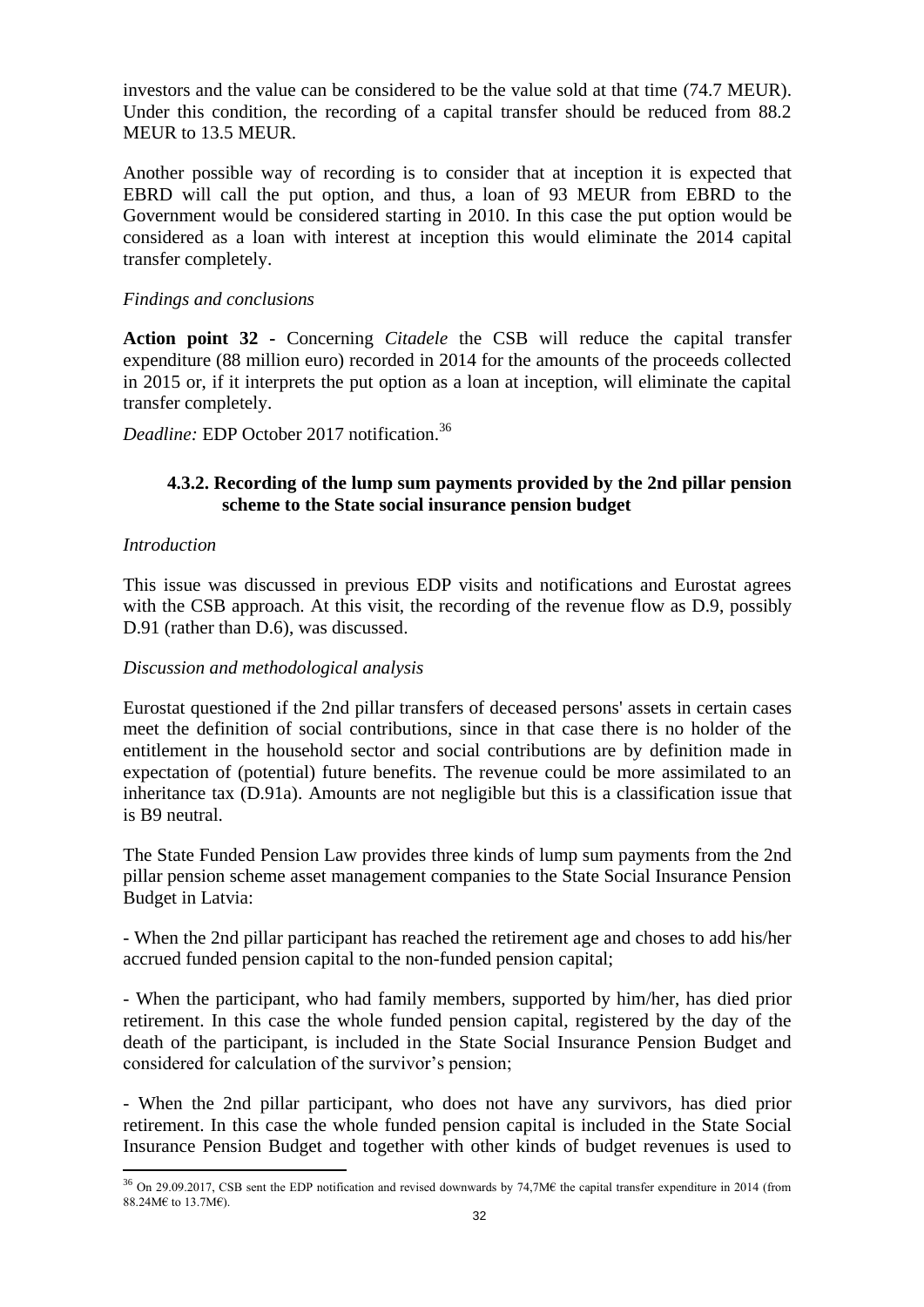investors and the value can be considered to be the value sold at that time (74.7 MEUR). Under this condition, the recording of a capital transfer should be reduced from 88.2 MEUR to 13.5 MEUR.

Another possible way of recording is to consider that at inception it is expected that EBRD will call the put option, and thus, a loan of 93 MEUR from EBRD to the Government would be considered starting in 2010. In this case the put option would be considered as a loan with interest at inception this would eliminate the 2014 capital transfer completely.

*Findings and conclusions*

**Action point 32 -** Concerning *Citadele* the CSB will reduce the capital transfer expenditure (88 million euro) recorded in 2014 for the amounts of the proceeds collected in 2015 or, if it interprets the put option as a loan at inception, will eliminate the capital transfer completely.

*Deadline:* EDP October 2017 notification.[36]

#### 4.3.2. Recording of the lump sum payments provided by the 2nd pillar pension scheme to the State social insurance pension budget

*Introduction*

This issue was discussed in previous EDP visits and notifications and Eurostat agrees with the CSB approach. At this visit, the recording of the revenue flow as D.9, possibly D.91 (rather than D.6), was discussed.

*Discussion and methodological analysis*

Eurostat questioned if the 2nd pillar transfers of deceased persons' assets in certain cases meet the definition of social contributions, since in that case there is no holder of the entitlement in the household sector and social contributions are by definition made in expectation of (potential) future benefits. The revenue could be more assimilated to an inheritance tax (D.91a). Amounts are not negligible but this is a classification issue that is B9 neutral.

The State Funded Pension Law provides three kinds of lump sum payments from the 2nd pillar pension scheme asset management companies to the State Social Insurance Pension Budget in Latvia:

- When the 2nd pillar participant has reached the retirement age and choses to add his/her accrued funded pension capital to the non-funded pension capital;

- When the participant, who had family members, supported by him/her, has died prior retirement. In this case the whole funded pension capital, registered by the day of the death of the participant, is included in the State Social Insurance Pension Budget and considered for calculation of the survivor's pension;

- When the 2nd pillar participant, who does not have any survivors, has died prior retirement. In this case the whole funded pension capital is included in the State Social Insurance Pension Budget and together with other kinds of budget revenues is used to

---

[36] On 29.09.2017, CSB sent the EDP notification and revised downwards by 74,7M€ the capital transfer expenditure in 2014 (from 88.24M€ to 13.7M€).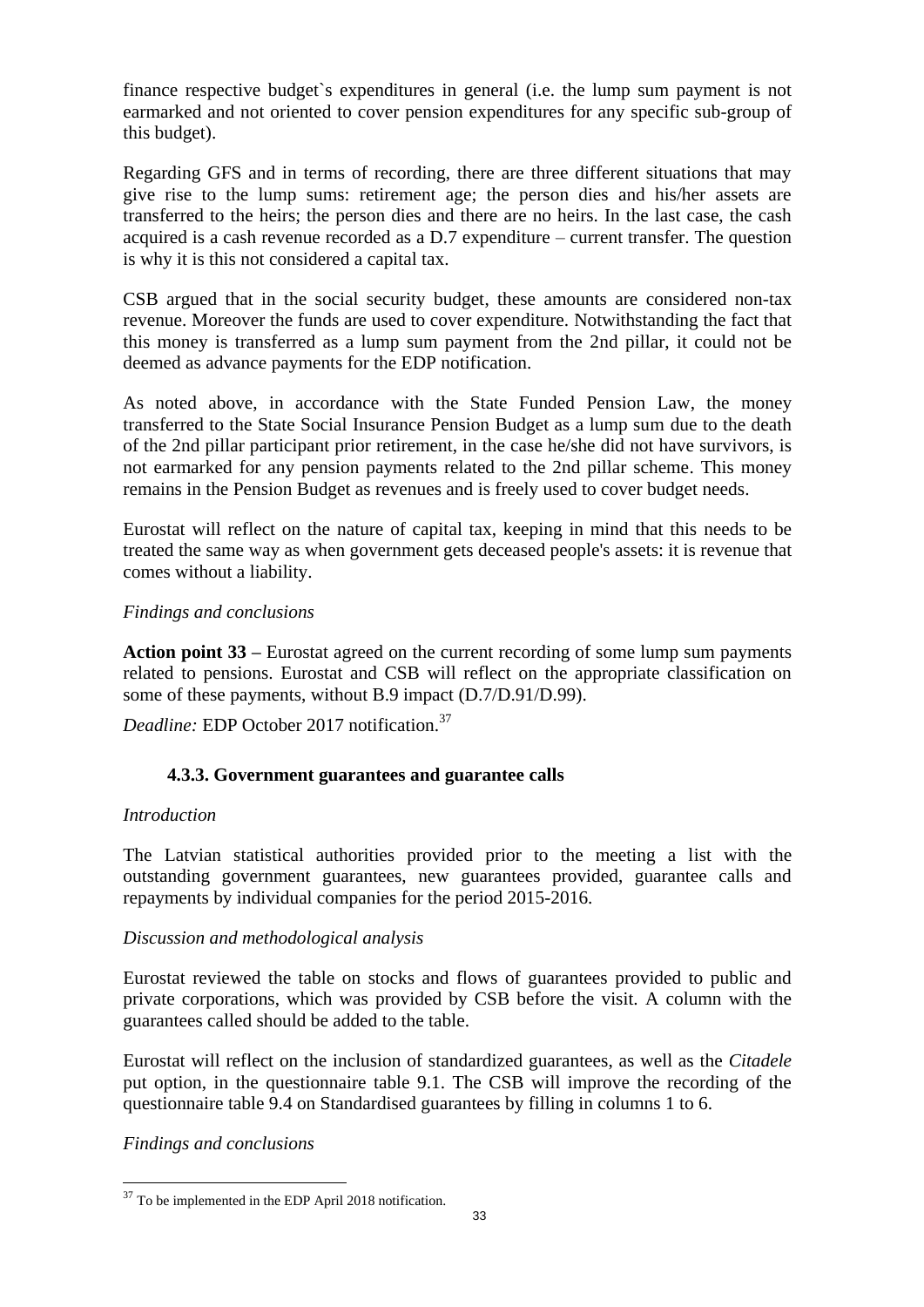finance respective budget`s expenditures in general (i.e. the lump sum payment is not earmarked and not oriented to cover pension expenditures for any specific sub-group of this budget).

Regarding GFS and in terms of recording, there are three different situations that may give rise to the lump sums: retirement age; the person dies and his/her assets are transferred to the heirs; the person dies and there are no heirs. In the last case, the cash acquired is a cash revenue recorded as a D.7 expenditure – current transfer. The question is why it is this not considered a capital tax.

CSB argued that in the social security budget, these amounts are considered non-tax revenue. Moreover the funds are used to cover expenditure. Notwithstanding the fact that this money is transferred as a lump sum payment from the 2nd pillar, it could not be deemed as advance payments for the EDP notification.

As noted above, in accordance with the State Funded Pension Law, the money transferred to the State Social Insurance Pension Budget as a lump sum due to the death of the 2nd pillar participant prior retirement, in the case he/she did not have survivors, is not earmarked for any pension payments related to the 2nd pillar scheme. This money remains in the Pension Budget as revenues and is freely used to cover budget needs.

Eurostat will reflect on the nature of capital tax, keeping in mind that this needs to be treated the same way as when government gets deceased people's assets: it is revenue that comes without a liability.

*Findings and conclusions*

**Action point 33 –** Eurostat agreed on the current recording of some lump sum payments related to pensions. Eurostat and CSB will reflect on the appropriate classification on some of these payments, without B.9 impact (D.7/D.91/D.99).

*Deadline:* EDP October 2017 notification.[37]

### 4.3.3. Government guarantees and guarantee calls

*Introduction*

The Latvian statistical authorities provided prior to the meeting a list with the outstanding government guarantees, new guarantees provided, guarantee calls and repayments by individual companies for the period 2015-2016.

*Discussion and methodological analysis*

Eurostat reviewed the table on stocks and flows of guarantees provided to public and private corporations, which was provided by CSB before the visit. A column with the guarantees called should be added to the table.

Eurostat will reflect on the inclusion of standardized guarantees, as well as the *Citadele* put option, in the questionnaire table 9.1. The CSB will improve the recording of the questionnaire table 9.4 on Standardised guarantees by filling in columns 1 to 6.

*Findings and conclusions*

[37] To be implemented in the EDP April 2018 notification.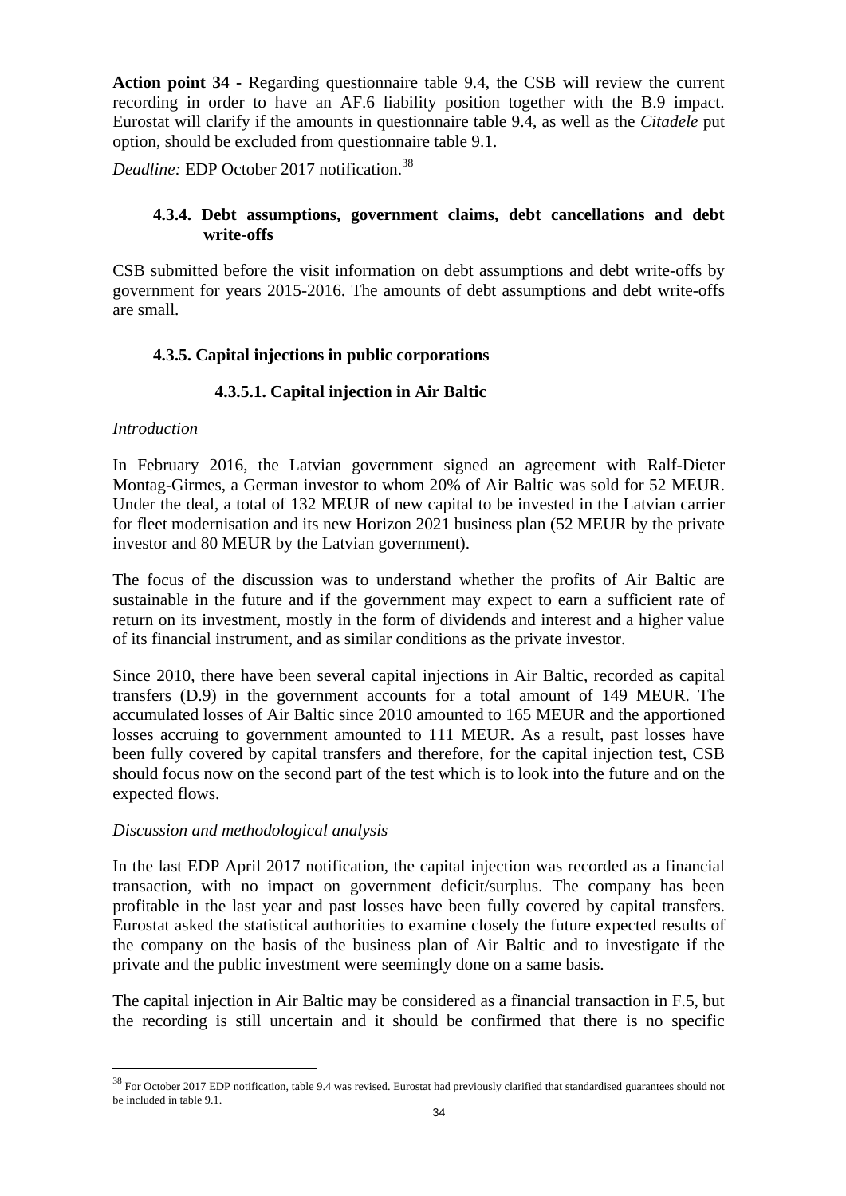**Action point 34 -** Regarding questionnaire table 9.4, the CSB will review the current recording in order to have an AF.6 liability position together with the B.9 impact. Eurostat will clarify if the amounts in questionnaire table 9.4, as well as the *Citadele* put option, should be excluded from questionnaire table 9.1.

*Deadline:* EDP October 2017 notification.[38]

### 4.3.4. Debt assumptions, government claims, debt cancellations and debt write-offs

CSB submitted before the visit information on debt assumptions and debt write-offs by government for years 2015-2016. The amounts of debt assumptions and debt write-offs are small.

### 4.3.5. Capital injections in public corporations

#### 4.3.5.1. Capital injection in Air Baltic

*Introduction*

In February 2016, the Latvian government signed an agreement with Ralf-Dieter Montag-Girmes, a German investor to whom 20% of Air Baltic was sold for 52 MEUR. Under the deal, a total of 132 MEUR of new capital to be invested in the Latvian carrier for fleet modernisation and its new Horizon 2021 business plan (52 MEUR by the private investor and 80 MEUR by the Latvian government).

The focus of the discussion was to understand whether the profits of Air Baltic are sustainable in the future and if the government may expect to earn a sufficient rate of return on its investment, mostly in the form of dividends and interest and a higher value of its financial instrument, and as similar conditions as the private investor.

Since 2010, there have been several capital injections in Air Baltic, recorded as capital transfers (D.9) in the government accounts for a total amount of 149 MEUR. The accumulated losses of Air Baltic since 2010 amounted to 165 MEUR and the apportioned losses accruing to government amounted to 111 MEUR. As a result, past losses have been fully covered by capital transfers and therefore, for the capital injection test, CSB should focus now on the second part of the test which is to look into the future and on the expected flows.

*Discussion and methodological analysis*

In the last EDP April 2017 notification, the capital injection was recorded as a financial transaction, with no impact on government deficit/surplus. The company has been profitable in the last year and past losses have been fully covered by capital transfers. Eurostat asked the statistical authorities to examine closely the future expected results of the company on the basis of the business plan of Air Baltic and to investigate if the private and the public investment were seemingly done on a same basis.

The capital injection in Air Baltic may be considered as a financial transaction in F.5, but the recording is still uncertain and it should be confirmed that there is no specific

[38] For October 2017 EDP notification, table 9.4 was revised. Eurostat had previously clarified that standardised guarantees should not be included in table 9.1.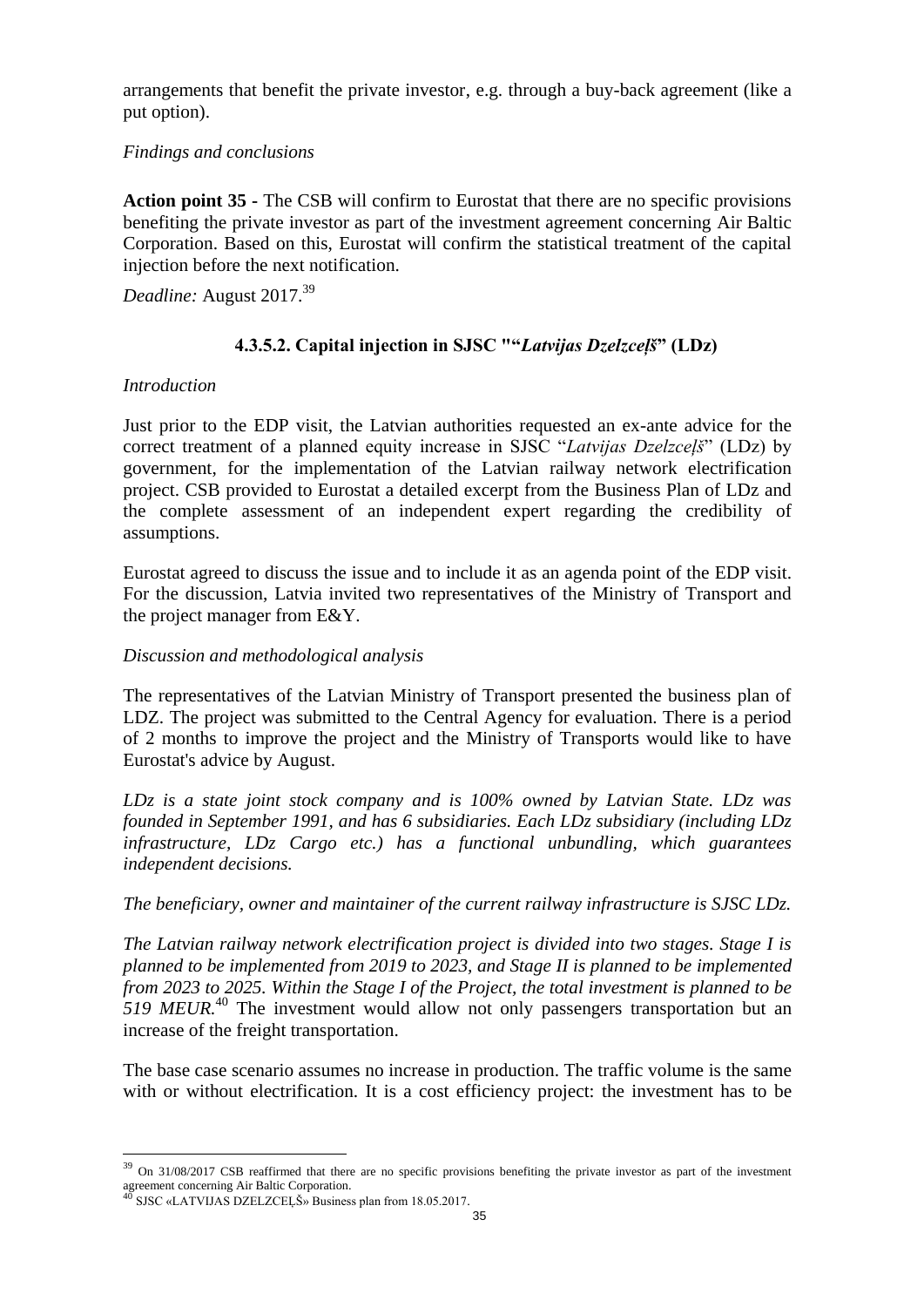arrangements that benefit the private investor, e.g. through a buy-back agreement (like a put option).

*Findings and conclusions*

**Action point 35 -** The CSB will confirm to Eurostat that there are no specific provisions benefiting the private investor as part of the investment agreement concerning Air Baltic Corporation. Based on this, Eurostat will confirm the statistical treatment of the capital injection before the next notification.

*Deadline:* August 2017.[39]

#### 4.3.5.2. Capital injection in SJSC ""*Latvijas Dzelzceļš*" (LDz)

*Introduction*

Just prior to the EDP visit, the Latvian authorities requested an ex-ante advice for the correct treatment of a planned equity increase in SJSC "*Latvijas Dzelzceļš*" (LDz) by government, for the implementation of the Latvian railway network electrification project. CSB provided to Eurostat a detailed excerpt from the Business Plan of LDz and the complete assessment of an independent expert regarding the credibility of assumptions.

Eurostat agreed to discuss the issue and to include it as an agenda point of the EDP visit. For the discussion, Latvia invited two representatives of the Ministry of Transport and the project manager from E&Y.

*Discussion and methodological analysis*

The representatives of the Latvian Ministry of Transport presented the business plan of LDZ. The project was submitted to the Central Agency for evaluation. There is a period of 2 months to improve the project and the Ministry of Transports would like to have Eurostat's advice by August.

*LDz is a state joint stock company and is 100% owned by Latvian State. LDz was founded in September 1991, and has 6 subsidiaries. Each LDz subsidiary (including LDz infrastructure, LDz Cargo etc.) has a functional unbundling, which guarantees independent decisions.*

*The beneficiary, owner and maintainer of the current railway infrastructure is SJSC LDz.*

*The Latvian railway network electrification project is divided into two stages. Stage I is planned to be implemented from 2019 to 2023, and Stage II is planned to be implemented from 2023 to 2025. Within the Stage I of the Project, the total investment is planned to be 519 MEUR.*[40] The investment would allow not only passengers transportation but an increase of the freight transportation.

The base case scenario assumes no increase in production. The traffic volume is the same with or without electrification. It is a cost efficiency project: the investment has to be

---

[39] On 31/08/2017 CSB reaffirmed that there are no specific provisions benefiting the private investor as part of the investment agreement concerning Air Baltic Corporation.

[40] SJSC «LATVIJAS DZELZCEĻŠ» Business plan from 18.05.2017.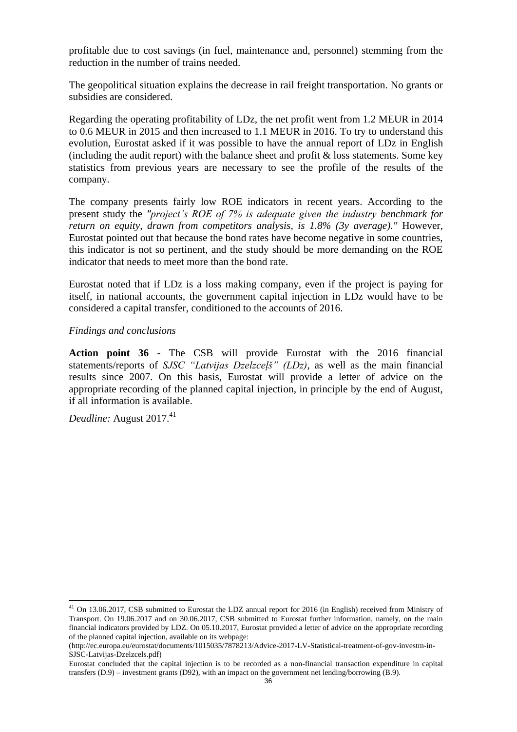profitable due to cost savings (in fuel, maintenance and, personnel) stemming from the reduction in the number of trains needed.

The geopolitical situation explains the decrease in rail freight transportation. No grants or subsidies are considered.

Regarding the operating profitability of LDz, the net profit went from 1.2 MEUR in 2014 to 0.6 MEUR in 2015 and then increased to 1.1 MEUR in 2016. To try to understand this evolution, Eurostat asked if it was possible to have the annual report of LDz in English (including the audit report) with the balance sheet and profit & loss statements. Some key statistics from previous years are necessary to see the profile of the results of the company.

The company presents fairly low ROE indicators in recent years. According to the present study the *"project's ROE of 7% is adequate given the industry benchmark for return on equity, drawn from competitors analysis, is 1.8% (3y average)."* However, Eurostat pointed out that because the bond rates have become negative in some countries, this indicator is not so pertinent, and the study should be more demanding on the ROE indicator that needs to meet more than the bond rate.

Eurostat noted that if LDz is a loss making company, even if the project is paying for itself, in national accounts, the government capital injection in LDz would have to be considered a capital transfer, conditioned to the accounts of 2016.

*Findings and conclusions*

**Action point 36 -** The CSB will provide Eurostat with the 2016 financial statements/reports of *SJSC "Latvijas Dzelzceļš" (LDz)*, as well as the main financial results since 2007. On this basis, Eurostat will provide a letter of advice on the appropriate recording of the planned capital injection, in principle by the end of August, if all information is available.

*Deadline:* August 2017.[41]

---

[41] On 13.06.2017, CSB submitted to Eurostat the LDZ annual report for 2016 (in English) received from Ministry of Transport. On 19.06.2017 and on 30.06.2017, CSB submitted to Eurostat further information, namely, on the main financial indicators provided by LDZ. On 05.10.2017, Eurostat provided a letter of advice on the appropriate recording of the planned capital injection, available on its webpage:
(http://ec.europa.eu/eurostat/documents/1015035/7878213/Advice-2017-LV-Statistical-treatment-of-gov-investm-in-SJSC-Latvijas-Dzelzcels.pdf)
Eurostat concluded that the capital injection is to be recorded as a non-financial transaction expenditure in capital transfers (D.9) – investment grants (D92), with an impact on the government net lending/borrowing (B.9).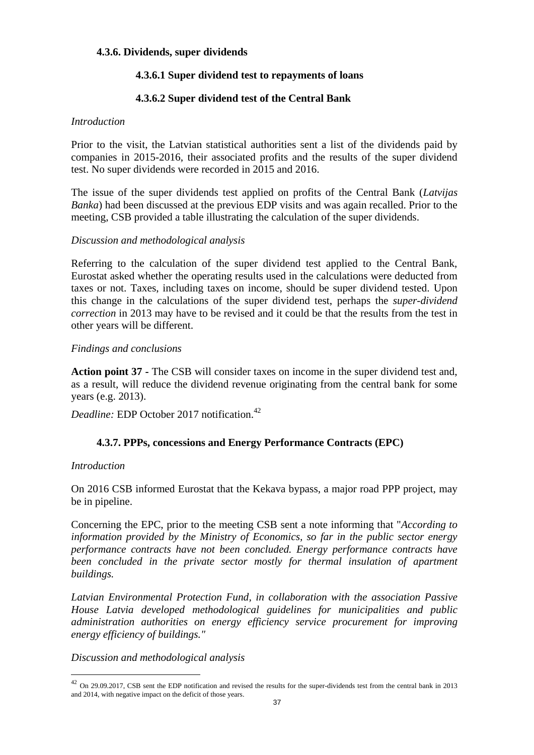### 4.3.6. Dividends, super dividends

#### 4.3.6.1 Super dividend test to repayments of loans

#### 4.3.6.2 Super dividend test of the Central Bank

*Introduction*

Prior to the visit, the Latvian statistical authorities sent a list of the dividends paid by companies in 2015-2016, their associated profits and the results of the super dividend test. No super dividends were recorded in 2015 and 2016.

The issue of the super dividends test applied on profits of the Central Bank (*Latvijas Banka*) had been discussed at the previous EDP visits and was again recalled. Prior to the meeting, CSB provided a table illustrating the calculation of the super dividends.

*Discussion and methodological analysis*

Referring to the calculation of the super dividend test applied to the Central Bank, Eurostat asked whether the operating results used in the calculations were deducted from taxes or not. Taxes, including taxes on income, should be super dividend tested. Upon this change in the calculations of the super dividend test, perhaps the *super-dividend correction* in 2013 may have to be revised and it could be that the results from the test in other years will be different.

*Findings and conclusions*

**Action point 37 -** The CSB will consider taxes on income in the super dividend test and, as a result, will reduce the dividend revenue originating from the central bank for some years (e.g. 2013).

*Deadline:* EDP October 2017 notification.[42]

### 4.3.7. PPPs, concessions and Energy Performance Contracts (EPC)

*Introduction*

On 2016 CSB informed Eurostat that the Kekava bypass, a major road PPP project, may be in pipeline.

Concerning the EPC, prior to the meeting CSB sent a note informing that "*According to information provided by the Ministry of Economics, so far in the public sector energy performance contracts have not been concluded. Energy performance contracts have been concluded in the private sector mostly for thermal insulation of apartment buildings.*

*Latvian Environmental Protection Fund, in collaboration with the association Passive House Latvia developed methodological guidelines for municipalities and public administration authorities on energy efficiency service procurement for improving energy efficiency of buildings."*

*Discussion and methodological analysis*

[42] On 29.09.2017, CSB sent the EDP notification and revised the results for the super-dividends test from the central bank in 2013 and 2014, with negative impact on the deficit of those years.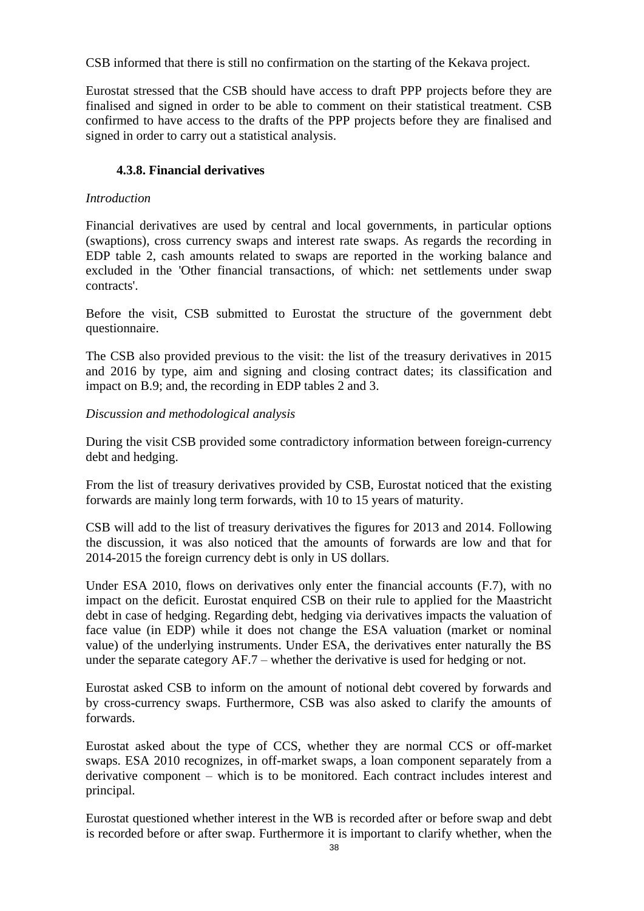CSB informed that there is still no confirmation on the starting of the Kekava project.

Eurostat stressed that the CSB should have access to draft PPP projects before they are finalised and signed in order to be able to comment on their statistical treatment. CSB confirmed to have access to the drafts of the PPP projects before they are finalised and signed in order to carry out a statistical analysis.

### 4.3.8. Financial derivatives

*Introduction*

Financial derivatives are used by central and local governments, in particular options (swaptions), cross currency swaps and interest rate swaps. As regards the recording in EDP table 2, cash amounts related to swaps are reported in the working balance and excluded in the 'Other financial transactions, of which: net settlements under swap contracts'.

Before the visit, CSB submitted to Eurostat the structure of the government debt questionnaire.

The CSB also provided previous to the visit: the list of the treasury derivatives in 2015 and 2016 by type, aim and signing and closing contract dates; its classification and impact on B.9; and, the recording in EDP tables 2 and 3.

*Discussion and methodological analysis*

During the visit CSB provided some contradictory information between foreign-currency debt and hedging.

From the list of treasury derivatives provided by CSB, Eurostat noticed that the existing forwards are mainly long term forwards, with 10 to 15 years of maturity.

CSB will add to the list of treasury derivatives the figures for 2013 and 2014. Following the discussion, it was also noticed that the amounts of forwards are low and that for 2014-2015 the foreign currency debt is only in US dollars.

Under ESA 2010, flows on derivatives only enter the financial accounts (F.7), with no impact on the deficit. Eurostat enquired CSB on their rule to applied for the Maastricht debt in case of hedging. Regarding debt, hedging via derivatives impacts the valuation of face value (in EDP) while it does not change the ESA valuation (market or nominal value) of the underlying instruments. Under ESA, the derivatives enter naturally the BS under the separate category AF.7 – whether the derivative is used for hedging or not.

Eurostat asked CSB to inform on the amount of notional debt covered by forwards and by cross-currency swaps. Furthermore, CSB was also asked to clarify the amounts of forwards.

Eurostat asked about the type of CCS, whether they are normal CCS or off-market swaps. ESA 2010 recognizes, in off-market swaps, a loan component separately from a derivative component – which is to be monitored. Each contract includes interest and principal.

Eurostat questioned whether interest in the WB is recorded after or before swap and debt is recorded before or after swap. Furthermore it is important to clarify whether, when the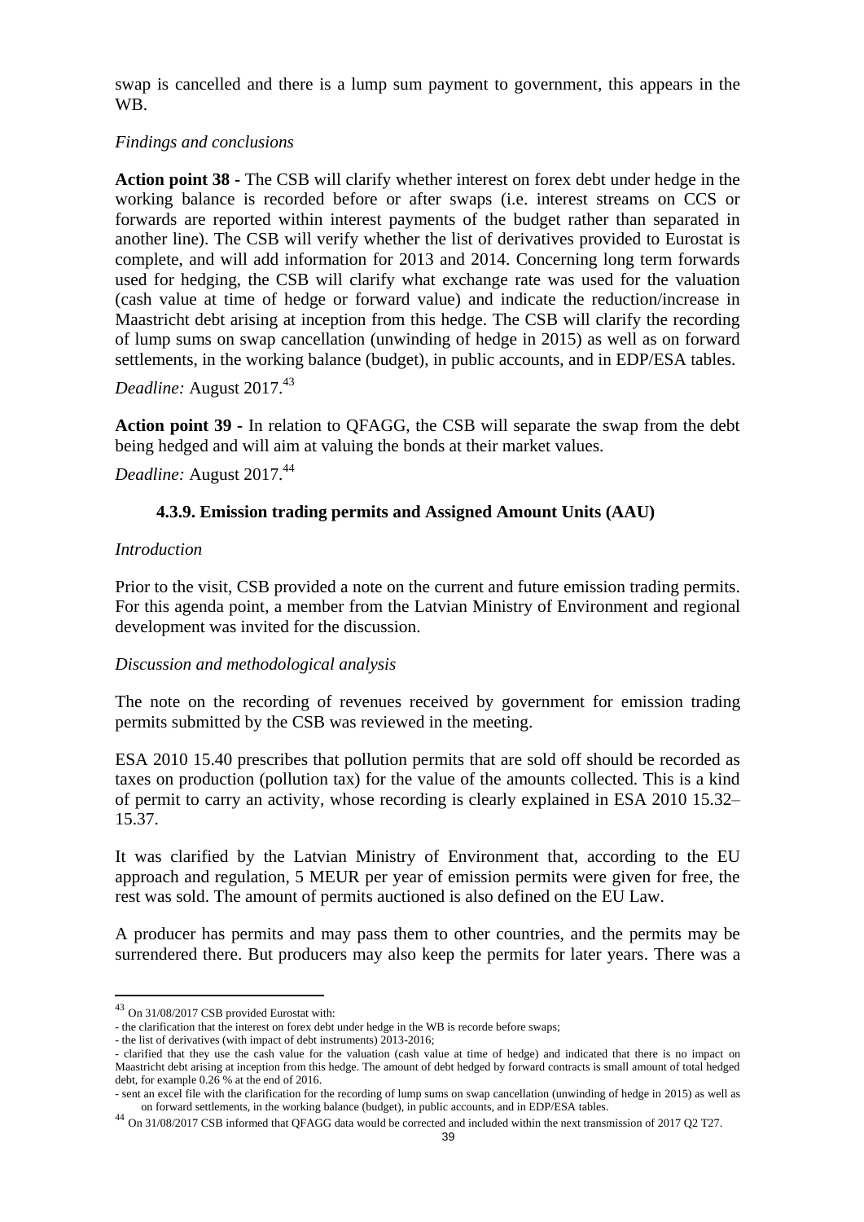swap is cancelled and there is a lump sum payment to government, this appears in the WB.

*Findings and conclusions*

**Action point 38 -** The CSB will clarify whether interest on forex debt under hedge in the working balance is recorded before or after swaps (i.e. interest streams on CCS or forwards are reported within interest payments of the budget rather than separated in another line). The CSB will verify whether the list of derivatives provided to Eurostat is complete, and will add information for 2013 and 2014. Concerning long term forwards used for hedging, the CSB will clarify what exchange rate was used for the valuation (cash value at time of hedge or forward value) and indicate the reduction/increase in Maastricht debt arising at inception from this hedge. The CSB will clarify the recording of lump sums on swap cancellation (unwinding of hedge in 2015) as well as on forward settlements, in the working balance (budget), in public accounts, and in EDP/ESA tables.

*Deadline:* August 2017.[43]

**Action point 39 -** In relation to QFAGG, the CSB will separate the swap from the debt being hedged and will aim at valuing the bonds at their market values.

*Deadline:* August 2017.[44]

### 4.3.9. Emission trading permits and Assigned Amount Units (AAU)

*Introduction*

Prior to the visit, CSB provided a note on the current and future emission trading permits. For this agenda point, a member from the Latvian Ministry of Environment and regional development was invited for the discussion.

*Discussion and methodological analysis*

The note on the recording of revenues received by government for emission trading permits submitted by the CSB was reviewed in the meeting.

ESA 2010 15.40 prescribes that pollution permits that are sold off should be recorded as taxes on production (pollution tax) for the value of the amounts collected. This is a kind of permit to carry an activity, whose recording is clearly explained in ESA 2010 15.32–15.37.

It was clarified by the Latvian Ministry of Environment that, according to the EU approach and regulation, 5 MEUR per year of emission permits were given for free, the rest was sold. The amount of permits auctioned is also defined on the EU Law.

A producer has permits and may pass them to other countries, and the permits may be surrendered there. But producers may also keep the permits for later years. There was a

---

[43] On 31/08/2017 CSB provided Eurostat with:
- the clarification that the interest on forex debt under hedge in the WB is recorde before swaps;
- the list of derivatives (with impact of debt instruments) 2013-2016;
- clarified that they use the cash value for the valuation (cash value at time of hedge) and indicated that there is no impact on Maastricht debt arising at inception from this hedge. The amount of debt hedged by forward contracts is small amount of total hedged debt, for example 0.26 % at the end of 2016.
- sent an excel file with the clarification for the recording of lump sums on swap cancellation (unwinding of hedge in 2015) as well as on forward settlements, in the working balance (budget), in public accounts, and in EDP/ESA tables.

[44] On 31/08/2017 CSB informed that QFAGG data would be corrected and included within the next transmission of 2017 Q2 T27.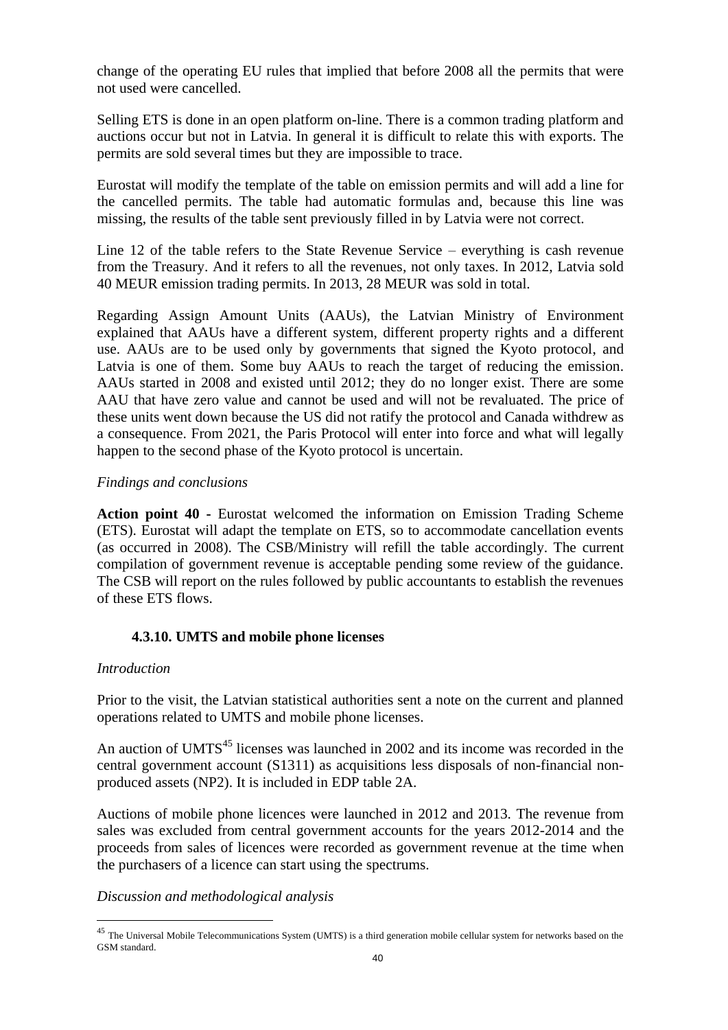change of the operating EU rules that implied that before 2008 all the permits that were not used were cancelled.

Selling ETS is done in an open platform on-line. There is a common trading platform and auctions occur but not in Latvia. In general it is difficult to relate this with exports. The permits are sold several times but they are impossible to trace.

Eurostat will modify the template of the table on emission permits and will add a line for the cancelled permits. The table had automatic formulas and, because this line was missing, the results of the table sent previously filled in by Latvia were not correct.

Line 12 of the table refers to the State Revenue Service – everything is cash revenue from the Treasury. And it refers to all the revenues, not only taxes. In 2012, Latvia sold 40 MEUR emission trading permits. In 2013, 28 MEUR was sold in total.

Regarding Assign Amount Units (AAUs), the Latvian Ministry of Environment explained that AAUs have a different system, different property rights and a different use. AAUs are to be used only by governments that signed the Kyoto protocol, and Latvia is one of them. Some buy AAUs to reach the target of reducing the emission. AAUs started in 2008 and existed until 2012; they do no longer exist. There are some AAU that have zero value and cannot be used and will not be revaluated. The price of these units went down because the US did not ratify the protocol and Canada withdrew as a consequence. From 2021, the Paris Protocol will enter into force and what will legally happen to the second phase of the Kyoto protocol is uncertain.

*Findings and conclusions*

**Action point 40** - Eurostat welcomed the information on Emission Trading Scheme (ETS). Eurostat will adapt the template on ETS, so to accommodate cancellation events (as occurred in 2008). The CSB/Ministry will refill the table accordingly. The current compilation of government revenue is acceptable pending some review of the guidance. The CSB will report on the rules followed by public accountants to establish the revenues of these ETS flows.

### 4.3.10. UMTS and mobile phone licenses

*Introduction*

Prior to the visit, the Latvian statistical authorities sent a note on the current and planned operations related to UMTS and mobile phone licenses.

An auction of UMTS[45] licenses was launched in 2002 and its income was recorded in the central government account (S1311) as acquisitions less disposals of non-financial non-produced assets (NP2). It is included in EDP table 2A.

Auctions of mobile phone licences were launched in 2012 and 2013. The revenue from sales was excluded from central government accounts for the years 2012-2014 and the proceeds from sales of licences were recorded as government revenue at the time when the purchasers of a licence can start using the spectrums.

*Discussion and methodological analysis*

[45] The Universal Mobile Telecommunications System (UMTS) is a third generation mobile cellular system for networks based on the GSM standard.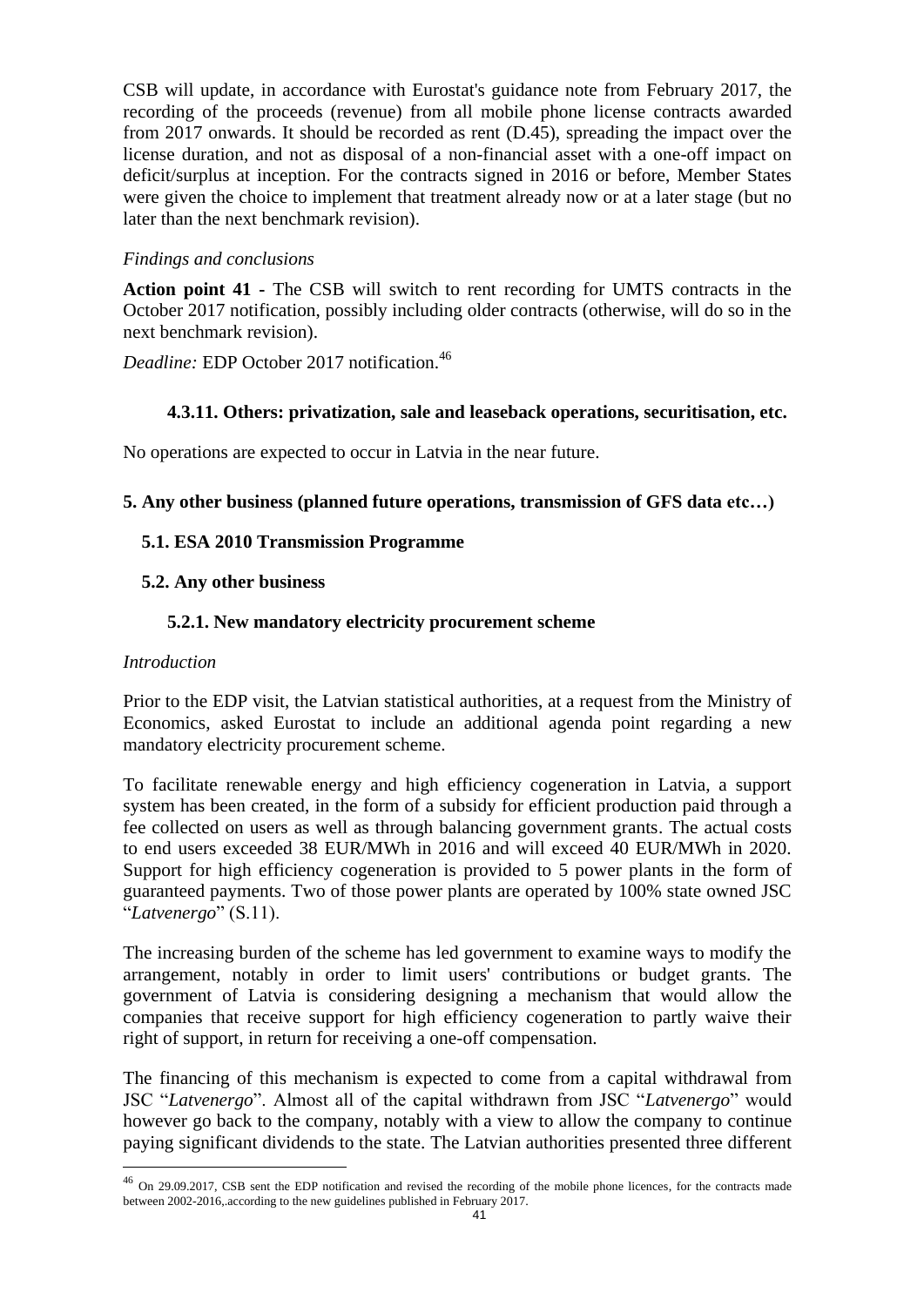CSB will update, in accordance with Eurostat's guidance note from February 2017, the recording of the proceeds (revenue) from all mobile phone license contracts awarded from 2017 onwards. It should be recorded as rent (D.45), spreading the impact over the license duration, and not as disposal of a non-financial asset with a one-off impact on deficit/surplus at inception. For the contracts signed in 2016 or before, Member States were given the choice to implement that treatment already now or at a later stage (but no later than the next benchmark revision).

*Findings and conclusions*

**Action point 41 -** The CSB will switch to rent recording for UMTS contracts in the October 2017 notification, possibly including older contracts (otherwise, will do so in the next benchmark revision).

*Deadline:* EDP October 2017 notification.[46]

#### 4.3.11. Others: privatization, sale and leaseback operations, securitisation, etc.

No operations are expected to occur in Latvia in the near future.

## 5. Any other business (planned future operations, transmission of GFS data etc…)

### 5.1. ESA 2010 Transmission Programme

### 5.2. Any other business

#### 5.2.1. New mandatory electricity procurement scheme

*Introduction*

Prior to the EDP visit, the Latvian statistical authorities, at a request from the Ministry of Economics, asked Eurostat to include an additional agenda point regarding a new mandatory electricity procurement scheme.

To facilitate renewable energy and high efficiency cogeneration in Latvia, a support system has been created, in the form of a subsidy for efficient production paid through a fee collected on users as well as through balancing government grants. The actual costs to end users exceeded 38 EUR/MWh in 2016 and will exceed 40 EUR/MWh in 2020. Support for high efficiency cogeneration is provided to 5 power plants in the form of guaranteed payments. Two of those power plants are operated by 100% state owned JSC "*Latvenergo*" (S.11).

The increasing burden of the scheme has led government to examine ways to modify the arrangement, notably in order to limit users' contributions or budget grants. The government of Latvia is considering designing a mechanism that would allow the companies that receive support for high efficiency cogeneration to partly waive their right of support, in return for receiving a one-off compensation.

The financing of this mechanism is expected to come from a capital withdrawal from JSC "*Latvenergo*". Almost all of the capital withdrawn from JSC "*Latvenergo*" would however go back to the company, notably with a view to allow the company to continue paying significant dividends to the state. The Latvian authorities presented three different

[46] On 29.09.2017, CSB sent the EDP notification and revised the recording of the mobile phone licences, for the contracts made between 2002-2016,.according to the new guidelines published in February 2017.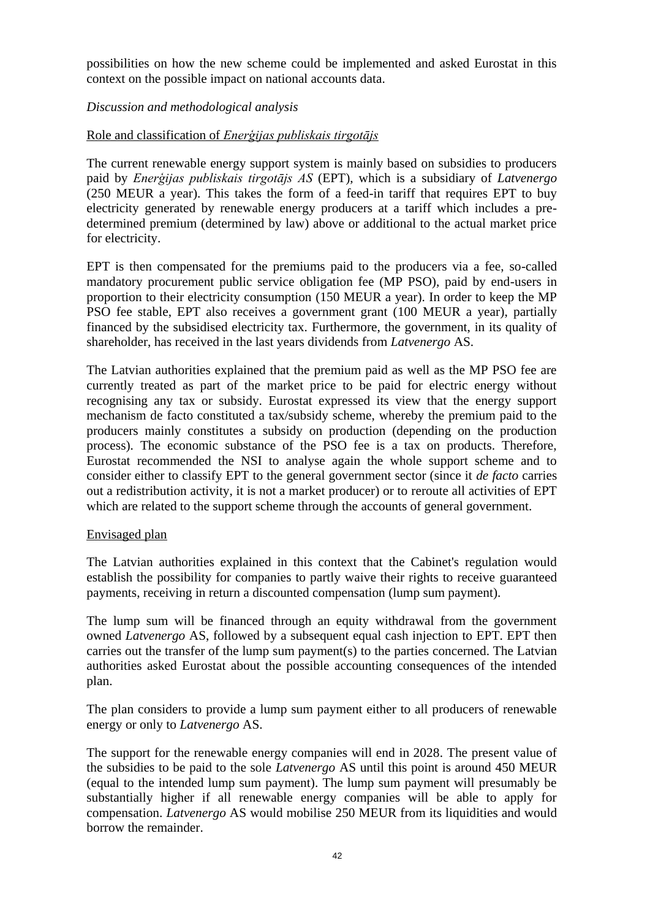possibilities on how the new scheme could be implemented and asked Eurostat in this context on the possible impact on national accounts data.

*Discussion and methodological analysis*

Role and classification of *Enerģijas publiskais tirgotājs*

The current renewable energy support system is mainly based on subsidies to producers paid by *Enerģijas publiskais tirgotājs AS* (EPT), which is a subsidiary of *Latvenergo* (250 MEUR a year). This takes the form of a feed-in tariff that requires EPT to buy electricity generated by renewable energy producers at a tariff which includes a pre-determined premium (determined by law) above or additional to the actual market price for electricity.

EPT is then compensated for the premiums paid to the producers via a fee, so-called mandatory procurement public service obligation fee (MP PSO), paid by end-users in proportion to their electricity consumption (150 MEUR a year). In order to keep the MP PSO fee stable, EPT also receives a government grant (100 MEUR a year), partially financed by the subsidised electricity tax. Furthermore, the government, in its quality of shareholder, has received in the last years dividends from *Latvenergo* AS.

The Latvian authorities explained that the premium paid as well as the MP PSO fee are currently treated as part of the market price to be paid for electric energy without recognising any tax or subsidy. Eurostat expressed its view that the energy support mechanism de facto constituted a tax/subsidy scheme, whereby the premium paid to the producers mainly constitutes a subsidy on production (depending on the production process). The economic substance of the PSO fee is a tax on products. Therefore, Eurostat recommended the NSI to analyse again the whole support scheme and to consider either to classify EPT to the general government sector (since it *de facto* carries out a redistribution activity, it is not a market producer) or to reroute all activities of EPT which are related to the support scheme through the accounts of general government.

Envisaged plan

The Latvian authorities explained in this context that the Cabinet's regulation would establish the possibility for companies to partly waive their rights to receive guaranteed payments, receiving in return a discounted compensation (lump sum payment).

The lump sum will be financed through an equity withdrawal from the government owned *Latvenergo* AS, followed by a subsequent equal cash injection to EPT. EPT then carries out the transfer of the lump sum payment(s) to the parties concerned. The Latvian authorities asked Eurostat about the possible accounting consequences of the intended plan.

The plan considers to provide a lump sum payment either to all producers of renewable energy or only to *Latvenergo* AS.

The support for the renewable energy companies will end in 2028. The present value of the subsidies to be paid to the sole *Latvenergo* AS until this point is around 450 MEUR (equal to the intended lump sum payment). The lump sum payment will presumably be substantially higher if all renewable energy companies will be able to apply for compensation. *Latvenergo* AS would mobilise 250 MEUR from its liquidities and would borrow the remainder.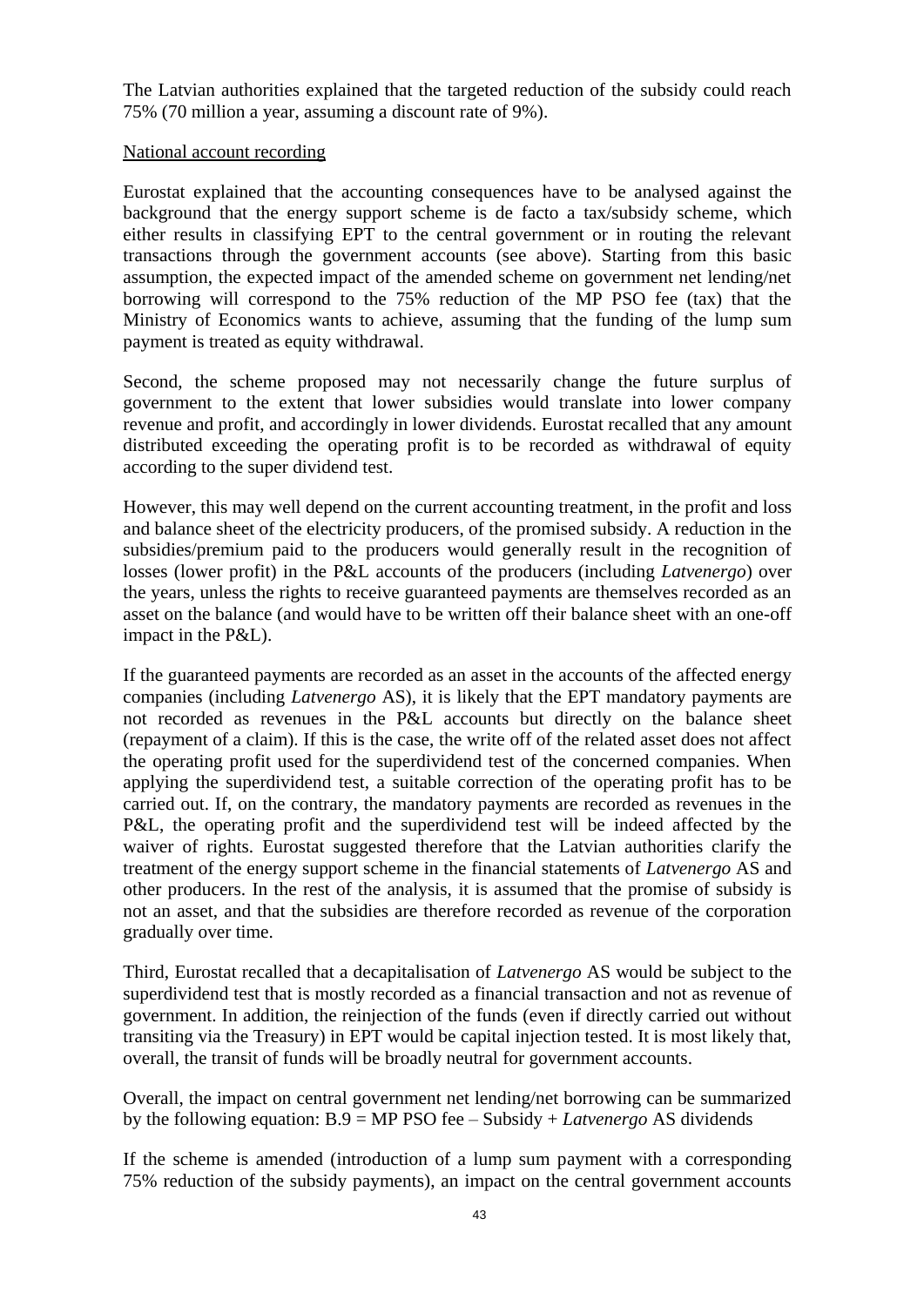The Latvian authorities explained that the targeted reduction of the subsidy could reach 75% (70 million a year, assuming a discount rate of 9%).

National account recording

Eurostat explained that the accounting consequences have to be analysed against the background that the energy support scheme is de facto a tax/subsidy scheme, which either results in classifying EPT to the central government or in routing the relevant transactions through the government accounts (see above). Starting from this basic assumption, the expected impact of the amended scheme on government net lending/net borrowing will correspond to the 75% reduction of the MP PSO fee (tax) that the Ministry of Economics wants to achieve, assuming that the funding of the lump sum payment is treated as equity withdrawal.

Second, the scheme proposed may not necessarily change the future surplus of government to the extent that lower subsidies would translate into lower company revenue and profit, and accordingly in lower dividends. Eurostat recalled that any amount distributed exceeding the operating profit is to be recorded as withdrawal of equity according to the super dividend test.

However, this may well depend on the current accounting treatment, in the profit and loss and balance sheet of the electricity producers, of the promised subsidy. A reduction in the subsidies/premium paid to the producers would generally result in the recognition of losses (lower profit) in the P&L accounts of the producers (including *Latvenergo*) over the years, unless the rights to receive guaranteed payments are themselves recorded as an asset on the balance (and would have to be written off their balance sheet with an one-off impact in the P&L).

If the guaranteed payments are recorded as an asset in the accounts of the affected energy companies (including *Latvenergo* AS), it is likely that the EPT mandatory payments are not recorded as revenues in the P&L accounts but directly on the balance sheet (repayment of a claim). If this is the case, the write off of the related asset does not affect the operating profit used for the superdividend test of the concerned companies. When applying the superdividend test, a suitable correction of the operating profit has to be carried out. If, on the contrary, the mandatory payments are recorded as revenues in the P&L, the operating profit and the superdividend test will be indeed affected by the waiver of rights. Eurostat suggested therefore that the Latvian authorities clarify the treatment of the energy support scheme in the financial statements of *Latvenergo* AS and other producers. In the rest of the analysis, it is assumed that the promise of subsidy is not an asset, and that the subsidies are therefore recorded as revenue of the corporation gradually over time.

Third, Eurostat recalled that a decapitalisation of *Latvenergo* AS would be subject to the superdividend test that is mostly recorded as a financial transaction and not as revenue of government. In addition, the reinjection of the funds (even if directly carried out without transiting via the Treasury) in EPT would be capital injection tested. It is most likely that, overall, the transit of funds will be broadly neutral for government accounts.

Overall, the impact on central government net lending/net borrowing can be summarized by the following equation: B.9 = MP PSO fee – Subsidy + *Latvenergo* AS dividends

If the scheme is amended (introduction of a lump sum payment with a corresponding 75% reduction of the subsidy payments), an impact on the central government accounts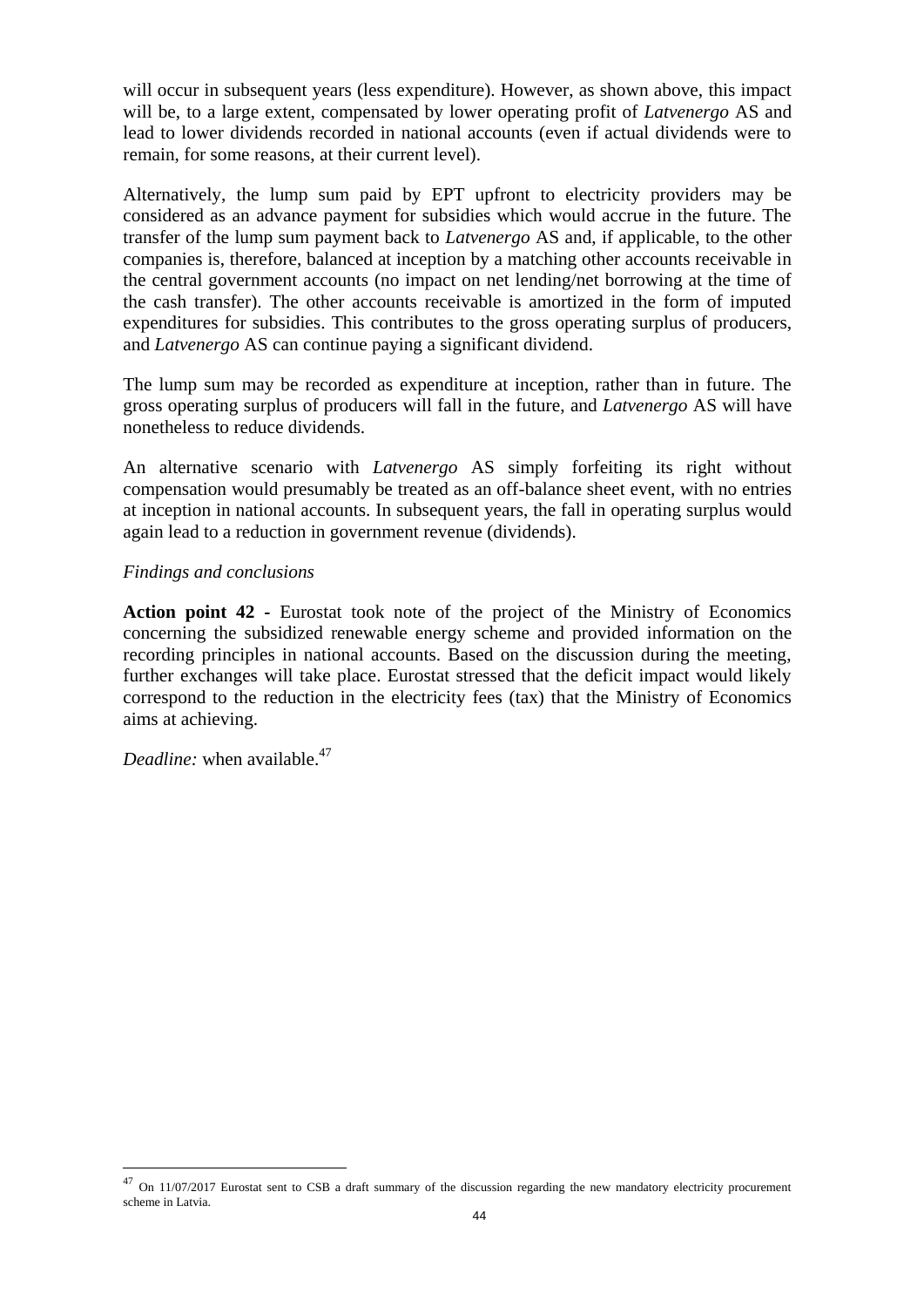will occur in subsequent years (less expenditure). However, as shown above, this impact will be, to a large extent, compensated by lower operating profit of *Latvenergo* AS and lead to lower dividends recorded in national accounts (even if actual dividends were to remain, for some reasons, at their current level).

Alternatively, the lump sum paid by EPT upfront to electricity providers may be considered as an advance payment for subsidies which would accrue in the future. The transfer of the lump sum payment back to *Latvenergo* AS and, if applicable, to the other companies is, therefore, balanced at inception by a matching other accounts receivable in the central government accounts (no impact on net lending/net borrowing at the time of the cash transfer). The other accounts receivable is amortized in the form of imputed expenditures for subsidies. This contributes to the gross operating surplus of producers, and *Latvenergo* AS can continue paying a significant dividend.

The lump sum may be recorded as expenditure at inception, rather than in future. The gross operating surplus of producers will fall in the future, and *Latvenergo* AS will have nonetheless to reduce dividends.

An alternative scenario with *Latvenergo* AS simply forfeiting its right without compensation would presumably be treated as an off-balance sheet event, with no entries at inception in national accounts. In subsequent years, the fall in operating surplus would again lead to a reduction in government revenue (dividends).

*Findings and conclusions*

**Action point 42 -** Eurostat took note of the project of the Ministry of Economics concerning the subsidized renewable energy scheme and provided information on the recording principles in national accounts. Based on the discussion during the meeting, further exchanges will take place. Eurostat stressed that the deficit impact would likely correspond to the reduction in the electricity fees (tax) that the Ministry of Economics aims at achieving.

*Deadline:* when available.[47]

[47] On 11/07/2017 Eurostat sent to CSB a draft summary of the discussion regarding the new mandatory electricity procurement scheme in Latvia.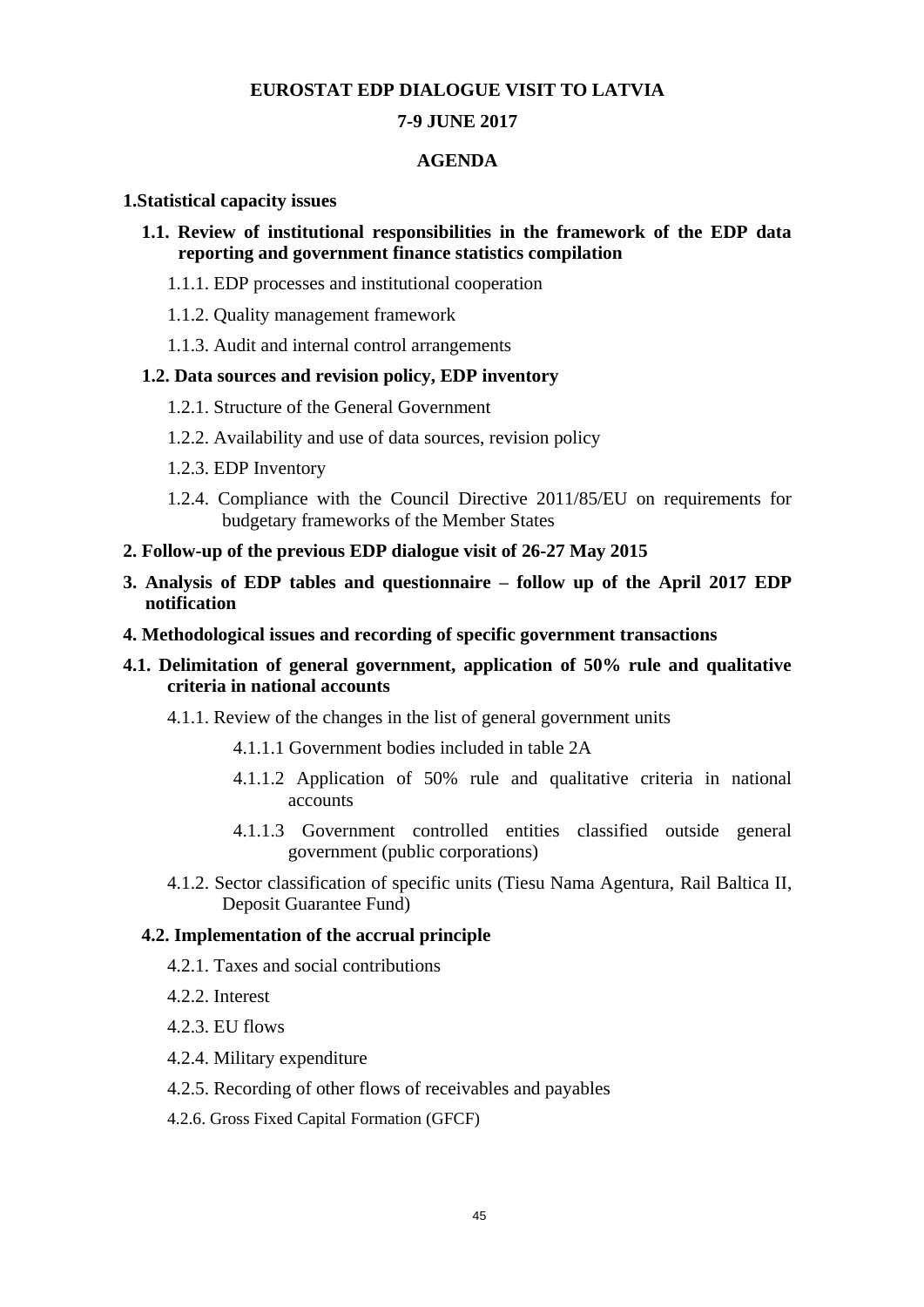**EUROSTAT EDP DIALOGUE VISIT TO LATVIA**

**7-9 JUNE 2017**

**AGENDA**

**1.Statistical capacity issues**

**1.1. Review of institutional responsibilities in the framework of the EDP data reporting and government finance statistics compilation**

1.1.1. EDP processes and institutional cooperation

1.1.2. Quality management framework

1.1.3. Audit and internal control arrangements

**1.2. Data sources and revision policy, EDP inventory**

1.2.1. Structure of the General Government

1.2.2. Availability and use of data sources, revision policy

1.2.3. EDP Inventory

1.2.4. Compliance with the Council Directive 2011/85/EU on requirements for budgetary frameworks of the Member States

**2. Follow-up of the previous EDP dialogue visit of 26-27 May 2015**

**3. Analysis of EDP tables and questionnaire – follow up of the April 2017 EDP notification**

**4. Methodological issues and recording of specific government transactions**

**4.1. Delimitation of general government, application of 50% rule and qualitative criteria in national accounts**

4.1.1. Review of the changes in the list of general government units

4.1.1.1 Government bodies included in table 2A

4.1.1.2 Application of 50% rule and qualitative criteria in national accounts

4.1.1.3 Government controlled entities classified outside general government (public corporations)

4.1.2. Sector classification of specific units (Tiesu Nama Agentura, Rail Baltica II, Deposit Guarantee Fund)

**4.2. Implementation of the accrual principle**

4.2.1. Taxes and social contributions

4.2.2. Interest

4.2.3. EU flows

4.2.4. Military expenditure

4.2.5. Recording of other flows of receivables and payables

4.2.6. Gross Fixed Capital Formation (GFCF)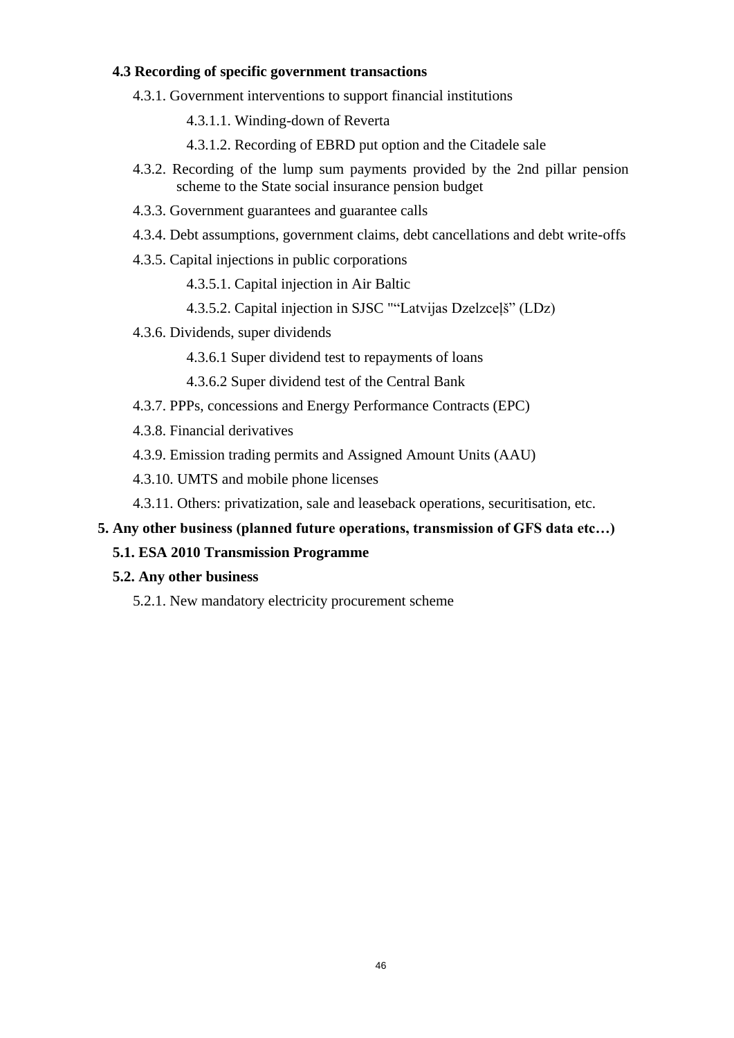**4.3 Recording of specific government transactions**

4.3.1. Government interventions to support financial institutions

4.3.1.1. Winding-down of Reverta

4.3.1.2. Recording of EBRD put option and the Citadele sale

4.3.2. Recording of the lump sum payments provided by the 2nd pillar pension scheme to the State social insurance pension budget

4.3.3. Government guarantees and guarantee calls

4.3.4. Debt assumptions, government claims, debt cancellations and debt write-offs

4.3.5. Capital injections in public corporations

4.3.5.1. Capital injection in Air Baltic

4.3.5.2. Capital injection in SJSC "“Latvijas Dzelzceļš” (LDz)

4.3.6. Dividends, super dividends

4.3.6.1 Super dividend test to repayments of loans

4.3.6.2 Super dividend test of the Central Bank

4.3.7. PPPs, concessions and Energy Performance Contracts (EPC)

4.3.8. Financial derivatives

4.3.9. Emission trading permits and Assigned Amount Units (AAU)

4.3.10. UMTS and mobile phone licenses

4.3.11. Others: privatization, sale and leaseback operations, securitisation, etc.

**5. Any other business (planned future operations, transmission of GFS data etc…)**

**5.1. ESA 2010 Transmission Programme**

**5.2. Any other business**

5.2.1. New mandatory electricity procurement scheme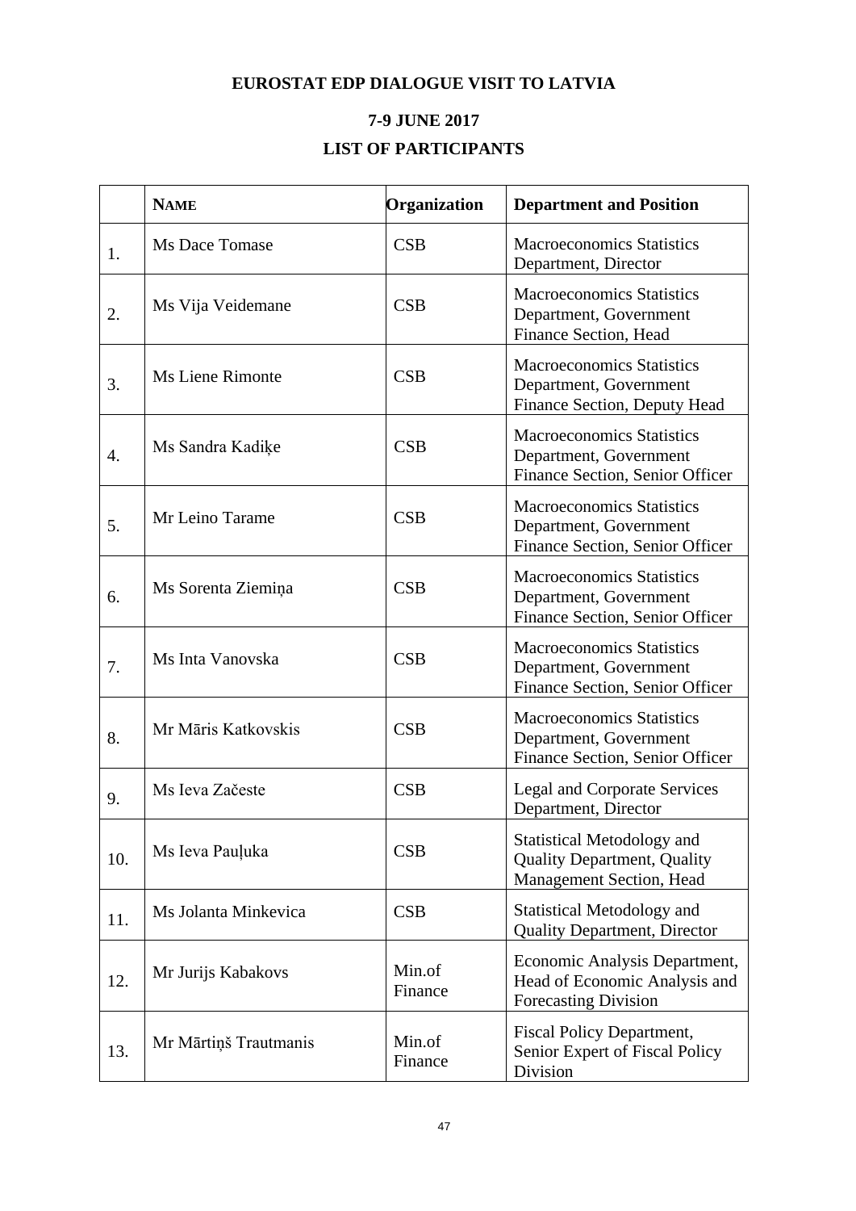**EUROSTAT EDP DIALOGUE VISIT TO LATVIA**

**7-9 JUNE 2017**

**LIST OF PARTICIPANTS**

| | **NAME** | **Organization** | **Department and Position** |
|---|---|---|---|
| 1. | Ms Dace Tomase | CSB | Macroeconomics Statistics Department, Director |
| 2. | Ms Vija Veidemane | CSB | Macroeconomics Statistics Department, Government Finance Section, Head |
| 3. | Ms Liene Rimonte | CSB | Macroeconomics Statistics Department, Government Finance Section, Deputy Head |
| 4. | Ms Sandra Kadiķe | CSB | Macroeconomics Statistics Department, Government Finance Section, Senior Officer |
| 5. | Mr Leino Tarame | CSB | Macroeconomics Statistics Department, Government Finance Section, Senior Officer |
| 6. | Ms Sorenta Ziemiņa | CSB | Macroeconomics Statistics Department, Government Finance Section, Senior Officer |
| 7. | Ms Inta Vanovska | CSB | Macroeconomics Statistics Department, Government Finance Section, Senior Officer |
| 8. | Mr Māris Katkovskis | CSB | Macroeconomics Statistics Department, Government Finance Section, Senior Officer |
| 9. | Ms Ieva Začeste | CSB | Legal and Corporate Services Department, Director |
| 10. | Ms Ieva Pauļuka | CSB | Statistical Metodology and Quality Department, Quality Management Section, Head |
| 11. | Ms Jolanta Minkevica | CSB | Statistical Metodology and Quality Department, Director |
| 12. | Mr Jurijs Kabakovs | Min.of Finance | Economic Analysis Department, Head of Economic Analysis and Forecasting Division |
| 13. | Mr Mārtiņš Trautmanis | Min.of Finance | Fiscal Policy Department, Senior Expert of Fiscal Policy Division |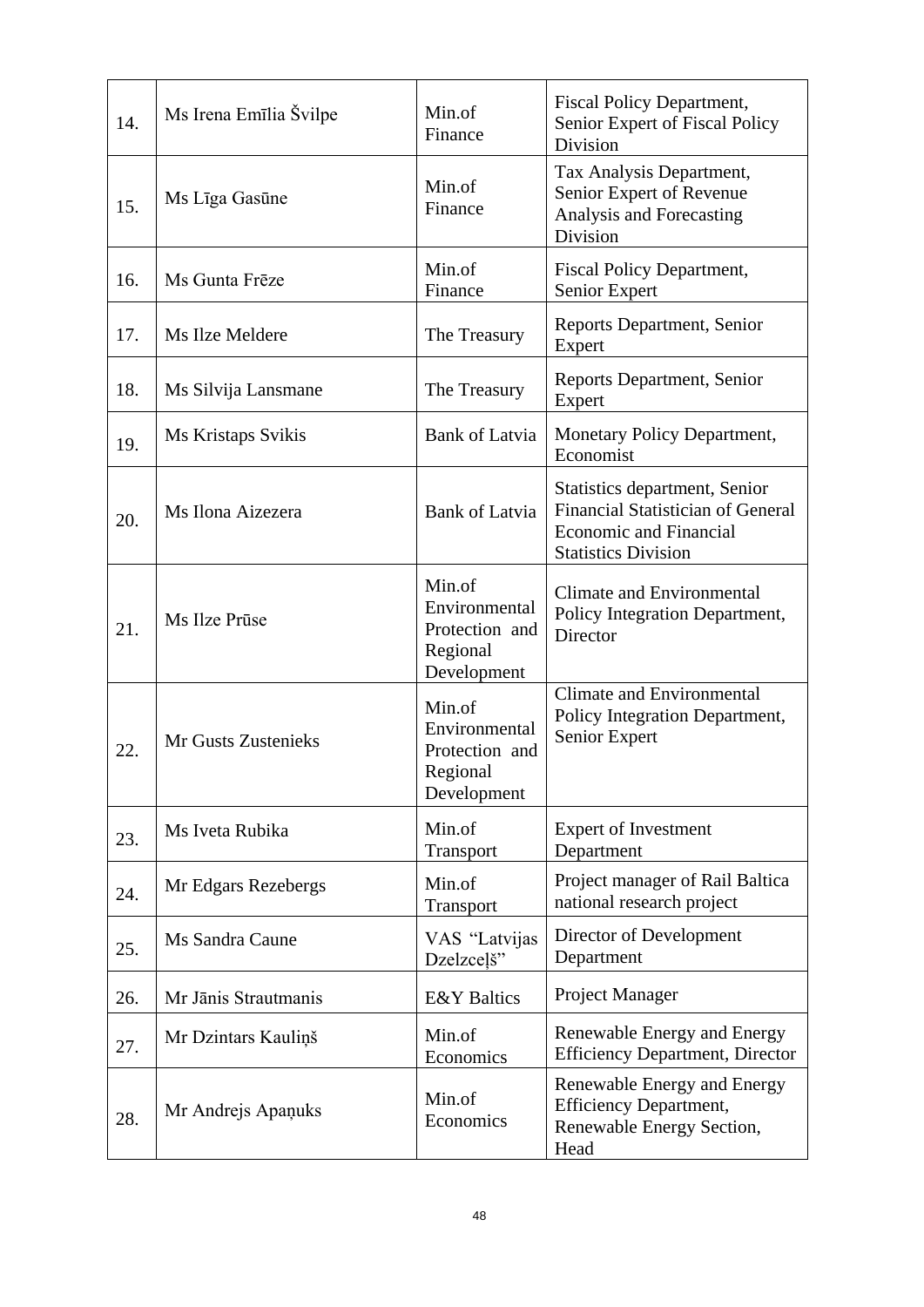| 14. | Ms Irena Emīlia Švilpe | Min.of Finance | Fiscal Policy Department, Senior Expert of Fiscal Policy Division |
|---|---|---|---|
| 15. | Ms Līga Gasūne | Min.of Finance | Tax Analysis Department, Senior Expert of Revenue Analysis and Forecasting Division |
| 16. | Ms Gunta Frēze | Min.of Finance | Fiscal Policy Department, Senior Expert |
| 17. | Ms Ilze Meldere | The Treasury | Reports Department, Senior Expert |
| 18. | Ms Silvija Lansmane | The Treasury | Reports Department, Senior Expert |
| 19. | Ms Kristaps Svikis | Bank of Latvia | Monetary Policy Department, Economist |
| 20. | Ms Ilona Aizezera | Bank of Latvia | Statistics department, Senior Financial Statistician of General Economic and Financial Statistics Division |
| 21. | Ms Ilze Prūse | Min.of Environmental Protection and Regional Development | Climate and Environmental Policy Integration Department, Director |
| 22. | Mr Gusts Zustenieks | Min.of Environmental Protection and Regional Development | Climate and Environmental Policy Integration Department, Senior Expert |
| 23. | Ms Iveta Rubika | Min.of Transport | Expert of Investment Department |
| 24. | Mr Edgars Rezebergs | Min.of Transport | Project manager of Rail Baltica national research project |
| 25. | Ms Sandra Caune | VAS "Latvijas Dzelzceļš" | Director of Development Department |
| 26. | Mr Jānis Strautmanis | E&Y Baltics | Project Manager |
| 27. | Mr Dzintars Kauliņš | Min.of Economics | Renewable Energy and Energy Efficiency Department, Director |
| 28. | Mr Andrejs Apaņuks | Min.of Economics | Renewable Energy and Energy Efficiency Department, Renewable Energy Section, Head |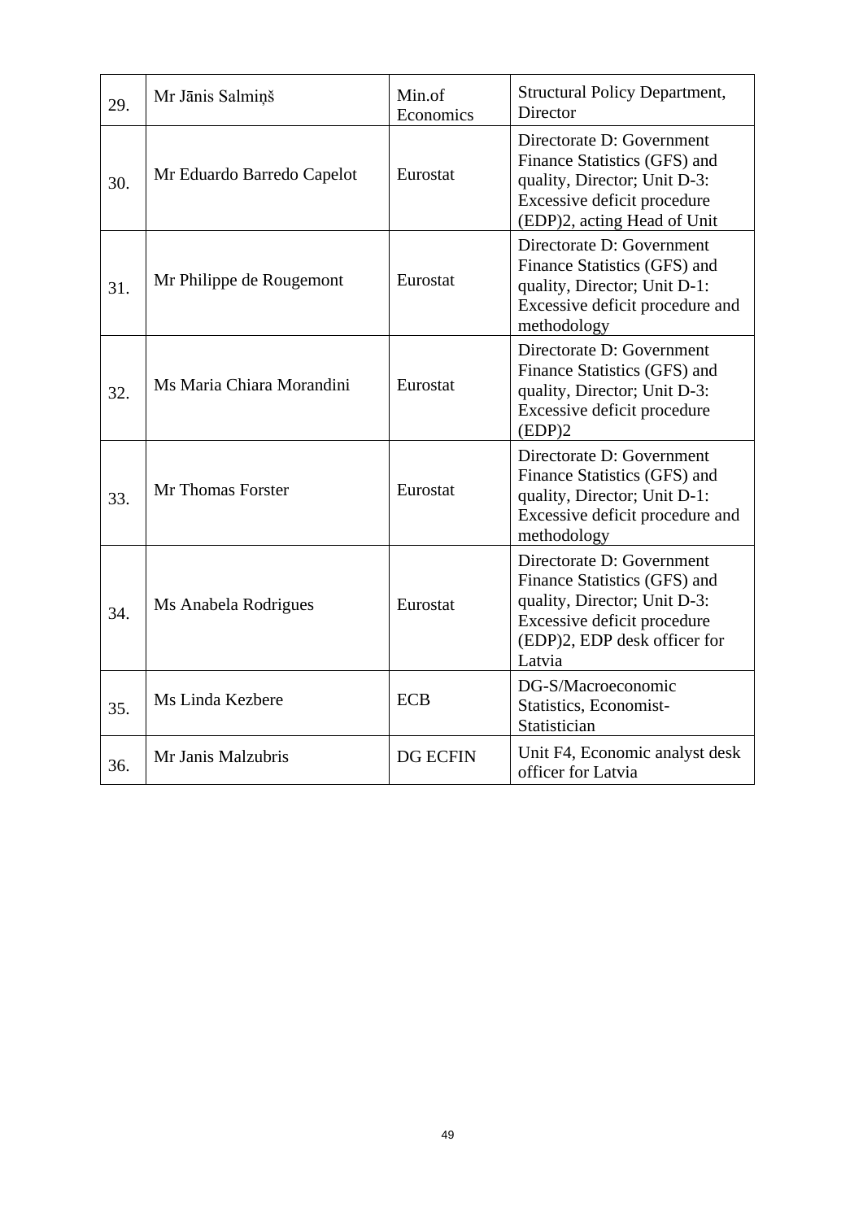| | | | |
|---|---|---|---|
| 29. | Mr Jānis Salmiņš | Min.of Economics | Structural Policy Department, Director |
| 30. | Mr Eduardo Barredo Capelot | Eurostat | Directorate D: Government Finance Statistics (GFS) and quality, Director; Unit D-3: Excessive deficit procedure (EDP)2, acting Head of Unit |
| 31. | Mr Philippe de Rougemont | Eurostat | Directorate D: Government Finance Statistics (GFS) and quality, Director; Unit D-1: Excessive deficit procedure and methodology |
| 32. | Ms Maria Chiara Morandini | Eurostat | Directorate D: Government Finance Statistics (GFS) and quality, Director; Unit D-3: Excessive deficit procedure (EDP)2 |
| 33. | Mr Thomas Forster | Eurostat | Directorate D: Government Finance Statistics (GFS) and quality, Director; Unit D-1: Excessive deficit procedure and methodology |
| 34. | Ms Anabela Rodrigues | Eurostat | Directorate D: Government Finance Statistics (GFS) and quality, Director; Unit D-3: Excessive deficit procedure (EDP)2, EDP desk officer for Latvia |
| 35. | Ms Linda Kezbere | ECB | DG-S/Macroeconomic Statistics, Economist-Statistician |
| 36. | Mr Janis Malzubris | DG ECFIN | Unit F4, Economic analyst desk officer for Latvia |